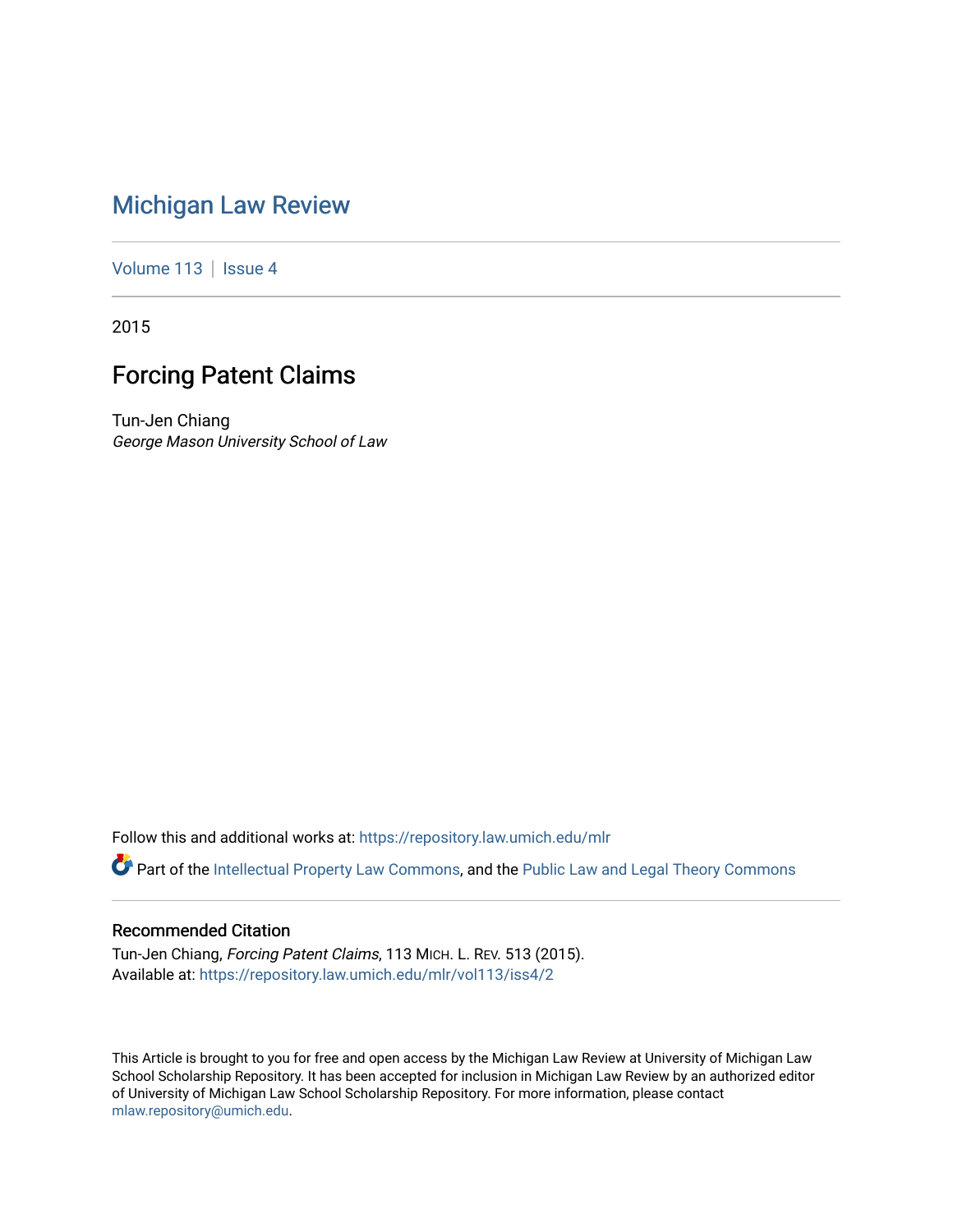# Michigan Law Review

Volume 113 | Issue 4

2015

## Forcing Patent Claims

Tun-Jen Chiang
*George Mason University School of Law*

Follow this and additional works at: https://repository.law.umich.edu/mlr

Part of the Intellectual Property Law Commons, and the Public Law and Legal Theory Commons

### Recommended Citation

Tun-Jen Chiang, *Forcing Patent Claims*, 113 MICH. L. REV. 513 (2015).
Available at: https://repository.law.umich.edu/mlr/vol113/iss4/2

This Article is brought to you for free and open access by the Michigan Law Review at University of Michigan Law School Scholarship Repository. It has been accepted for inclusion in Michigan Law Review by an authorized editor of University of Michigan Law School Scholarship Repository. For more information, please contact mlaw.repository@umich.edu.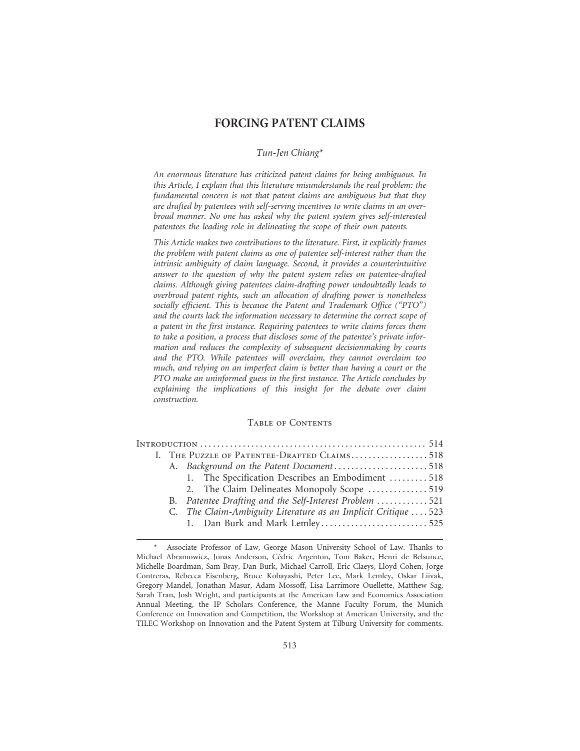# FORCING PATENT CLAIMS

*Tun-Jen Chiang\**

*An enormous literature has criticized patent claims for being ambiguous. In this Article, I explain that this literature misunderstands the real problem: the fundamental concern is not that patent claims are ambiguous but that they are drafted by patentees with self-serving incentives to write claims in an overbroad manner. No one has asked why the patent system gives self-interested patentees the leading role in delineating the scope of their own patents.*

*This Article makes two contributions to the literature. First, it explicitly frames the problem with patent claims as one of patentee self-interest rather than the intrinsic ambiguity of claim language. Second, it provides a counterintuitive answer to the question of why the patent system relies on patentee-drafted claims. Although giving patentees claim-drafting power undoubtedly leads to overbroad patent rights, such an allocation of drafting power is nonetheless socially efficient. This is because the Patent and Trademark Office ("PTO") and the courts lack the information necessary to determine the correct scope of a patent in the first instance. Requiring patentees to write claims forces them to take a position, a process that discloses some of the patentee's private information and reduces the complexity of subsequent decisionmaking by courts and the PTO. While patentees will overclaim, they cannot overclaim too much, and relying on an imperfect claim is better than having a court or the PTO make an uninformed guess in the first instance. The Article concludes by explaining the implications of this insight for the debate over claim construction.*

## Table of Contents

- Introduction .......... 514
- I. The Puzzle of Patentee-Drafted Claims .......... 518
  - A. *Background on the Patent Document* .......... 518
    - 1. The Specification Describes an Embodiment .......... 518
    - 2. The Claim Delineates Monopoly Scope .......... 519
  - B. *Patentee Drafting and the Self-Interest Problem* .......... 521
  - C. *The Claim-Ambiguity Literature as an Implicit Critique* .......... 523
    - 1. Dan Burk and Mark Lemley .......... 525

\* Associate Professor of Law, George Mason University School of Law. Thanks to Michael Abramowicz, Jonas Anderson, Cédric Argenton, Tom Baker, Henri de Belsunce, Michelle Boardman, Sam Bray, Dan Burk, Michael Carroll, Eric Claeys, Lloyd Cohen, Jorge Contreras, Rebecca Eisenberg, Bruce Kobayashi, Peter Lee, Mark Lemley, Oskar Liivak, Gregory Mandel, Jonathan Masur, Adam Mossoff, Lisa Larrimore Ouellette, Matthew Sag, Sarah Tran, Josh Wright, and participants at the American Law and Economics Association Annual Meeting, the IP Scholars Conference, the Manne Faculty Forum, the Munich Conference on Innovation and Competition, the Workshop at American University, and the TILEC Workshop on Innovation and the Patent System at Tilburg University for comments.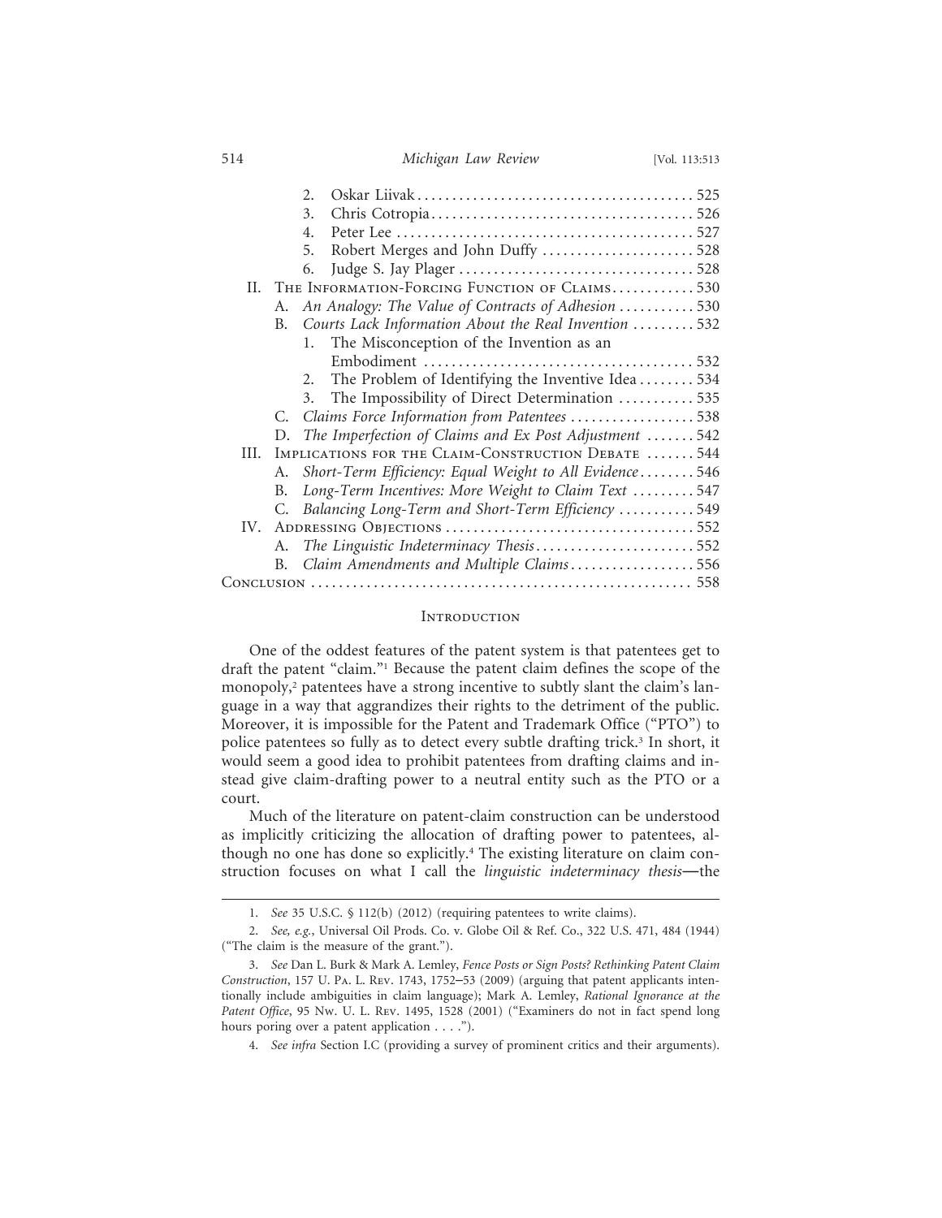2. Oskar Liivak .......................................... 525
3. Chris Cotropia ......................................... 526
4. Peter Lee ............................................. 527
5. Robert Merges and John Duffy ........................... 528
6. Judge S. Jay Plager .................................... 528

II. The Information-Forcing Function of Claims ............ 530
  A. *An Analogy: The Value of Contracts of Adhesion* ........... 530
  B. *Courts Lack Information About the Real Invention* ......... 532
    1. The Misconception of the Invention as an Embodiment ...................................... 532
    2. The Problem of Identifying the Inventive Idea ........ 534
    3. The Impossibility of Direct Determination ........... 535
  C. *Claims Force Information from Patentees* .................. 538
  D. *The Imperfection of Claims and Ex Post Adjustment* ....... 542

III. Implications for the Claim-Construction Debate ....... 544
  A. *Short-Term Efficiency: Equal Weight to All Evidence* ........ 546
  B. *Long-Term Incentives: More Weight to Claim Text* ......... 547
  C. *Balancing Long-Term and Short-Term Efficiency* ........... 549

IV. Addressing Objections .................................... 552
  A. *The Linguistic Indeterminacy Thesis* ....................... 552
  B. *Claim Amendments and Multiple Claims* .................. 556

Conclusion ...................................................... 558

## Introduction

One of the oddest features of the patent system is that patentees get to draft the patent "claim."[1] Because the patent claim defines the scope of the monopoly,[2] patentees have a strong incentive to subtly slant the claim's language in a way that aggrandizes their rights to the detriment of the public. Moreover, it is impossible for the Patent and Trademark Office ("PTO") to police patentees so fully as to detect every subtle drafting trick.[3] In short, it would seem a good idea to prohibit patentees from drafting claims and instead give claim-drafting power to a neutral entity such as the PTO or a court.

Much of the literature on patent-claim construction can be understood as implicitly criticizing the allocation of drafting power to patentees, although no one has done so explicitly.[4] The existing literature on claim construction focuses on what I call the *linguistic indeterminacy thesis*—the

---

1. *See* 35 U.S.C. § 112(b) (2012) (requiring patentees to write claims).

2. *See, e.g.*, Universal Oil Prods. Co. v. Globe Oil & Ref. Co., 322 U.S. 471, 484 (1944) ("The claim is the measure of the grant.").

3. *See* Dan L. Burk & Mark A. Lemley, *Fence Posts or Sign Posts? Rethinking Patent Claim Construction*, 157 U. Pa. L. Rev. 1743, 1752–53 (2009) (arguing that patent applicants intentionally include ambiguities in claim language); Mark A. Lemley, *Rational Ignorance at the Patent Office*, 95 Nw. U. L. Rev. 1495, 1528 (2001) ("Examiners do not in fact spend long hours poring over a patent application . . . .").

4. *See infra* Section I.C (providing a survey of prominent critics and their arguments).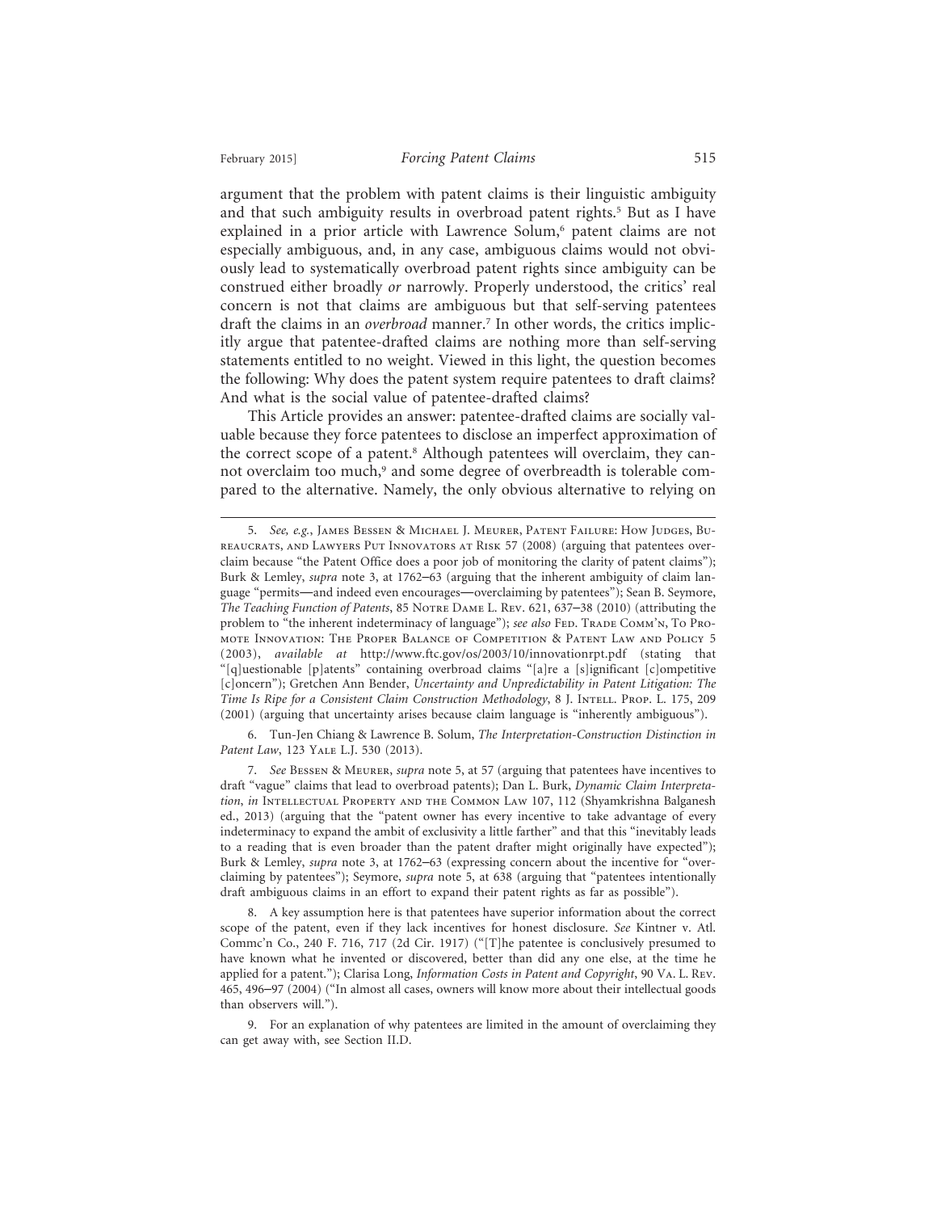argument that the problem with patent claims is their linguistic ambiguity and that such ambiguity results in overbroad patent rights.[5] But as I have explained in a prior article with Lawrence Solum,[6] patent claims are not especially ambiguous, and, in any case, ambiguous claims would not obviously lead to systematically overbroad patent rights since ambiguity can be construed either broadly *or* narrowly. Properly understood, the critics' real concern is not that claims are ambiguous but that self-serving patentees draft the claims in an *overbroad* manner.[7] In other words, the critics implicitly argue that patentee-drafted claims are nothing more than self-serving statements entitled to no weight. Viewed in this light, the question becomes the following: Why does the patent system require patentees to draft claims? And what is the social value of patentee-drafted claims?

This Article provides an answer: patentee-drafted claims are socially valuable because they force patentees to disclose an imperfect approximation of the correct scope of a patent.[8] Although patentees will overclaim, they cannot overclaim too much,[9] and some degree of overbreadth is tolerable compared to the alternative. Namely, the only obvious alternative to relying on

---

5. *See, e.g.*, James Bessen & Michael J. Meurer, Patent Failure: How Judges, Bureaucrats, and Lawyers Put Innovators at Risk 57 (2008) (arguing that patentees overclaim because "the Patent Office does a poor job of monitoring the clarity of patent claims"); Burk & Lemley, *supra* note 3, at 1762–63 (arguing that the inherent ambiguity of claim language "permits—and indeed even encourages—overclaiming by patentees"); Sean B. Seymore, *The Teaching Function of Patents*, 85 Notre Dame L. Rev. 621, 637–38 (2010) (attributing the problem to "the inherent indeterminacy of language"); *see also* Fed. Trade Comm'n, To Promote Innovation: The Proper Balance of Competition & Patent Law and Policy 5 (2003), *available at* http://www.ftc.gov/os/2003/10/innovationrpt.pdf (stating that "[q]uestionable [p]atents" containing overbroad claims "[a]re a [s]ignificant [c]ompetitive [c]oncern"); Gretchen Ann Bender, *Uncertainty and Unpredictability in Patent Litigation: The Time Is Ripe for a Consistent Claim Construction Methodology*, 8 J. Intell. Prop. L. 175, 209 (2001) (arguing that uncertainty arises because claim language is "inherently ambiguous").

6. Tun-Jen Chiang & Lawrence B. Solum, *The Interpretation-Construction Distinction in Patent Law*, 123 Yale L.J. 530 (2013).

7. *See* Bessen & Meurer, *supra* note 5, at 57 (arguing that patentees have incentives to draft "vague" claims that lead to overbroad patents); Dan L. Burk, *Dynamic Claim Interpretation*, *in* Intellectual Property and the Common Law 107, 112 (Shyamkrishna Balganesh ed., 2013) (arguing that the "patent owner has every incentive to take advantage of every indeterminacy to expand the ambit of exclusivity a little farther" and that this "inevitably leads to a reading that is even broader than the patent drafter might originally have expected"); Burk & Lemley, *supra* note 3, at 1762–63 (expressing concern about the incentive for "overclaiming by patentees"); Seymore, *supra* note 5, at 638 (arguing that "patentees intentionally draft ambiguous claims in an effort to expand their patent rights as far as possible").

8. A key assumption here is that patentees have superior information about the correct scope of the patent, even if they lack incentives for honest disclosure. *See* Kintner v. Atl. Commc'n Co., 240 F. 716, 717 (2d Cir. 1917) ("[T]he patentee is conclusively presumed to have known what he invented or discovered, better than did any one else, at the time he applied for a patent."); Clarisa Long, *Information Costs in Patent and Copyright*, 90 Va. L. Rev. 465, 496–97 (2004) ("In almost all cases, owners will know more about their intellectual goods than observers will.").

9. For an explanation of why patentees are limited in the amount of overclaiming they can get away with, see Section II.D.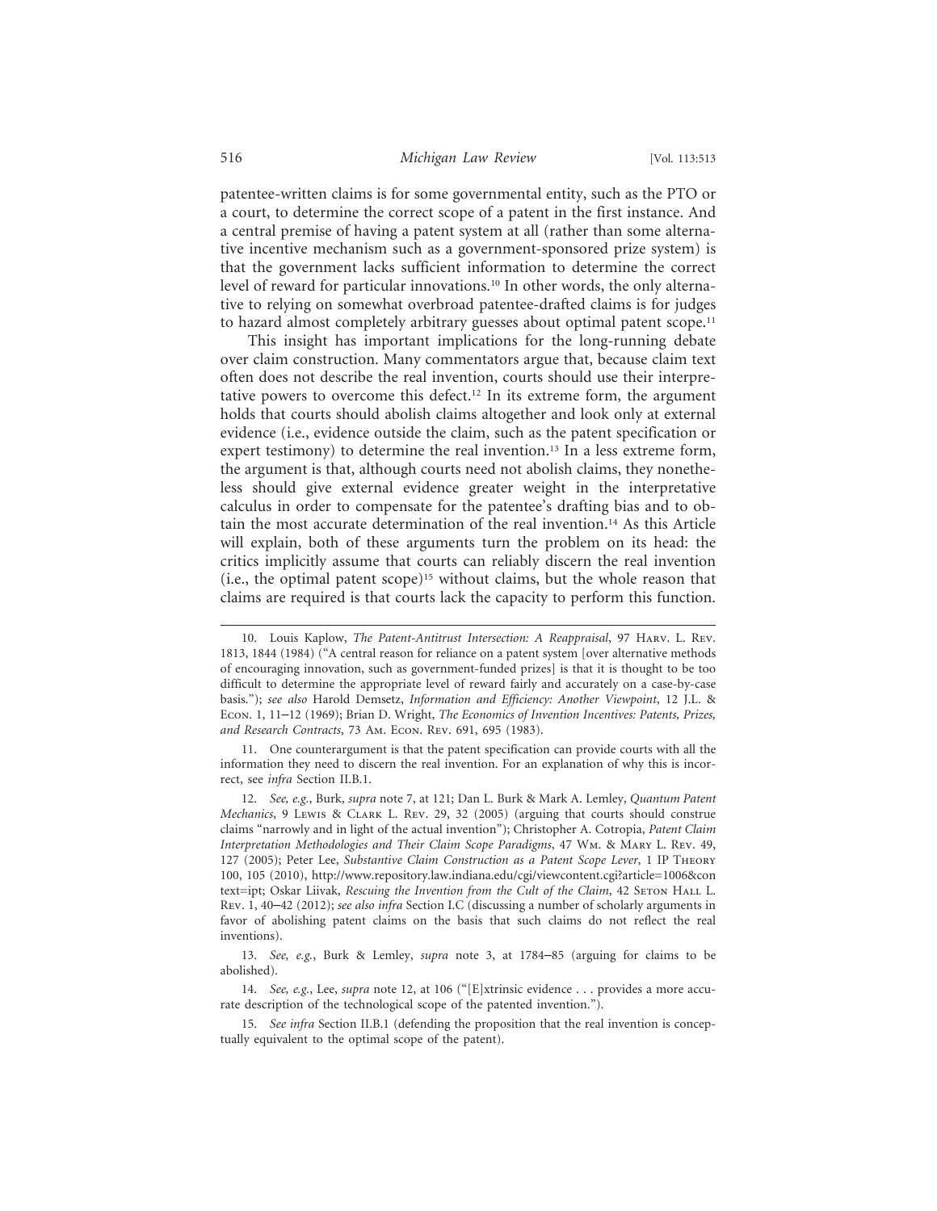patentee-written claims is for some governmental entity, such as the PTO or a court, to determine the correct scope of a patent in the first instance. And a central premise of having a patent system at all (rather than some alternative incentive mechanism such as a government-sponsored prize system) is that the government lacks sufficient information to determine the correct level of reward for particular innovations.[10] In other words, the only alternative to relying on somewhat overbroad patentee-drafted claims is for judges to hazard almost completely arbitrary guesses about optimal patent scope.[11]

This insight has important implications for the long-running debate over claim construction. Many commentators argue that, because claim text often does not describe the real invention, courts should use their interpretative powers to overcome this defect.[12] In its extreme form, the argument holds that courts should abolish claims altogether and look only at external evidence (i.e., evidence outside the claim, such as the patent specification or expert testimony) to determine the real invention.[13] In a less extreme form, the argument is that, although courts need not abolish claims, they nonetheless should give external evidence greater weight in the interpretative calculus in order to compensate for the patentee's drafting bias and to obtain the most accurate determination of the real invention.[14] As this Article will explain, both of these arguments turn the problem on its head: the critics implicitly assume that courts can reliably discern the real invention (i.e., the optimal patent scope)[15] without claims, but the whole reason that claims are required is that courts lack the capacity to perform this function.

---

10. Louis Kaplow, *The Patent-Antitrust Intersection: A Reappraisal*, 97 Harv. L. Rev. 1813, 1844 (1984) ("A central reason for reliance on a patent system [over alternative methods of encouraging innovation, such as government-funded prizes] is that it is thought to be too difficult to determine the appropriate level of reward fairly and accurately on a case-by-case basis."); *see also* Harold Demsetz, *Information and Efficiency: Another Viewpoint*, 12 J.L. & Econ. 1, 11–12 (1969); Brian D. Wright, *The Economics of Invention Incentives: Patents, Prizes, and Research Contracts*, 73 Am. Econ. Rev. 691, 695 (1983).

11. One counterargument is that the patent specification can provide courts with all the information they need to discern the real invention. For an explanation of why this is incorrect, see *infra* Section II.B.1.

12. *See, e.g.*, Burk, *supra* note 7, at 121; Dan L. Burk & Mark A. Lemley, *Quantum Patent Mechanics*, 9 Lewis & Clark L. Rev. 29, 32 (2005) (arguing that courts should construe claims "narrowly and in light of the actual invention"); Christopher A. Cotropia, *Patent Claim Interpretation Methodologies and Their Claim Scope Paradigms*, 47 Wm. & Mary L. Rev. 49, 127 (2005); Peter Lee, *Substantive Claim Construction as a Patent Scope Lever*, 1 IP Theory 100, 105 (2010), http://www.repository.law.indiana.edu/cgi/viewcontent.cgi?article=1006&context=ipt; Oskar Liivak, *Rescuing the Invention from the Cult of the Claim*, 42 Seton Hall L. Rev. 1, 40–42 (2012); *see also infra* Section I.C (discussing a number of scholarly arguments in favor of abolishing patent claims on the basis that such claims do not reflect the real inventions).

13. *See, e.g.*, Burk & Lemley, *supra* note 3, at 1784–85 (arguing for claims to be abolished).

14. *See, e.g.*, Lee, *supra* note 12, at 106 ("[E]xtrinsic evidence . . . provides a more accurate description of the technological scope of the patented invention.").

15. *See infra* Section II.B.1 (defending the proposition that the real invention is conceptually equivalent to the optimal scope of the patent).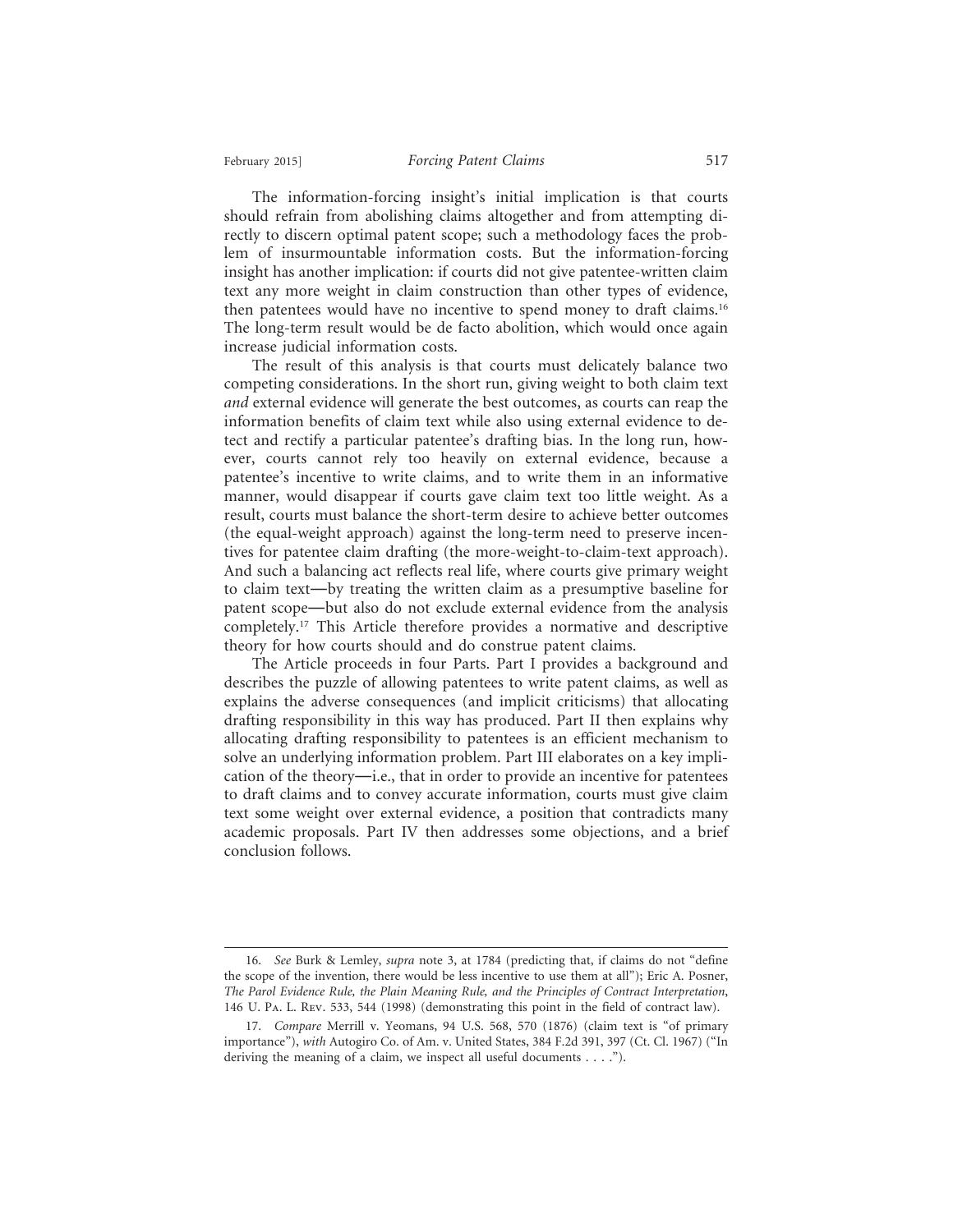The information-forcing insight's initial implication is that courts should refrain from abolishing claims altogether and from attempting directly to discern optimal patent scope; such a methodology faces the problem of insurmountable information costs. But the information-forcing insight has another implication: if courts did not give patentee-written claim text any more weight in claim construction than other types of evidence, then patentees would have no incentive to spend money to draft claims.[16] The long-term result would be de facto abolition, which would once again increase judicial information costs.

The result of this analysis is that courts must delicately balance two competing considerations. In the short run, giving weight to both claim text *and* external evidence will generate the best outcomes, as courts can reap the information benefits of claim text while also using external evidence to detect and rectify a particular patentee's drafting bias. In the long run, however, courts cannot rely too heavily on external evidence, because a patentee's incentive to write claims, and to write them in an informative manner, would disappear if courts gave claim text too little weight. As a result, courts must balance the short-term desire to achieve better outcomes (the equal-weight approach) against the long-term need to preserve incentives for patentee claim drafting (the more-weight-to-claim-text approach). And such a balancing act reflects real life, where courts give primary weight to claim text—by treating the written claim as a presumptive baseline for patent scope—but also do not exclude external evidence from the analysis completely.[17] This Article therefore provides a normative and descriptive theory for how courts should and do construe patent claims.

The Article proceeds in four Parts. Part I provides a background and describes the puzzle of allowing patentees to write patent claims, as well as explains the adverse consequences (and implicit criticisms) that allocating drafting responsibility in this way has produced. Part II then explains why allocating drafting responsibility to patentees is an efficient mechanism to solve an underlying information problem. Part III elaborates on a key implication of the theory—i.e., that in order to provide an incentive for patentees to draft claims and to convey accurate information, courts must give claim text some weight over external evidence, a position that contradicts many academic proposals. Part IV then addresses some objections, and a brief conclusion follows.

---

16. *See* Burk & Lemley, *supra* note 3, at 1784 (predicting that, if claims do not "define the scope of the invention, there would be less incentive to use them at all"); Eric A. Posner, *The Parol Evidence Rule, the Plain Meaning Rule, and the Principles of Contract Interpretation*, 146 U. Pa. L. Rev. 533, 544 (1998) (demonstrating this point in the field of contract law).

17. *Compare* Merrill v. Yeomans, 94 U.S. 568, 570 (1876) (claim text is "of primary importance"), *with* Autogiro Co. of Am. v. United States, 384 F.2d 391, 397 (Ct. Cl. 1967) ("In deriving the meaning of a claim, we inspect all useful documents . . . .").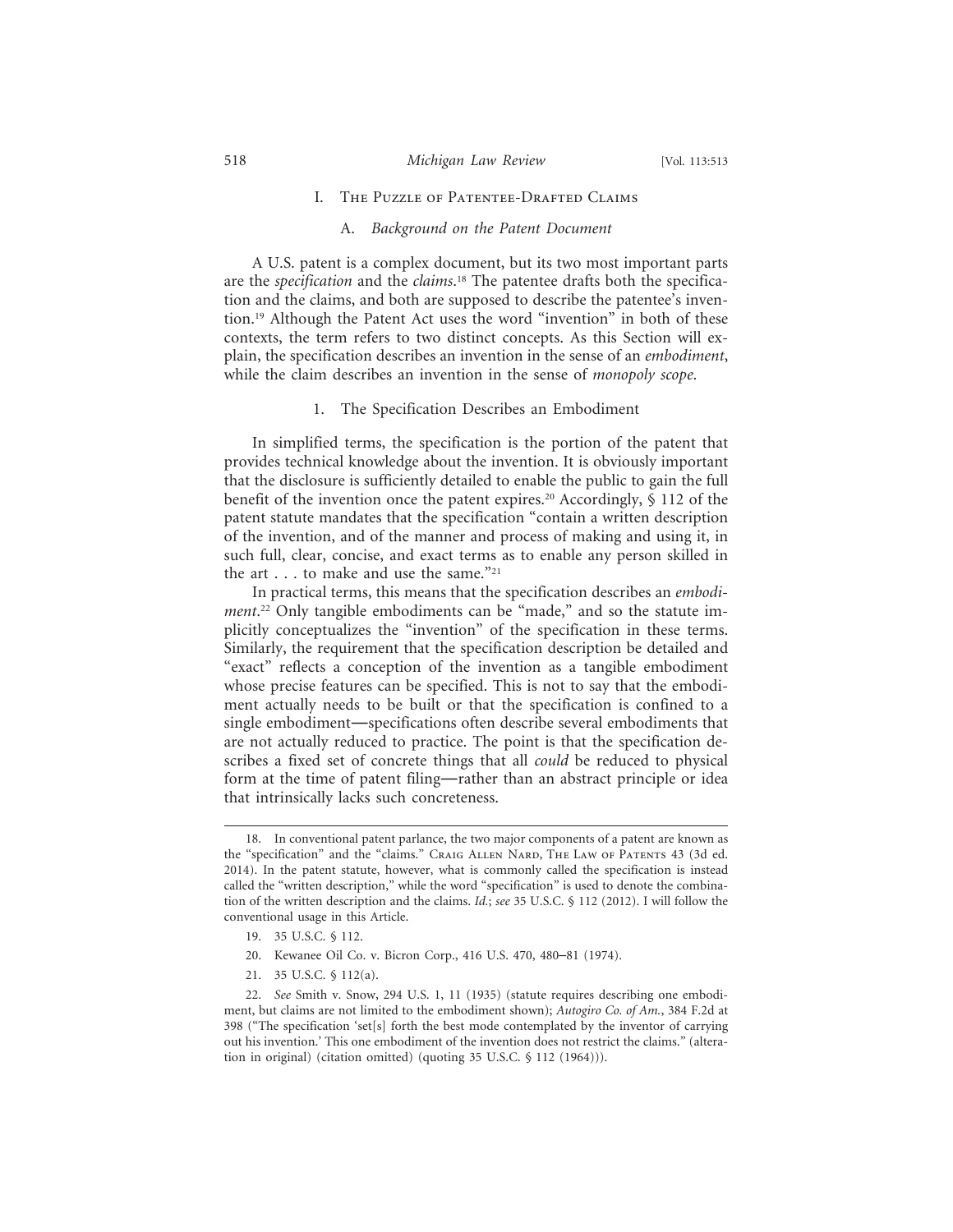## I. The Puzzle of Patentee-Drafted Claims

### A. *Background on the Patent Document*

A U.S. patent is a complex document, but its two most important parts are the *specification* and the *claims*.[18] The patentee drafts both the specification and the claims, and both are supposed to describe the patentee's invention.[19] Although the Patent Act uses the word "invention" in both of these contexts, the term refers to two distinct concepts. As this Section will explain, the specification describes an invention in the sense of an *embodiment*, while the claim describes an invention in the sense of *monopoly scope*.

#### 1. The Specification Describes an Embodiment

In simplified terms, the specification is the portion of the patent that provides technical knowledge about the invention. It is obviously important that the disclosure is sufficiently detailed to enable the public to gain the full benefit of the invention once the patent expires.[20] Accordingly, § 112 of the patent statute mandates that the specification "contain a written description of the invention, and of the manner and process of making and using it, in such full, clear, concise, and exact terms as to enable any person skilled in the art . . . to make and use the same."[21]

In practical terms, this means that the specification describes an *embodiment*.[22] Only tangible embodiments can be "made," and so the statute implicitly conceptualizes the "invention" of the specification in these terms. Similarly, the requirement that the specification description be detailed and "exact" reflects a conception of the invention as a tangible embodiment whose precise features can be specified. This is not to say that the embodiment actually needs to be built or that the specification is confined to a single embodiment—specifications often describe several embodiments that are not actually reduced to practice. The point is that the specification describes a fixed set of concrete things that all *could* be reduced to physical form at the time of patent filing—rather than an abstract principle or idea that intrinsically lacks such concreteness.

---

18. In conventional patent parlance, the two major components of a patent are known as the "specification" and the "claims." Craig Allen Nard, The Law of Patents 43 (3d ed. 2014). In the patent statute, however, what is commonly called the specification is instead called the "written description," while the word "specification" is used to denote the combination of the written description and the claims. *Id.*; *see* 35 U.S.C. § 112 (2012). I will follow the conventional usage in this Article.

19. 35 U.S.C. § 112.

20. Kewanee Oil Co. v. Bicron Corp., 416 U.S. 470, 480–81 (1974).

21. 35 U.S.C. § 112(a).

22. *See* Smith v. Snow, 294 U.S. 1, 11 (1935) (statute requires describing one embodiment, but claims are not limited to the embodiment shown); *Autogiro Co. of Am.*, 384 F.2d at 398 ("The specification 'set[s] forth the best mode contemplated by the inventor of carrying out his invention.' This one embodiment of the invention does not restrict the claims." (alteration in original) (citation omitted) (quoting 35 U.S.C. § 112 (1964))).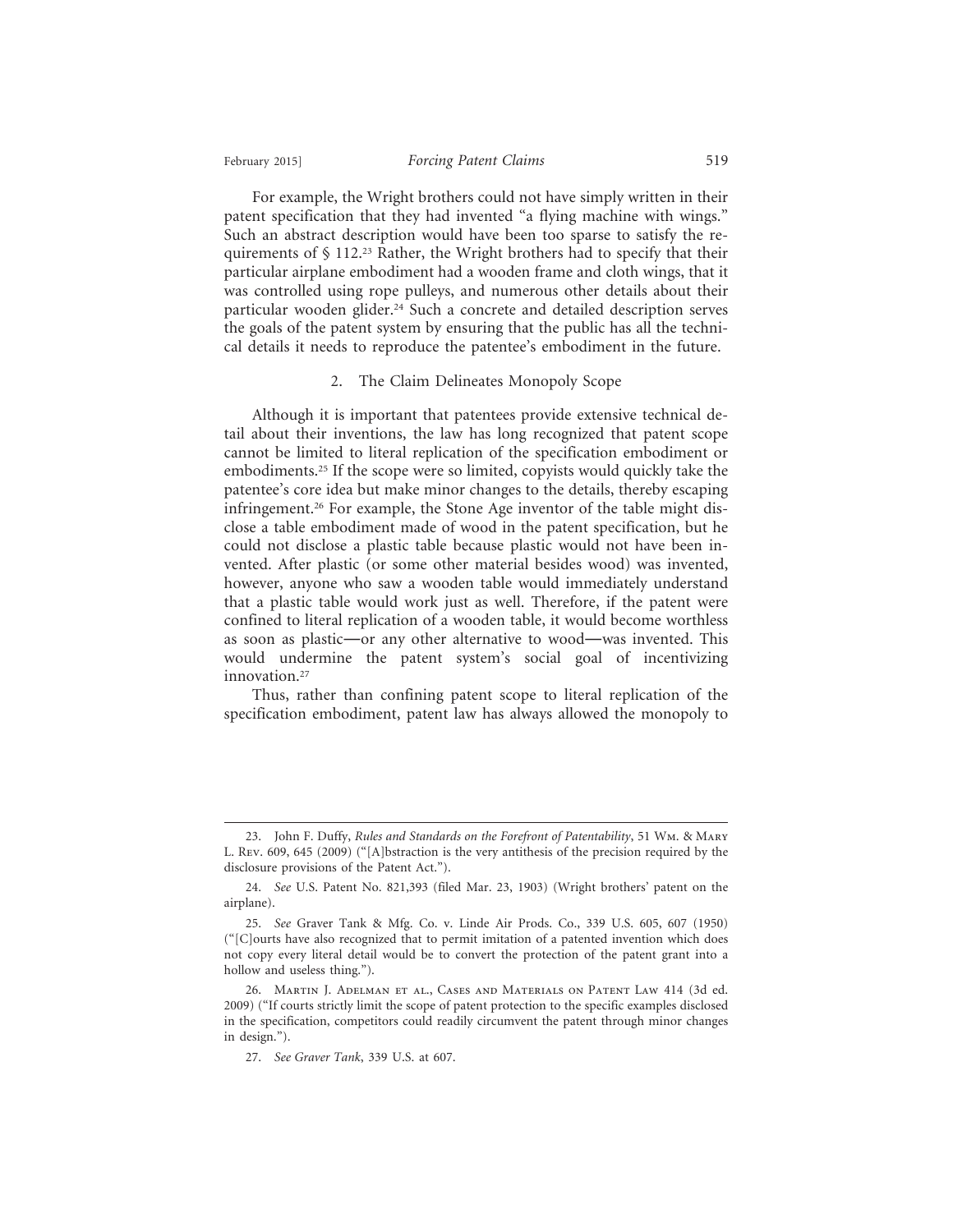For example, the Wright brothers could not have simply written in their patent specification that they had invented "a flying machine with wings." Such an abstract description would have been too sparse to satisfy the requirements of § 112.[23] Rather, the Wright brothers had to specify that their particular airplane embodiment had a wooden frame and cloth wings, that it was controlled using rope pulleys, and numerous other details about their particular wooden glider.[24] Such a concrete and detailed description serves the goals of the patent system by ensuring that the public has all the technical details it needs to reproduce the patentee's embodiment in the future.

### 2. The Claim Delineates Monopoly Scope

Although it is important that patentees provide extensive technical detail about their inventions, the law has long recognized that patent scope cannot be limited to literal replication of the specification embodiment or embodiments.[25] If the scope were so limited, copyists would quickly take the patentee's core idea but make minor changes to the details, thereby escaping infringement.[26] For example, the Stone Age inventor of the table might disclose a table embodiment made of wood in the patent specification, but he could not disclose a plastic table because plastic would not have been invented. After plastic (or some other material besides wood) was invented, however, anyone who saw a wooden table would immediately understand that a plastic table would work just as well. Therefore, if the patent were confined to literal replication of a wooden table, it would become worthless as soon as plastic—or any other alternative to wood—was invented. This would undermine the patent system's social goal of incentivizing innovation.[27]

Thus, rather than confining patent scope to literal replication of the specification embodiment, patent law has always allowed the monopoly to

---

23. John F. Duffy, *Rules and Standards on the Forefront of Patentability*, 51 Wm. & Mary L. Rev. 609, 645 (2009) ("[A]bstraction is the very antithesis of the precision required by the disclosure provisions of the Patent Act.").

24. *See* U.S. Patent No. 821,393 (filed Mar. 23, 1903) (Wright brothers' patent on the airplane).

25. *See* Graver Tank & Mfg. Co. v. Linde Air Prods. Co., 339 U.S. 605, 607 (1950) ("[C]ourts have also recognized that to permit imitation of a patented invention which does not copy every literal detail would be to convert the protection of the patent grant into a hollow and useless thing.").

26. Martin J. Adelman et al., Cases and Materials on Patent Law 414 (3d ed. 2009) ("If courts strictly limit the scope of patent protection to the specific examples disclosed in the specification, competitors could readily circumvent the patent through minor changes in design.").

27. *See Graver Tank*, 339 U.S. at 607.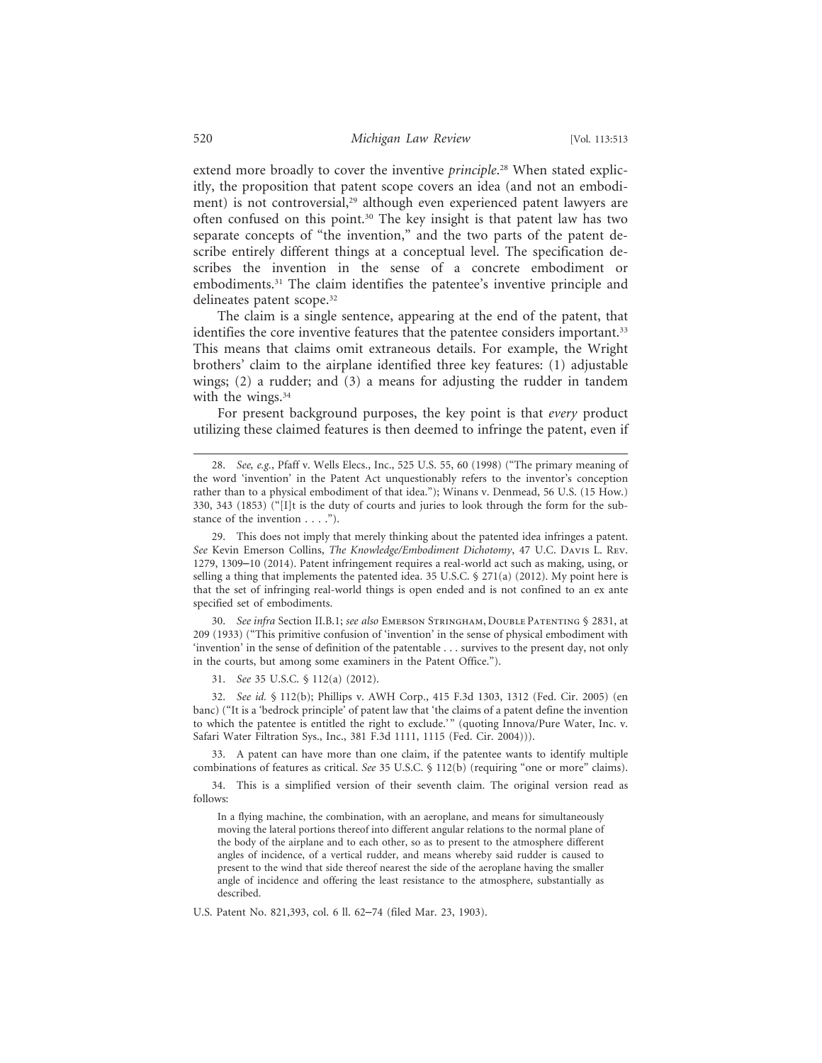extend more broadly to cover the inventive *principle*.[28] When stated explicitly, the proposition that patent scope covers an idea (and not an embodiment) is not controversial,[29] although even experienced patent lawyers are often confused on this point.[30] The key insight is that patent law has two separate concepts of "the invention," and the two parts of the patent describe entirely different things at a conceptual level. The specification describes the invention in the sense of a concrete embodiment or embodiments.[31] The claim identifies the patentee's inventive principle and delineates patent scope.[32]

The claim is a single sentence, appearing at the end of the patent, that identifies the core inventive features that the patentee considers important.[33] This means that claims omit extraneous details. For example, the Wright brothers' claim to the airplane identified three key features: (1) adjustable wings; (2) a rudder; and (3) a means for adjusting the rudder in tandem with the wings.[34]

For present background purposes, the key point is that *every* product utilizing these claimed features is then deemed to infringe the patent, even if

---

28. *See, e.g.*, Pfaff v. Wells Elecs., Inc., 525 U.S. 55, 60 (1998) ("The primary meaning of the word 'invention' in the Patent Act unquestionably refers to the inventor's conception rather than to a physical embodiment of that idea."); Winans v. Denmead, 56 U.S. (15 How.) 330, 343 (1853) ("[I]t is the duty of courts and juries to look through the form for the substance of the invention . . . .").

29. This does not imply that merely thinking about the patented idea infringes a patent. *See* Kevin Emerson Collins, *The Knowledge/Embodiment Dichotomy*, 47 U.C. Davis L. Rev. 1279, 1309–10 (2014). Patent infringement requires a real-world act such as making, using, or selling a thing that implements the patented idea. 35 U.S.C. § 271(a) (2012). My point here is that the set of infringing real-world things is open ended and is not confined to an ex ante specified set of embodiments.

30. *See infra* Section II.B.1; *see also* Emerson Stringham, Double Patenting § 2831, at 209 (1933) ("This primitive confusion of 'invention' in the sense of physical embodiment with 'invention' in the sense of definition of the patentable . . . survives to the present day, not only in the courts, but among some examiners in the Patent Office.").

31. *See* 35 U.S.C. § 112(a) (2012).

32. *See id.* § 112(b); Phillips v. AWH Corp., 415 F.3d 1303, 1312 (Fed. Cir. 2005) (en banc) ("It is a 'bedrock principle' of patent law that 'the claims of a patent define the invention to which the patentee is entitled the right to exclude.'" (quoting Innova/Pure Water, Inc. v. Safari Water Filtration Sys., Inc., 381 F.3d 1111, 1115 (Fed. Cir. 2004))).

33. A patent can have more than one claim, if the patentee wants to identify multiple combinations of features as critical. *See* 35 U.S.C. § 112(b) (requiring "one or more" claims).

34. This is a simplified version of their seventh claim. The original version read as follows:

> In a flying machine, the combination, with an aeroplane, and means for simultaneously moving the lateral portions thereof into different angular relations to the normal plane of the body of the airplane and to each other, so as to present to the atmosphere different angles of incidence, of a vertical rudder, and means whereby said rudder is caused to present to the wind that side thereof nearest the side of the aeroplane having the smaller angle of incidence and offering the least resistance to the atmosphere, substantially as described.

U.S. Patent No. 821,393, col. 6 ll. 62–74 (filed Mar. 23, 1903).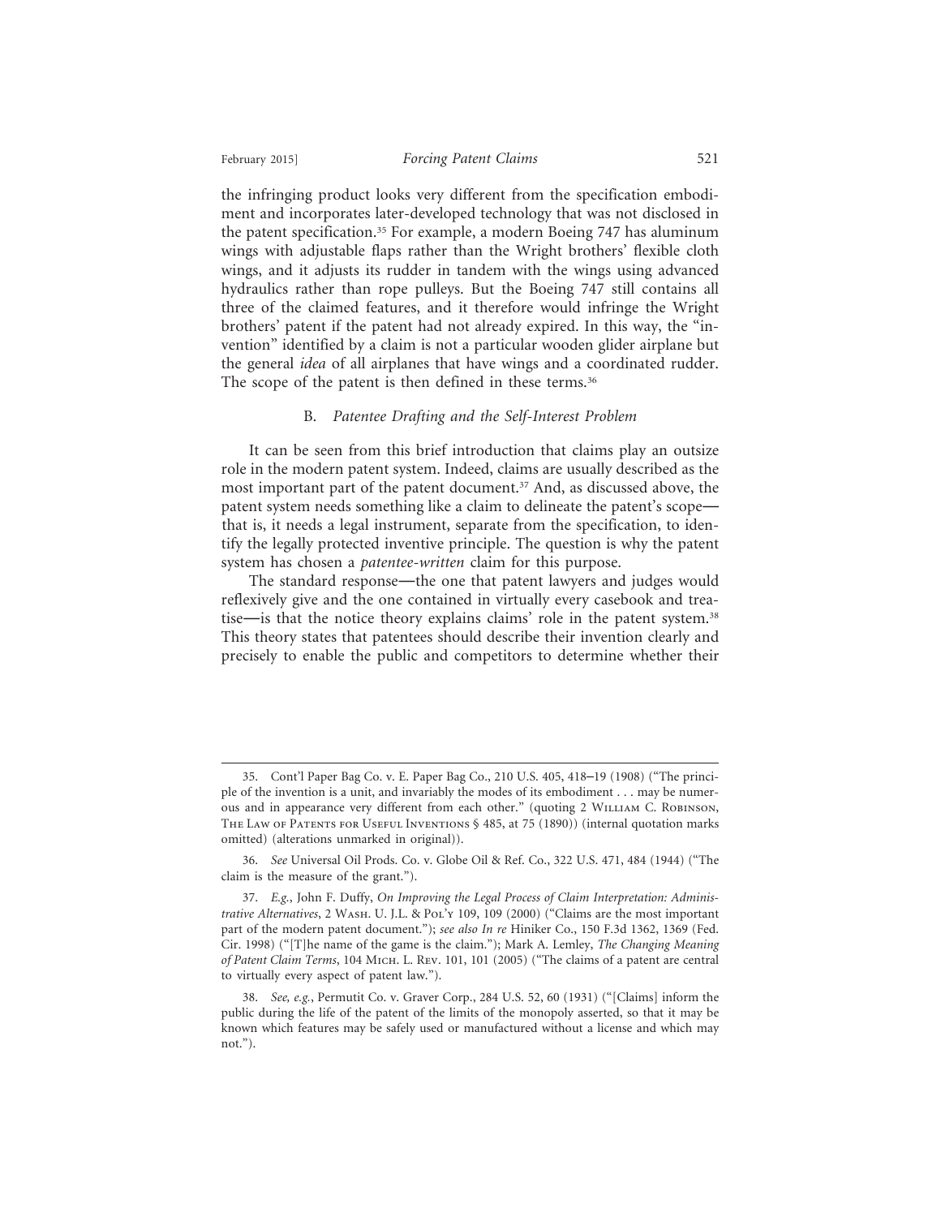the infringing product looks very different from the specification embodiment and incorporates later-developed technology that was not disclosed in the patent specification.[35] For example, a modern Boeing 747 has aluminum wings with adjustable flaps rather than the Wright brothers' flexible cloth wings, and it adjusts its rudder in tandem with the wings using advanced hydraulics rather than rope pulleys. But the Boeing 747 still contains all three of the claimed features, and it therefore would infringe the Wright brothers' patent if the patent had not already expired. In this way, the "invention" identified by a claim is not a particular wooden glider airplane but the general *idea* of all airplanes that have wings and a coordinated rudder. The scope of the patent is then defined in these terms.[36]

### B. *Patentee Drafting and the Self-Interest Problem*

It can be seen from this brief introduction that claims play an outsize role in the modern patent system. Indeed, claims are usually described as the most important part of the patent document.[37] And, as discussed above, the patent system needs something like a claim to delineate the patent's scope—that is, it needs a legal instrument, separate from the specification, to identify the legally protected inventive principle. The question is why the patent system has chosen a *patentee-written* claim for this purpose.

The standard response—the one that patent lawyers and judges would reflexively give and the one contained in virtually every casebook and treatise—is that the notice theory explains claims' role in the patent system.[38] This theory states that patentees should describe their invention clearly and precisely to enable the public and competitors to determine whether their

---

35. Cont'l Paper Bag Co. v. E. Paper Bag Co., 210 U.S. 405, 418–19 (1908) ("The principle of the invention is a unit, and invariably the modes of its embodiment . . . may be numerous and in appearance very different from each other." (quoting 2 William C. Robinson, The Law of Patents for Useful Inventions § 485, at 75 (1890)) (internal quotation marks omitted) (alterations unmarked in original)).

36. *See* Universal Oil Prods. Co. v. Globe Oil & Ref. Co., 322 U.S. 471, 484 (1944) ("The claim is the measure of the grant.").

37. *E.g.*, John F. Duffy, *On Improving the Legal Process of Claim Interpretation: Administrative Alternatives*, 2 Wash. U. J.L. & Pol'y 109, 109 (2000) ("Claims are the most important part of the modern patent document."); *see also In re* Hiniker Co., 150 F.3d 1362, 1369 (Fed. Cir. 1998) ("[T]he name of the game is the claim."); Mark A. Lemley, *The Changing Meaning of Patent Claim Terms*, 104 Mich. L. Rev. 101, 101 (2005) ("The claims of a patent are central to virtually every aspect of patent law.").

38. *See, e.g.*, Permutit Co. v. Graver Corp., 284 U.S. 52, 60 (1931) ("[Claims] inform the public during the life of the patent of the limits of the monopoly asserted, so that it may be known which features may be safely used or manufactured without a license and which may not.").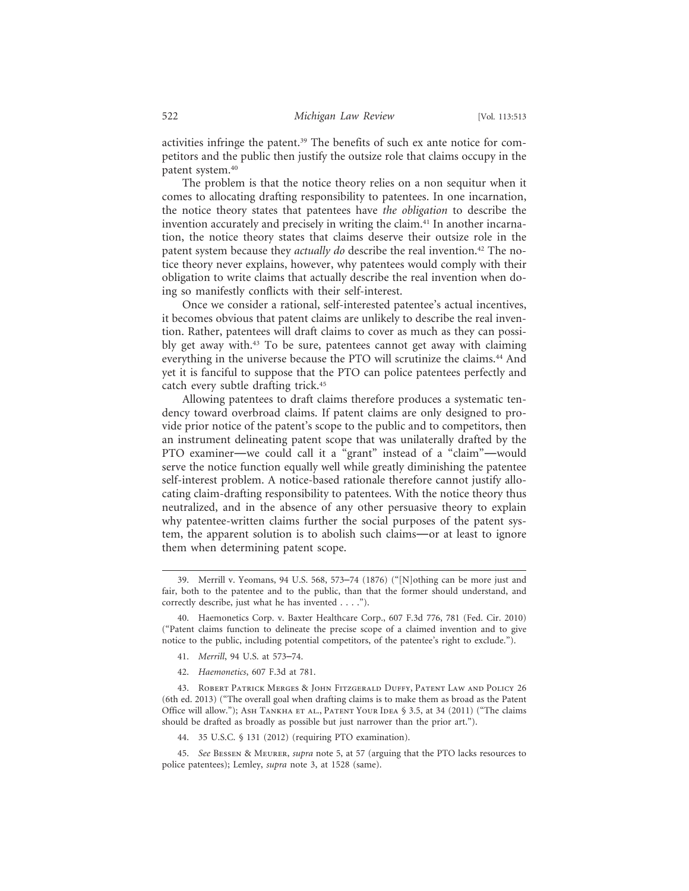activities infringe the patent.[39] The benefits of such ex ante notice for competitors and the public then justify the outsize role that claims occupy in the patent system.[40]

The problem is that the notice theory relies on a non sequitur when it comes to allocating drafting responsibility to patentees. In one incarnation, the notice theory states that patentees have *the obligation* to describe the invention accurately and precisely in writing the claim.[41] In another incarnation, the notice theory states that claims deserve their outsize role in the patent system because they *actually do* describe the real invention.[42] The notice theory never explains, however, why patentees would comply with their obligation to write claims that actually describe the real invention when doing so manifestly conflicts with their self-interest.

Once we consider a rational, self-interested patentee's actual incentives, it becomes obvious that patent claims are unlikely to describe the real invention. Rather, patentees will draft claims to cover as much as they can possibly get away with.[43] To be sure, patentees cannot get away with claiming everything in the universe because the PTO will scrutinize the claims.[44] And yet it is fanciful to suppose that the PTO can police patentees perfectly and catch every subtle drafting trick.[45]

Allowing patentees to draft claims therefore produces a systematic tendency toward overbroad claims. If patent claims are only designed to provide prior notice of the patent's scope to the public and to competitors, then an instrument delineating patent scope that was unilaterally drafted by the PTO examiner—we could call it a "grant" instead of a "claim"—would serve the notice function equally well while greatly diminishing the patentee self-interest problem. A notice-based rationale therefore cannot justify allocating claim-drafting responsibility to patentees. With the notice theory thus neutralized, and in the absence of any other persuasive theory to explain why patentee-written claims further the social purposes of the patent system, the apparent solution is to abolish such claims—or at least to ignore them when determining patent scope.

---

39. Merrill v. Yeomans, 94 U.S. 568, 573–74 (1876) ("[N]othing can be more just and fair, both to the patentee and to the public, than that the former should understand, and correctly describe, just what he has invented . . . .").

40. Haemonetics Corp. v. Baxter Healthcare Corp., 607 F.3d 776, 781 (Fed. Cir. 2010) ("Patent claims function to delineate the precise scope of a claimed invention and to give notice to the public, including potential competitors, of the patentee's right to exclude.").

41. *Merrill*, 94 U.S. at 573–74.

42. *Haemonetics*, 607 F.3d at 781.

43. Robert Patrick Merges & John Fitzgerald Duffy, Patent Law and Policy 26 (6th ed. 2013) ("The overall goal when drafting claims is to make them as broad as the Patent Office will allow."); Ash Tankha et al., Patent Your Idea § 3.5, at 34 (2011) ("The claims should be drafted as broadly as possible but just narrower than the prior art.").

44. 35 U.S.C. § 131 (2012) (requiring PTO examination).

45. *See* Bessen & Meurer, *supra* note 5, at 57 (arguing that the PTO lacks resources to police patentees); Lemley, *supra* note 3, at 1528 (same).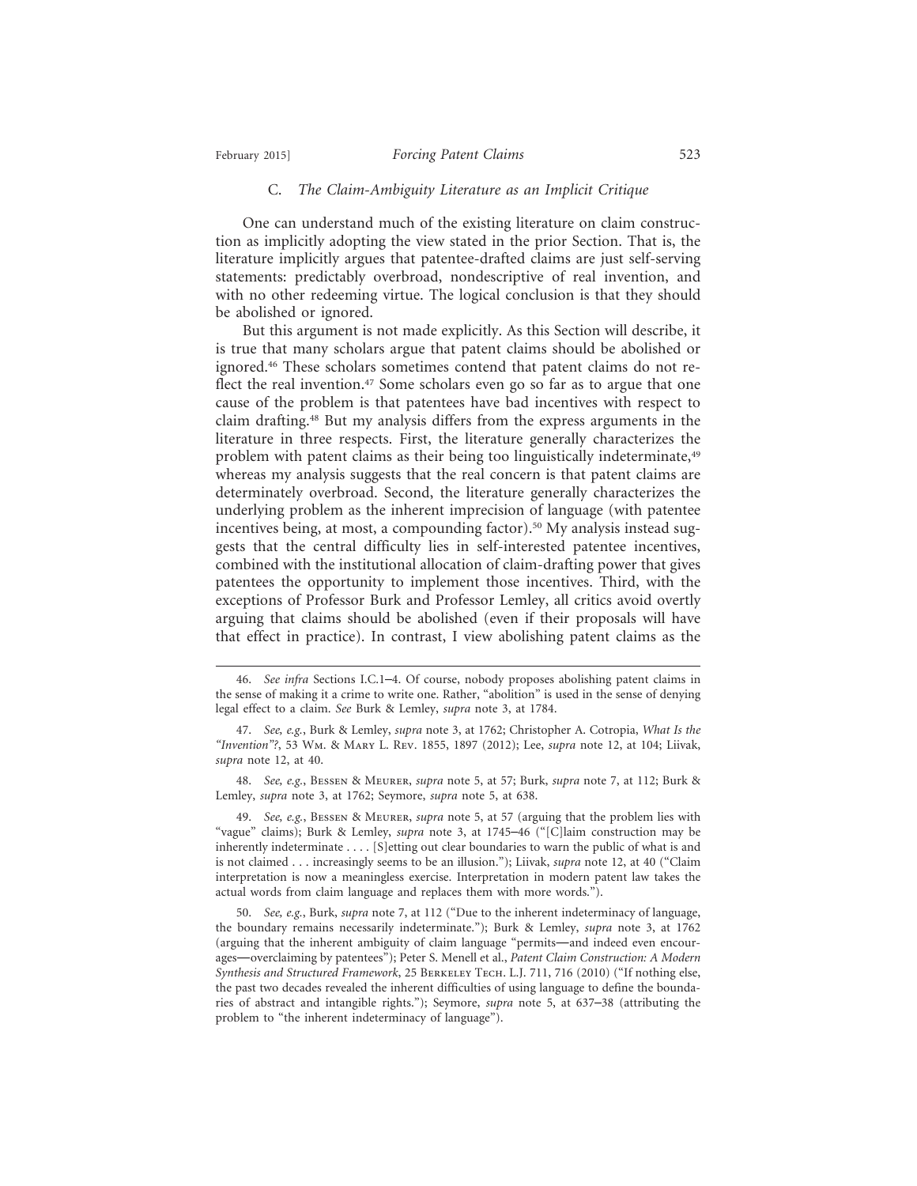### C. *The Claim-Ambiguity Literature as an Implicit Critique*

One can understand much of the existing literature on claim construction as implicitly adopting the view stated in the prior Section. That is, the literature implicitly argues that patentee-drafted claims are just self-serving statements: predictably overbroad, nondescriptive of real invention, and with no other redeeming virtue. The logical conclusion is that they should be abolished or ignored.

But this argument is not made explicitly. As this Section will describe, it is true that many scholars argue that patent claims should be abolished or ignored.[46] These scholars sometimes contend that patent claims do not reflect the real invention.[47] Some scholars even go so far as to argue that one cause of the problem is that patentees have bad incentives with respect to claim drafting.[48] But my analysis differs from the express arguments in the literature in three respects. First, the literature generally characterizes the problem with patent claims as their being too linguistically indeterminate,[49] whereas my analysis suggests that the real concern is that patent claims are determinately overbroad. Second, the literature generally characterizes the underlying problem as the inherent imprecision of language (with patentee incentives being, at most, a compounding factor).[50] My analysis instead suggests that the central difficulty lies in self-interested patentee incentives, combined with the institutional allocation of claim-drafting power that gives patentees the opportunity to implement those incentives. Third, with the exceptions of Professor Burk and Professor Lemley, all critics avoid overtly arguing that claims should be abolished (even if their proposals will have that effect in practice). In contrast, I view abolishing patent claims as the

---

46. *See infra* Sections I.C.1–4. Of course, nobody proposes abolishing patent claims in the sense of making it a crime to write one. Rather, "abolition" is used in the sense of denying legal effect to a claim. *See* Burk & Lemley, *supra* note 3, at 1784.

47. *See, e.g.*, Burk & Lemley, *supra* note 3, at 1762; Christopher A. Cotropia, *What Is the "Invention"?*, 53 Wm. & Mary L. Rev. 1855, 1897 (2012); Lee, *supra* note 12, at 104; Liivak, *supra* note 12, at 40.

48. *See, e.g.*, Bessen & Meurer, *supra* note 5, at 57; Burk, *supra* note 7, at 112; Burk & Lemley, *supra* note 3, at 1762; Seymore, *supra* note 5, at 638.

49. *See, e.g.*, Bessen & Meurer, *supra* note 5, at 57 (arguing that the problem lies with "vague" claims); Burk & Lemley, *supra* note 3, at 1745–46 ("[C]laim construction may be inherently indeterminate . . . . [S]etting out clear boundaries to warn the public of what is and is not claimed . . . increasingly seems to be an illusion."); Liivak, *supra* note 12, at 40 ("Claim interpretation is now a meaningless exercise. Interpretation in modern patent law takes the actual words from claim language and replaces them with more words.").

50. *See, e.g.*, Burk, *supra* note 7, at 112 ("Due to the inherent indeterminacy of language, the boundary remains necessarily indeterminate."); Burk & Lemley, *supra* note 3, at 1762 (arguing that the inherent ambiguity of claim language "permits—and indeed even encourages—overclaiming by patentees"); Peter S. Menell et al., *Patent Claim Construction: A Modern Synthesis and Structured Framework*, 25 Berkeley Tech. L.J. 711, 716 (2010) ("If nothing else, the past two decades revealed the inherent difficulties of using language to define the boundaries of abstract and intangible rights."); Seymore, *supra* note 5, at 637–38 (attributing the problem to "the inherent indeterminacy of language").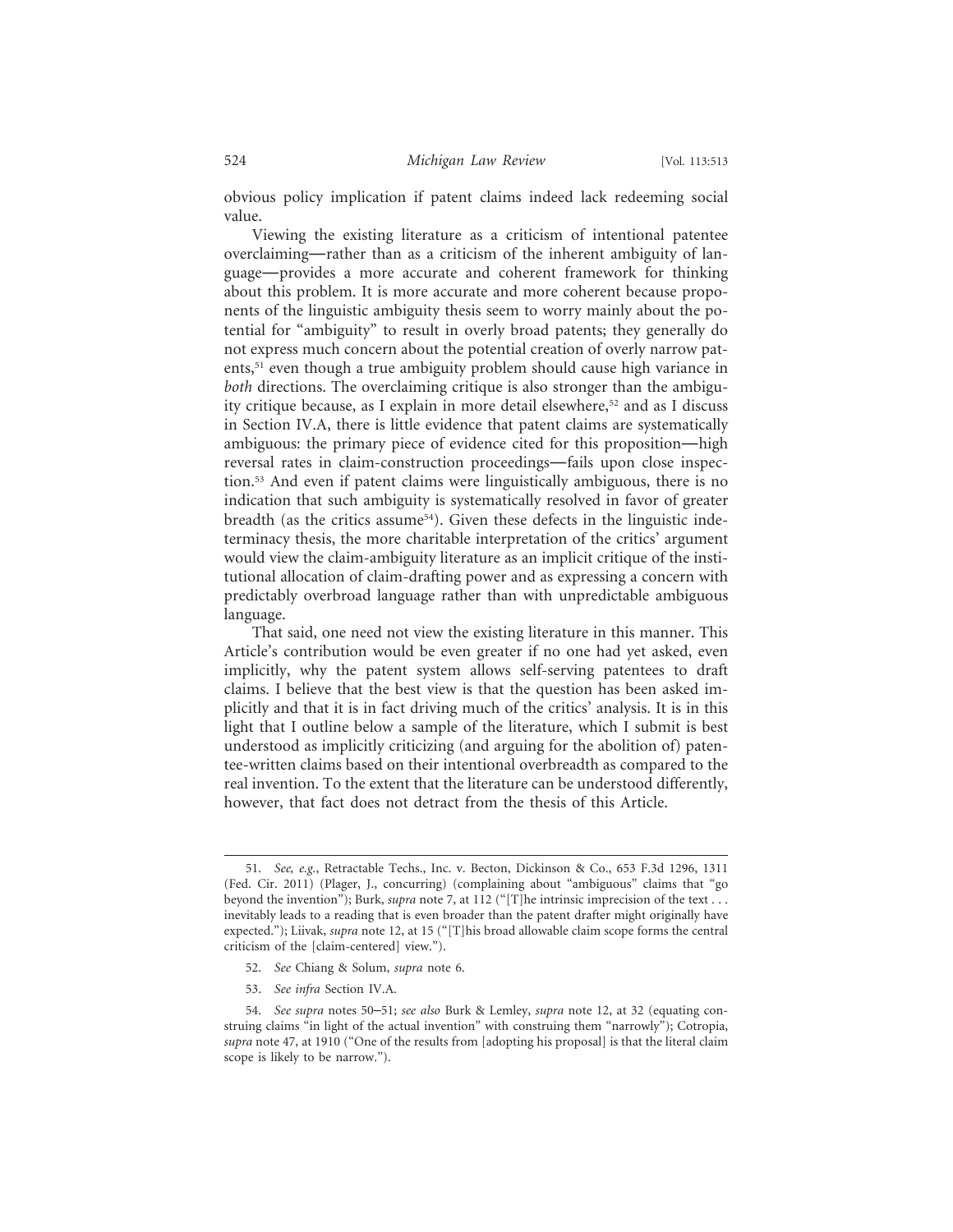obvious policy implication if patent claims indeed lack redeeming social value.

Viewing the existing literature as a criticism of intentional patentee overclaiming—rather than as a criticism of the inherent ambiguity of language—provides a more accurate and coherent framework for thinking about this problem. It is more accurate and more coherent because proponents of the linguistic ambiguity thesis seem to worry mainly about the potential for "ambiguity" to result in overly broad patents; they generally do not express much concern about the potential creation of overly narrow patents,[51] even though a true ambiguity problem should cause high variance in *both* directions. The overclaiming critique is also stronger than the ambiguity critique because, as I explain in more detail elsewhere,[52] and as I discuss in Section IV.A, there is little evidence that patent claims are systematically ambiguous: the primary piece of evidence cited for this proposition—high reversal rates in claim-construction proceedings—fails upon close inspection.[53] And even if patent claims were linguistically ambiguous, there is no indication that such ambiguity is systematically resolved in favor of greater breadth (as the critics assume[54]). Given these defects in the linguistic indeterminacy thesis, the more charitable interpretation of the critics' argument would view the claim-ambiguity literature as an implicit critique of the institutional allocation of claim-drafting power and as expressing a concern with predictably overbroad language rather than with unpredictable ambiguous language.

That said, one need not view the existing literature in this manner. This Article's contribution would be even greater if no one had yet asked, even implicitly, why the patent system allows self-serving patentees to draft claims. I believe that the best view is that the question has been asked implicitly and that it is in fact driving much of the critics' analysis. It is in this light that I outline below a sample of the literature, which I submit is best understood as implicitly criticizing (and arguing for the abolition of) patentee-written claims based on their intentional overbreadth as compared to the real invention. To the extent that the literature can be understood differently, however, that fact does not detract from the thesis of this Article.

---

51. *See, e.g.*, Retractable Techs., Inc. v. Becton, Dickinson & Co., 653 F.3d 1296, 1311 (Fed. Cir. 2011) (Plager, J., concurring) (complaining about "ambiguous" claims that "go beyond the invention"); Burk, *supra* note 7, at 112 ("[T]he intrinsic imprecision of the text . . . inevitably leads to a reading that is even broader than the patent drafter might originally have expected."); Liivak, *supra* note 12, at 15 ("[T]his broad allowable claim scope forms the central criticism of the [claim-centered] view.").

52. *See* Chiang & Solum, *supra* note 6.

53. *See infra* Section IV.A.

54. *See supra* notes 50–51; *see also* Burk & Lemley, *supra* note 12, at 32 (equating construing claims "in light of the actual invention" with construing them "narrowly"); Cotropia, *supra* note 47, at 1910 ("One of the results from [adopting his proposal] is that the literal claim scope is likely to be narrow.").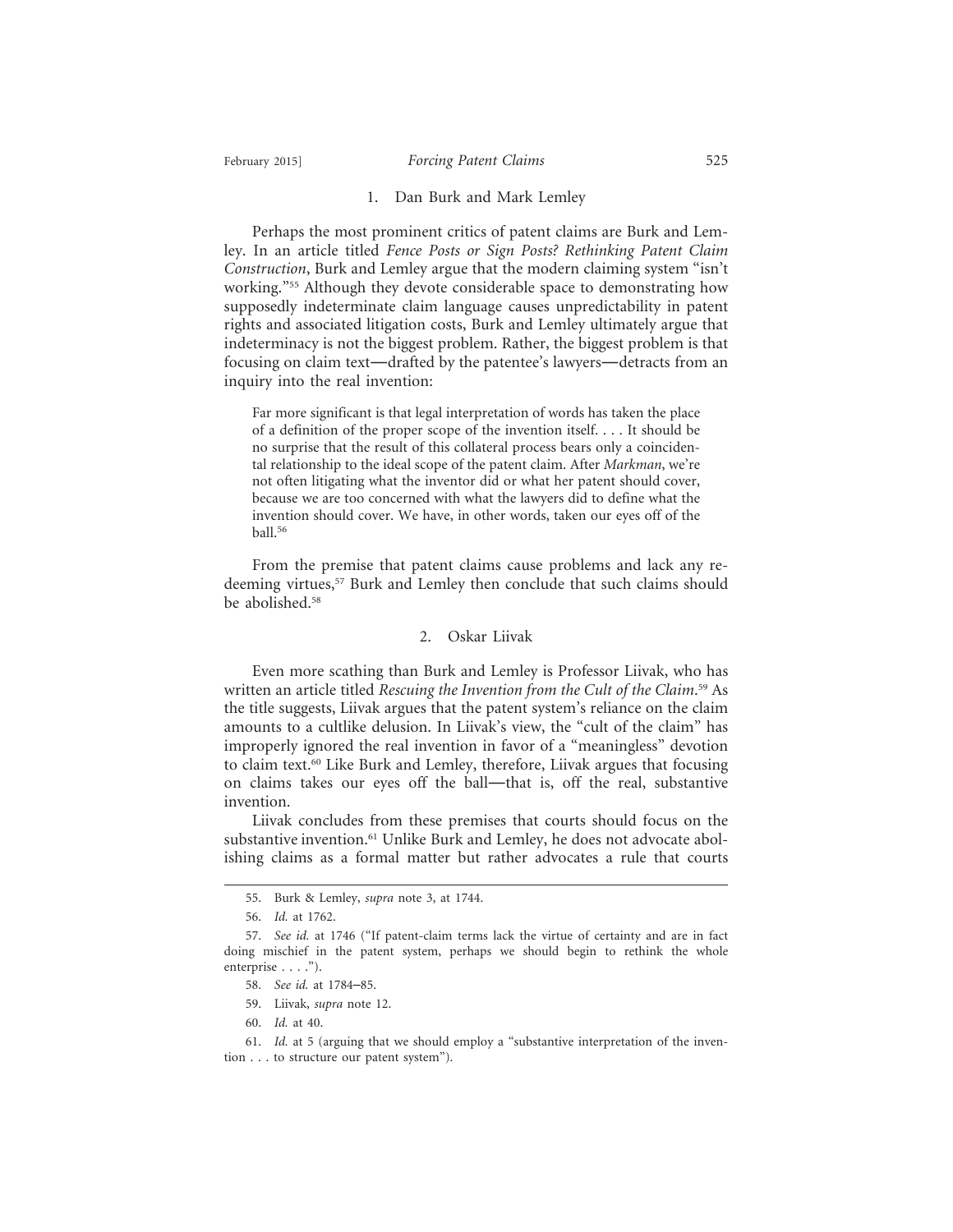### 1. Dan Burk and Mark Lemley

Perhaps the most prominent critics of patent claims are Burk and Lemley. In an article titled *Fence Posts or Sign Posts? Rethinking Patent Claim Construction*, Burk and Lemley argue that the modern claiming system "isn't working."[55] Although they devote considerable space to demonstrating how supposedly indeterminate claim language causes unpredictability in patent rights and associated litigation costs, Burk and Lemley ultimately argue that indeterminacy is not the biggest problem. Rather, the biggest problem is that focusing on claim text—drafted by the patentee's lawyers—detracts from an inquiry into the real invention:

> Far more significant is that legal interpretation of words has taken the place of a definition of the proper scope of the invention itself. . . . It should be no surprise that the result of this collateral process bears only a coincidental relationship to the ideal scope of the patent claim. After *Markman*, we're not often litigating what the inventor did or what her patent should cover, because we are too concerned with what the lawyers did to define what the invention should cover. We have, in other words, taken our eyes off of the ball.[56]

From the premise that patent claims cause problems and lack any redeeming virtues,[57] Burk and Lemley then conclude that such claims should be abolished.[58]

### 2. Oskar Liivak

Even more scathing than Burk and Lemley is Professor Liivak, who has written an article titled *Rescuing the Invention from the Cult of the Claim*.[59] As the title suggests, Liivak argues that the patent system's reliance on the claim amounts to a cultlike delusion. In Liivak's view, the "cult of the claim" has improperly ignored the real invention in favor of a "meaningless" devotion to claim text.[60] Like Burk and Lemley, therefore, Liivak argues that focusing on claims takes our eyes off the ball—that is, off the real, substantive invention.

Liivak concludes from these premises that courts should focus on the substantive invention.[61] Unlike Burk and Lemley, he does not advocate abolishing claims as a formal matter but rather advocates a rule that courts

---

55. Burk & Lemley, *supra* note 3, at 1744.

56. *Id.* at 1762.

57. *See id.* at 1746 ("If patent-claim terms lack the virtue of certainty and are in fact doing mischief in the patent system, perhaps we should begin to rethink the whole enterprise . . . .").

58. *See id.* at 1784–85.

59. Liivak, *supra* note 12.

60. *Id.* at 40.

61. *Id.* at 5 (arguing that we should employ a "substantive interpretation of the invention . . . to structure our patent system").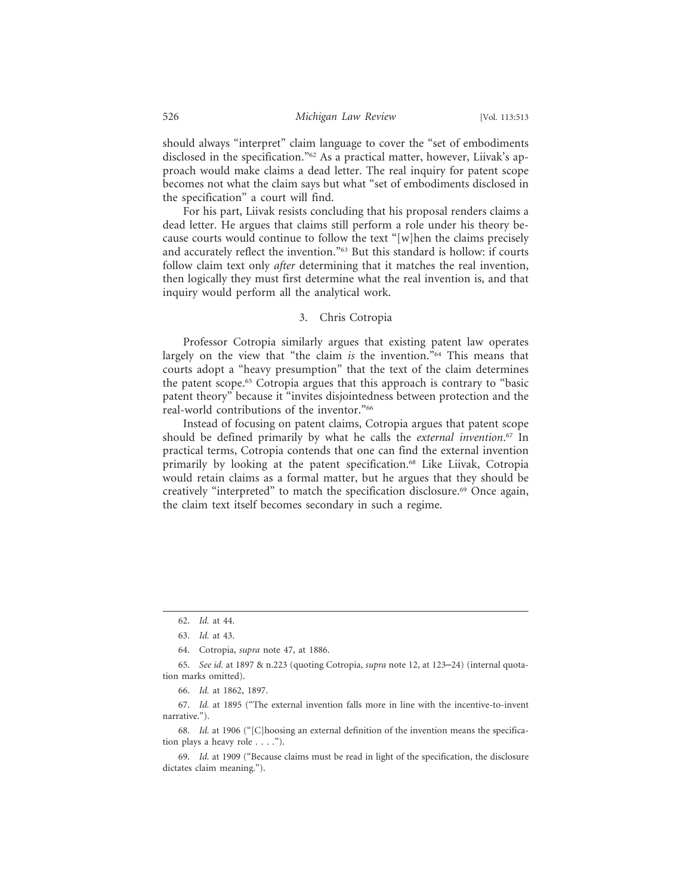should always "interpret" claim language to cover the "set of embodiments disclosed in the specification."[62] As a practical matter, however, Liivak's approach would make claims a dead letter. The real inquiry for patent scope becomes not what the claim says but what "set of embodiments disclosed in the specification" a court will find.

For his part, Liivak resists concluding that his proposal renders claims a dead letter. He argues that claims still perform a role under his theory because courts would continue to follow the text "[w]hen the claims precisely and accurately reflect the invention."[63] But this standard is hollow: if courts follow claim text only *after* determining that it matches the real invention, then logically they must first determine what the real invention is, and that inquiry would perform all the analytical work.

### 3. Chris Cotropia

Professor Cotropia similarly argues that existing patent law operates largely on the view that "the claim *is* the invention."[64] This means that courts adopt a "heavy presumption" that the text of the claim determines the patent scope.[65] Cotropia argues that this approach is contrary to "basic patent theory" because it "invites disjointedness between protection and the real-world contributions of the inventor."[66]

Instead of focusing on patent claims, Cotropia argues that patent scope should be defined primarily by what he calls the *external invention*.[67] In practical terms, Cotropia contends that one can find the external invention primarily by looking at the patent specification.[68] Like Liivak, Cotropia would retain claims as a formal matter, but he argues that they should be creatively "interpreted" to match the specification disclosure.[69] Once again, the claim text itself becomes secondary in such a regime.

---

62. *Id.* at 44.

63. *Id.* at 43.

64. Cotropia, *supra* note 47, at 1886.

65. *See id.* at 1897 & n.223 (quoting Cotropia, *supra* note 12, at 123–24) (internal quotation marks omitted).

66. *Id.* at 1862, 1897.

67. *Id.* at 1895 ("The external invention falls more in line with the incentive-to-invent narrative.").

68. *Id.* at 1906 ("[C]hoosing an external definition of the invention means the specification plays a heavy role . . . .").

69. *Id.* at 1909 ("Because claims must be read in light of the specification, the disclosure dictates claim meaning.").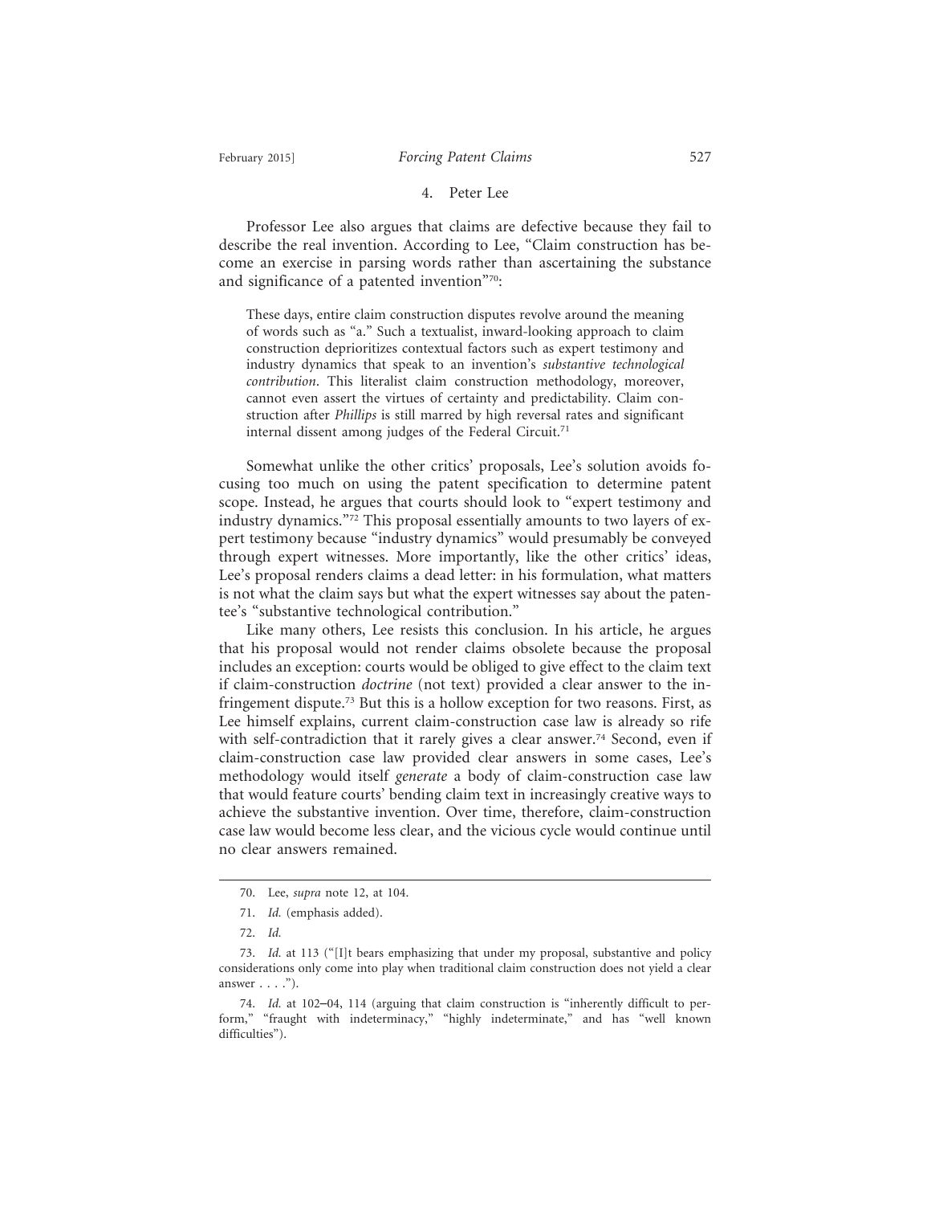### 4. Peter Lee

Professor Lee also argues that claims are defective because they fail to describe the real invention. According to Lee, "Claim construction has become an exercise in parsing words rather than ascertaining the substance and significance of a patented invention"[70]:

> These days, entire claim construction disputes revolve around the meaning of words such as "a." Such a textualist, inward-looking approach to claim construction deprioritizes contextual factors such as expert testimony and industry dynamics that speak to an invention's *substantive technological contribution*. This literalist claim construction methodology, moreover, cannot even assert the virtues of certainty and predictability. Claim construction after *Phillips* is still marred by high reversal rates and significant internal dissent among judges of the Federal Circuit.[71]

Somewhat unlike the other critics' proposals, Lee's solution avoids focusing too much on using the patent specification to determine patent scope. Instead, he argues that courts should look to "expert testimony and industry dynamics."[72] This proposal essentially amounts to two layers of expert testimony because "industry dynamics" would presumably be conveyed through expert witnesses. More importantly, like the other critics' ideas, Lee's proposal renders claims a dead letter: in his formulation, what matters is not what the claim says but what the expert witnesses say about the patentee's "substantive technological contribution."

Like many others, Lee resists this conclusion. In his article, he argues that his proposal would not render claims obsolete because the proposal includes an exception: courts would be obliged to give effect to the claim text if claim-construction *doctrine* (not text) provided a clear answer to the infringement dispute.[73] But this is a hollow exception for two reasons. First, as Lee himself explains, current claim-construction case law is already so rife with self-contradiction that it rarely gives a clear answer.[74] Second, even if claim-construction case law provided clear answers in some cases, Lee's methodology would itself *generate* a body of claim-construction case law that would feature courts' bending claim text in increasingly creative ways to achieve the substantive invention. Over time, therefore, claim-construction case law would become less clear, and the vicious cycle would continue until no clear answers remained.

---

70. Lee, *supra* note 12, at 104.

71. *Id.* (emphasis added).

72. *Id.*

73. *Id.* at 113 ("[I]t bears emphasizing that under my proposal, substantive and policy considerations only come into play when traditional claim construction does not yield a clear answer . . . .").

74. *Id.* at 102–04, 114 (arguing that claim construction is "inherently difficult to perform," "fraught with indeterminacy," "highly indeterminate," and has "well known difficulties").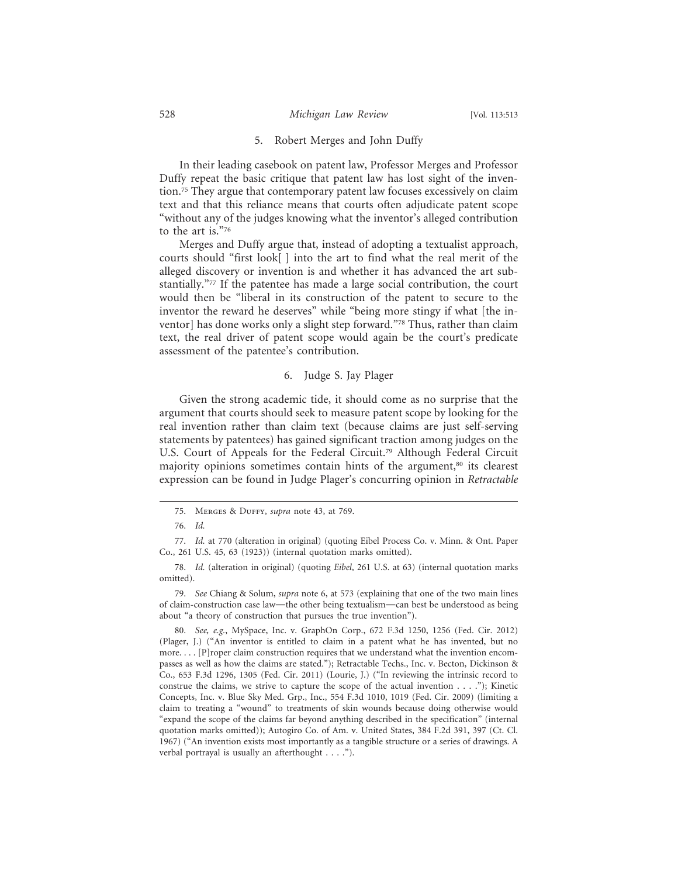### 5. Robert Merges and John Duffy

In their leading casebook on patent law, Professor Merges and Professor Duffy repeat the basic critique that patent law has lost sight of the invention.[75] They argue that contemporary patent law focuses excessively on claim text and that this reliance means that courts often adjudicate patent scope "without any of the judges knowing what the inventor's alleged contribution to the art is."[76]

Merges and Duffy argue that, instead of adopting a textualist approach, courts should "first look[ ] into the art to find what the real merit of the alleged discovery or invention is and whether it has advanced the art substantially."[77] If the patentee has made a large social contribution, the court would then be "liberal in its construction of the patent to secure to the inventor the reward he deserves" while "being more stingy if what [the inventor] has done works only a slight step forward."[78] Thus, rather than claim text, the real driver of patent scope would again be the court's predicate assessment of the patentee's contribution.

### 6. Judge S. Jay Plager

Given the strong academic tide, it should come as no surprise that the argument that courts should seek to measure patent scope by looking for the real invention rather than claim text (because claims are just self-serving statements by patentees) has gained significant traction among judges on the U.S. Court of Appeals for the Federal Circuit.[79] Although Federal Circuit majority opinions sometimes contain hints of the argument,[80] its clearest expression can be found in Judge Plager's concurring opinion in *Retractable*

---

75. Merges & Duffy, *supra* note 43, at 769.

76. *Id.*

77. *Id.* at 770 (alteration in original) (quoting Eibel Process Co. v. Minn. & Ont. Paper Co., 261 U.S. 45, 63 (1923)) (internal quotation marks omitted).

78. *Id.* (alteration in original) (quoting *Eibel*, 261 U.S. at 63) (internal quotation marks omitted).

79. *See* Chiang & Solum, *supra* note 6, at 573 (explaining that one of the two main lines of claim-construction case law—the other being textualism—can best be understood as being about "a theory of construction that pursues the true invention").

80. *See, e.g.*, MySpace, Inc. v. GraphOn Corp., 672 F.3d 1250, 1256 (Fed. Cir. 2012) (Plager, J.) ("An inventor is entitled to claim in a patent what he has invented, but no more. . . . [P]roper claim construction requires that we understand what the invention encompasses as well as how the claims are stated."); Retractable Techs., Inc. v. Becton, Dickinson & Co., 653 F.3d 1296, 1305 (Fed. Cir. 2011) (Lourie, J.) ("In reviewing the intrinsic record to construe the claims, we strive to capture the scope of the actual invention . . . ."); Kinetic Concepts, Inc. v. Blue Sky Med. Grp., Inc., 554 F.3d 1010, 1019 (Fed. Cir. 2009) (limiting a claim to treating a "wound" to treatments of skin wounds because doing otherwise would "expand the scope of the claims far beyond anything described in the specification" (internal quotation marks omitted)); Autogiro Co. of Am. v. United States, 384 F.2d 391, 397 (Ct. Cl. 1967) ("An invention exists most importantly as a tangible structure or a series of drawings. A verbal portrayal is usually an afterthought . . . .").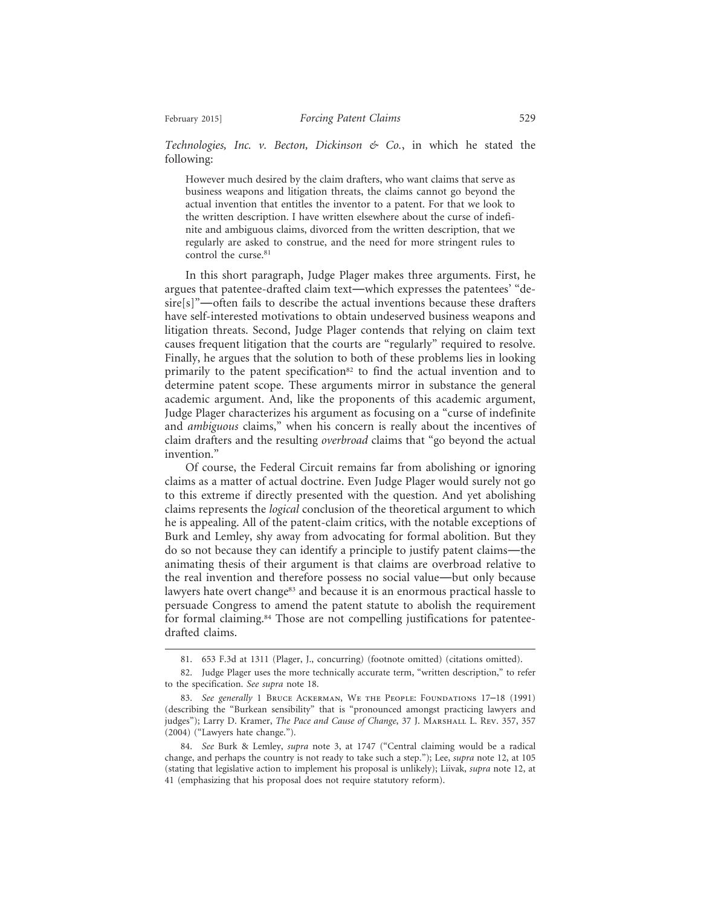*Technologies, Inc. v. Becton, Dickinson & Co.*, in which he stated the following:

> However much desired by the claim drafters, who want claims that serve as business weapons and litigation threats, the claims cannot go beyond the actual invention that entitles the inventor to a patent. For that we look to the written description. I have written elsewhere about the curse of indefinite and ambiguous claims, divorced from the written description, that we regularly are asked to construe, and the need for more stringent rules to control the curse.[81]

In this short paragraph, Judge Plager makes three arguments. First, he argues that patentee-drafted claim text—which expresses the patentees' "desire[s]"—often fails to describe the actual inventions because these drafters have self-interested motivations to obtain undeserved business weapons and litigation threats. Second, Judge Plager contends that relying on claim text causes frequent litigation that the courts are "regularly" required to resolve. Finally, he argues that the solution to both of these problems lies in looking primarily to the patent specification[82] to find the actual invention and to determine patent scope. These arguments mirror in substance the general academic argument. And, like the proponents of this academic argument, Judge Plager characterizes his argument as focusing on a "curse of indefinite and *ambiguous* claims," when his concern is really about the incentives of claim drafters and the resulting *overbroad* claims that "go beyond the actual invention."

Of course, the Federal Circuit remains far from abolishing or ignoring claims as a matter of actual doctrine. Even Judge Plager would surely not go to this extreme if directly presented with the question. And yet abolishing claims represents the *logical* conclusion of the theoretical argument to which he is appealing. All of the patent-claim critics, with the notable exceptions of Burk and Lemley, shy away from advocating for formal abolition. But they do so not because they can identify a principle to justify patent claims—the animating thesis of their argument is that claims are overbroad relative to the real invention and therefore possess no social value—but only because lawyers hate overt change[83] and because it is an enormous practical hassle to persuade Congress to amend the patent statute to abolish the requirement for formal claiming.[84] Those are not compelling justifications for patentee-drafted claims.

---

81. 653 F.3d at 1311 (Plager, J., concurring) (footnote omitted) (citations omitted).

82. Judge Plager uses the more technically accurate term, "written description," to refer to the specification. *See supra* note 18.

83. *See generally* 1 Bruce Ackerman, We the People: Foundations 17–18 (1991) (describing the "Burkean sensibility" that is "pronounced amongst practicing lawyers and judges"); Larry D. Kramer, *The Pace and Cause of Change*, 37 J. Marshall L. Rev. 357, 357 (2004) ("Lawyers hate change.").

84. *See* Burk & Lemley, *supra* note 3, at 1747 ("Central claiming would be a radical change, and perhaps the country is not ready to take such a step."); Lee, *supra* note 12, at 105 (stating that legislative action to implement his proposal is unlikely); Liivak, *supra* note 12, at 41 (emphasizing that his proposal does not require statutory reform).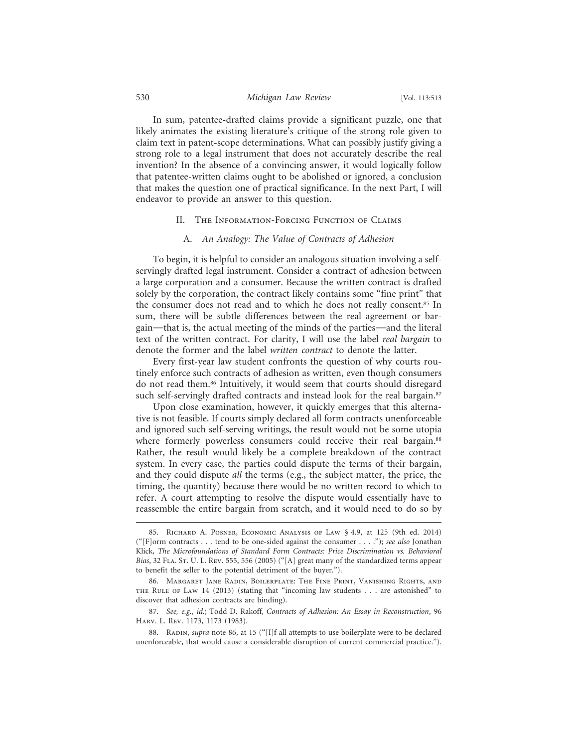In sum, patentee-drafted claims provide a significant puzzle, one that likely animates the existing literature's critique of the strong role given to claim text in patent-scope determinations. What can possibly justify giving a strong role to a legal instrument that does not accurately describe the real invention? In the absence of a convincing answer, it would logically follow that patentee-written claims ought to be abolished or ignored, a conclusion that makes the question one of practical significance. In the next Part, I will endeavor to provide an answer to this question.

## II. The Information-Forcing Function of Claims

### A. *An Analogy: The Value of Contracts of Adhesion*

To begin, it is helpful to consider an analogous situation involving a self-servingly drafted legal instrument. Consider a contract of adhesion between a large corporation and a consumer. Because the written contract is drafted solely by the corporation, the contract likely contains some "fine print" that the consumer does not read and to which he does not really consent.[85] In sum, there will be subtle differences between the real agreement or bargain—that is, the actual meeting of the minds of the parties—and the literal text of the written contract. For clarity, I will use the label *real bargain* to denote the former and the label *written contract* to denote the latter.

Every first-year law student confronts the question of why courts routinely enforce such contracts of adhesion as written, even though consumers do not read them.[86] Intuitively, it would seem that courts should disregard such self-servingly drafted contracts and instead look for the real bargain.[87]

Upon close examination, however, it quickly emerges that this alternative is not feasible. If courts simply declared all form contracts unenforceable and ignored such self-serving writings, the result would not be some utopia where formerly powerless consumers could receive their real bargain.[88] Rather, the result would likely be a complete breakdown of the contract system. In every case, the parties could dispute the terms of their bargain, and they could dispute *all* the terms (e.g., the subject matter, the price, the timing, the quantity) because there would be no written record to which to refer. A court attempting to resolve the dispute would essentially have to reassemble the entire bargain from scratch, and it would need to do so by

---

85. Richard A. Posner, Economic Analysis of Law § 4.9, at 125 (9th ed. 2014) ("[F]orm contracts . . . tend to be one-sided against the consumer . . . ."); *see also* Jonathan Klick, *The Microfoundations of Standard Form Contracts: Price Discrimination vs. Behavioral Bias*, 32 Fla. St. U. L. Rev. 555, 556 (2005) ("[A] great many of the standardized terms appear to benefit the seller to the potential detriment of the buyer.").

86. Margaret Jane Radin, Boilerplate: The Fine Print, Vanishing Rights, and the Rule of Law 14 (2013) (stating that "incoming law students . . . are astonished" to discover that adhesion contracts are binding).

87. *See, e.g.*, *id.*; Todd D. Rakoff, *Contracts of Adhesion: An Essay in Reconstruction*, 96 Harv. L. Rev. 1173, 1173 (1983).

88. Radin, *supra* note 86, at 15 ("[I]f all attempts to use boilerplate were to be declared unenforceable, that would cause a considerable disruption of current commercial practice.").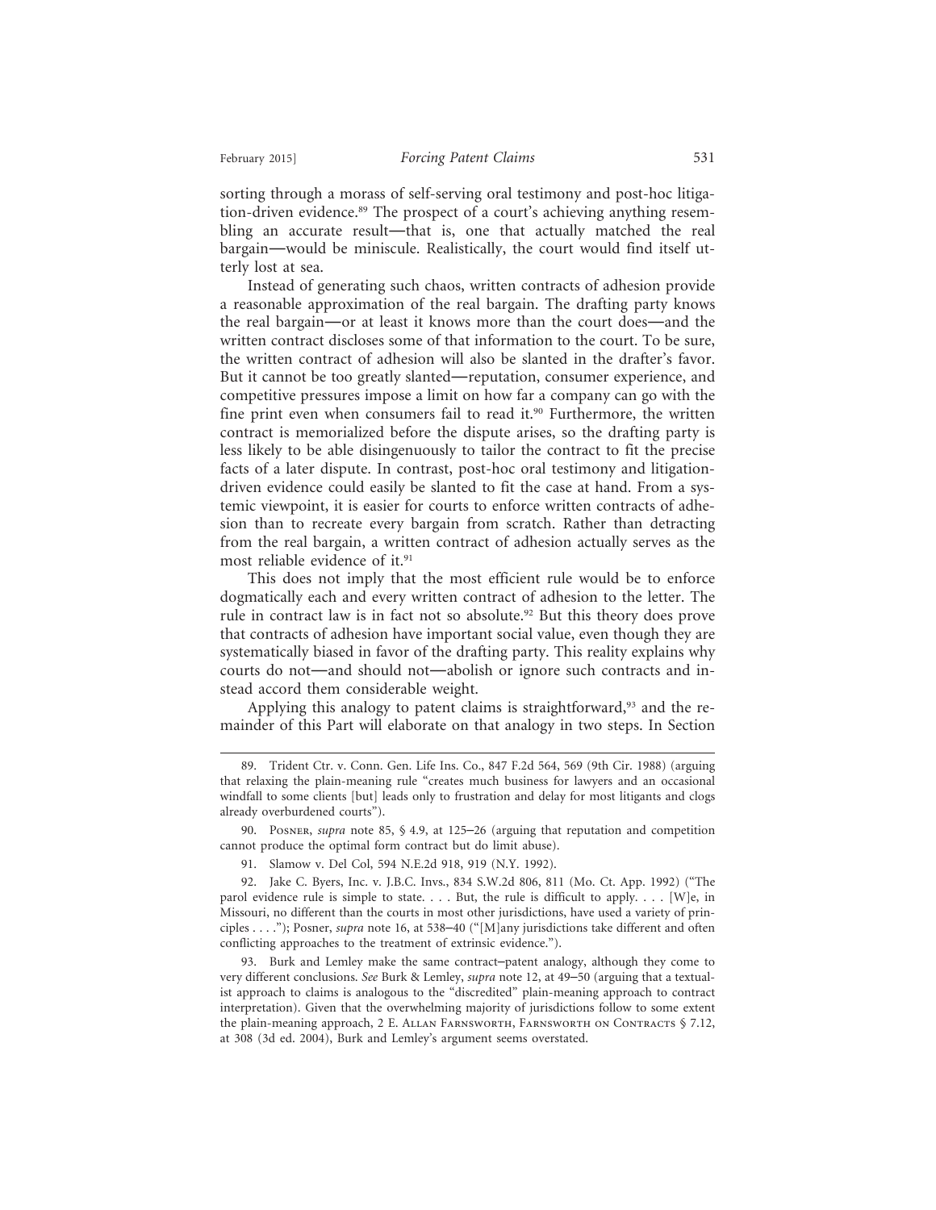sorting through a morass of self-serving oral testimony and post-hoc litigation-driven evidence.[89] The prospect of a court's achieving anything resembling an accurate result—that is, one that actually matched the real bargain—would be miniscule. Realistically, the court would find itself utterly lost at sea.

Instead of generating such chaos, written contracts of adhesion provide a reasonable approximation of the real bargain. The drafting party knows the real bargain—or at least it knows more than the court does—and the written contract discloses some of that information to the court. To be sure, the written contract of adhesion will also be slanted in the drafter's favor. But it cannot be too greatly slanted—reputation, consumer experience, and competitive pressures impose a limit on how far a company can go with the fine print even when consumers fail to read it.[90] Furthermore, the written contract is memorialized before the dispute arises, so the drafting party is less likely to be able disingenuously to tailor the contract to fit the precise facts of a later dispute. In contrast, post-hoc oral testimony and litigation-driven evidence could easily be slanted to fit the case at hand. From a systemic viewpoint, it is easier for courts to enforce written contracts of adhesion than to recreate every bargain from scratch. Rather than detracting from the real bargain, a written contract of adhesion actually serves as the most reliable evidence of it.[91]

This does not imply that the most efficient rule would be to enforce dogmatically each and every written contract of adhesion to the letter. The rule in contract law is in fact not so absolute.[92] But this theory does prove that contracts of adhesion have important social value, even though they are systematically biased in favor of the drafting party. This reality explains why courts do not—and should not—abolish or ignore such contracts and instead accord them considerable weight.

Applying this analogy to patent claims is straightforward,[93] and the remainder of this Part will elaborate on that analogy in two steps. In Section

---

89. Trident Ctr. v. Conn. Gen. Life Ins. Co., 847 F.2d 564, 569 (9th Cir. 1988) (arguing that relaxing the plain-meaning rule "creates much business for lawyers and an occasional windfall to some clients [but] leads only to frustration and delay for most litigants and clogs already overburdened courts").

90. Posner, *supra* note 85, § 4.9, at 125–26 (arguing that reputation and competition cannot produce the optimal form contract but do limit abuse).

91. Slamow v. Del Col, 594 N.E.2d 918, 919 (N.Y. 1992).

92. Jake C. Byers, Inc. v. J.B.C. Invs., 834 S.W.2d 806, 811 (Mo. Ct. App. 1992) ("The parol evidence rule is simple to state. . . . But, the rule is difficult to apply. . . . [W]e, in Missouri, no different than the courts in most other jurisdictions, have used a variety of principles . . . ."); Posner, *supra* note 16, at 538–40 ("[M]any jurisdictions take different and often conflicting approaches to the treatment of extrinsic evidence.").

93. Burk and Lemley make the same contract–patent analogy, although they come to very different conclusions. *See* Burk & Lemley, *supra* note 12, at 49–50 (arguing that a textualist approach to claims is analogous to the "discredited" plain-meaning approach to contract interpretation). Given that the overwhelming majority of jurisdictions follow to some extent the plain-meaning approach, 2 E. Allan Farnsworth, Farnsworth on Contracts § 7.12, at 308 (3d ed. 2004), Burk and Lemley's argument seems overstated.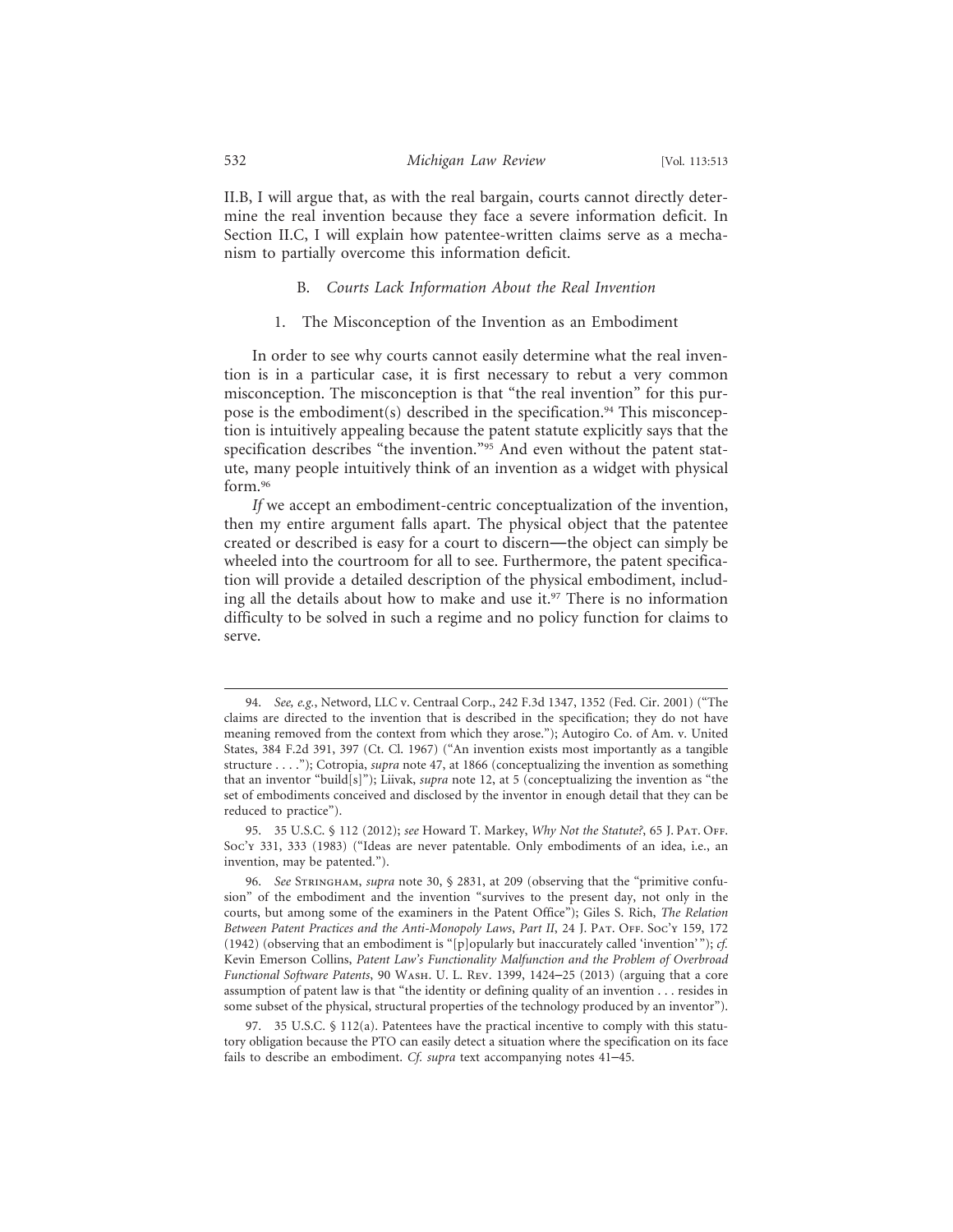II.B, I will argue that, as with the real bargain, courts cannot directly determine the real invention because they face a severe information deficit. In Section II.C, I will explain how patentee-written claims serve as a mechanism to partially overcome this information deficit.

### B. *Courts Lack Information About the Real Invention*

#### 1. The Misconception of the Invention as an Embodiment

In order to see why courts cannot easily determine what the real invention is in a particular case, it is first necessary to rebut a very common misconception. The misconception is that "the real invention" for this purpose is the embodiment(s) described in the specification.[94] This misconception is intuitively appealing because the patent statute explicitly says that the specification describes "the invention."[95] And even without the patent statute, many people intuitively think of an invention as a widget with physical form.[96]

*If* we accept an embodiment-centric conceptualization of the invention, then my entire argument falls apart. The physical object that the patentee created or described is easy for a court to discern—the object can simply be wheeled into the courtroom for all to see. Furthermore, the patent specification will provide a detailed description of the physical embodiment, including all the details about how to make and use it.[97] There is no information difficulty to be solved in such a regime and no policy function for claims to serve.

---

94. *See, e.g.*, Netword, LLC v. Centraal Corp., 242 F.3d 1347, 1352 (Fed. Cir. 2001) ("The claims are directed to the invention that is described in the specification; they do not have meaning removed from the context from which they arose."); Autogiro Co. of Am. v. United States, 384 F.2d 391, 397 (Ct. Cl. 1967) ("An invention exists most importantly as a tangible structure . . . ."); Cotropia, *supra* note 47, at 1866 (conceptualizing the invention as something that an inventor "build[s]"); Liivak, *supra* note 12, at 5 (conceptualizing the invention as "the set of embodiments conceived and disclosed by the inventor in enough detail that they can be reduced to practice").

95. 35 U.S.C. § 112 (2012); *see* Howard T. Markey, *Why Not the Statute?*, 65 J. Pat. Off. Soc'y 331, 333 (1983) ("Ideas are never patentable. Only embodiments of an idea, i.e., an invention, may be patented.").

96. *See* Stringham, *supra* note 30, § 2831, at 209 (observing that the "primitive confusion" of the embodiment and the invention "survives to the present day, not only in the courts, but among some of the examiners in the Patent Office"); Giles S. Rich, *The Relation Between Patent Practices and the Anti-Monopoly Laws, Part II*, 24 J. Pat. Off. Soc'y 159, 172 (1942) (observing that an embodiment is "[p]opularly but inaccurately called 'invention'"); *cf.* Kevin Emerson Collins, *Patent Law's Functionality Malfunction and the Problem of Overbroad Functional Software Patents*, 90 Wash. U. L. Rev. 1399, 1424–25 (2013) (arguing that a core assumption of patent law is that "the identity or defining quality of an invention . . . resides in some subset of the physical, structural properties of the technology produced by an inventor").

97. 35 U.S.C. § 112(a). Patentees have the practical incentive to comply with this statutory obligation because the PTO can easily detect a situation where the specification on its face fails to describe an embodiment. *Cf. supra* text accompanying notes 41–45.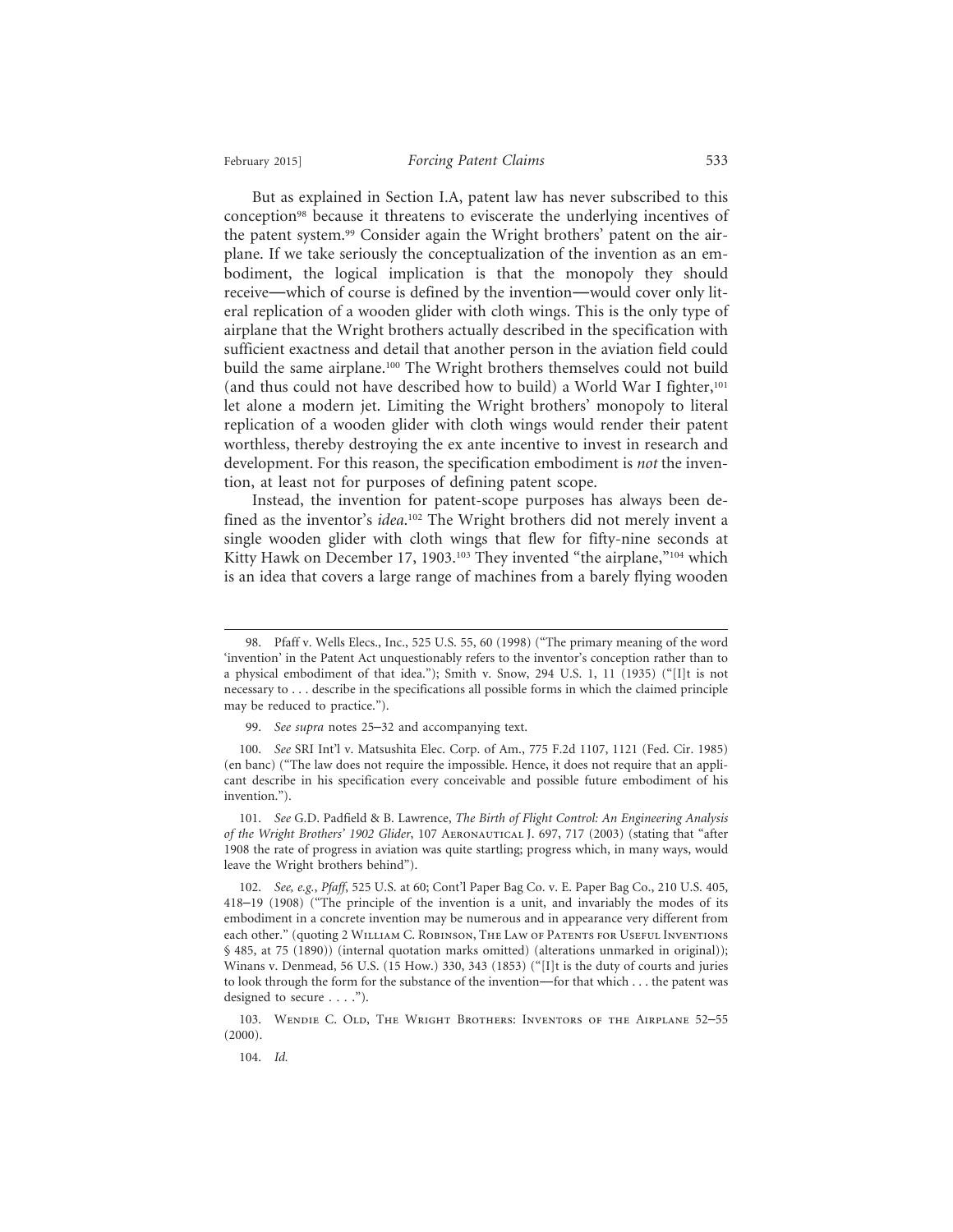But as explained in Section I.A, patent law has never subscribed to this conception[98] because it threatens to eviscerate the underlying incentives of the patent system.[99] Consider again the Wright brothers' patent on the airplane. If we take seriously the conceptualization of the invention as an embodiment, the logical implication is that the monopoly they should receive—which of course is defined by the invention—would cover only literal replication of a wooden glider with cloth wings. This is the only type of airplane that the Wright brothers actually described in the specification with sufficient exactness and detail that another person in the aviation field could build the same airplane.[100] The Wright brothers themselves could not build (and thus could not have described how to build) a World War I fighter,[101] let alone a modern jet. Limiting the Wright brothers' monopoly to literal replication of a wooden glider with cloth wings would render their patent worthless, thereby destroying the ex ante incentive to invest in research and development. For this reason, the specification embodiment is *not* the invention, at least not for purposes of defining patent scope.

Instead, the invention for patent-scope purposes has always been defined as the inventor's *idea*.[102] The Wright brothers did not merely invent a single wooden glider with cloth wings that flew for fifty-nine seconds at Kitty Hawk on December 17, 1903.[103] They invented "the airplane,"[104] which is an idea that covers a large range of machines from a barely flying wooden

---

98. Pfaff v. Wells Elecs., Inc., 525 U.S. 55, 60 (1998) ("The primary meaning of the word 'invention' in the Patent Act unquestionably refers to the inventor's conception rather than to a physical embodiment of that idea."); Smith v. Snow, 294 U.S. 1, 11 (1935) ("[I]t is not necessary to . . . describe in the specifications all possible forms in which the claimed principle may be reduced to practice.").

99. *See supra* notes 25–32 and accompanying text.

100. *See* SRI Int'l v. Matsushita Elec. Corp. of Am., 775 F.2d 1107, 1121 (Fed. Cir. 1985) (en banc) ("The law does not require the impossible. Hence, it does not require that an applicant describe in his specification every conceivable and possible future embodiment of his invention.").

101. *See* G.D. Padfield & B. Lawrence, *The Birth of Flight Control: An Engineering Analysis of the Wright Brothers' 1902 Glider*, 107 Aeronautical J. 697, 717 (2003) (stating that "after 1908 the rate of progress in aviation was quite startling; progress which, in many ways, would leave the Wright brothers behind").

102. *See, e.g.*, *Pfaff*, 525 U.S. at 60; Cont'l Paper Bag Co. v. E. Paper Bag Co., 210 U.S. 405, 418–19 (1908) ("The principle of the invention is a unit, and invariably the modes of its embodiment in a concrete invention may be numerous and in appearance very different from each other." (quoting 2 William C. Robinson, The Law of Patents for Useful Inventions § 485, at 75 (1890)) (internal quotation marks omitted) (alterations unmarked in original)); Winans v. Denmead, 56 U.S. (15 How.) 330, 343 (1853) ("[I]t is the duty of courts and juries to look through the form for the substance of the invention—for that which . . . the patent was designed to secure . . . .").

103. Wendie C. Old, The Wright Brothers: Inventors of the Airplane 52–55 (2000).

104. *Id.*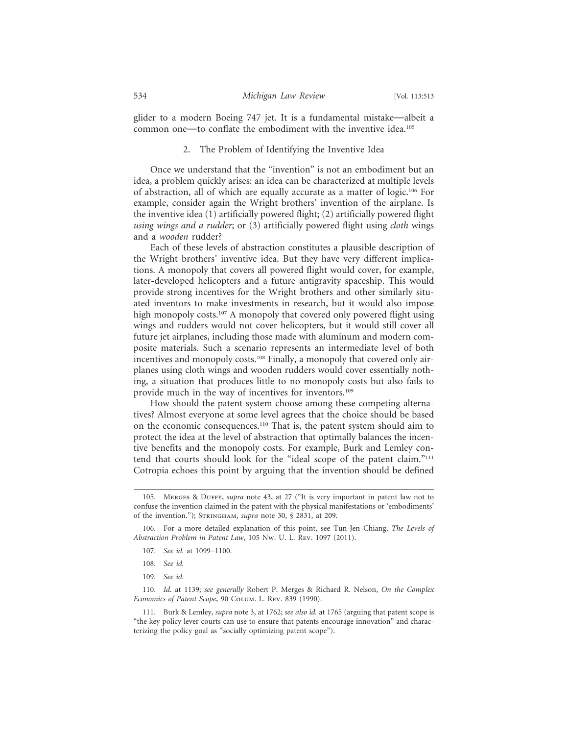glider to a modern Boeing 747 jet. It is a fundamental mistake—albeit a common one—to conflate the embodiment with the inventive idea.[105]

### 2. The Problem of Identifying the Inventive Idea

Once we understand that the "invention" is not an embodiment but an idea, a problem quickly arises: an idea can be characterized at multiple levels of abstraction, all of which are equally accurate as a matter of logic.[106] For example, consider again the Wright brothers' invention of the airplane. Is the inventive idea (1) artificially powered flight; (2) artificially powered flight *using wings and a rudder*; or (3) artificially powered flight using *cloth* wings and a *wooden* rudder?

Each of these levels of abstraction constitutes a plausible description of the Wright brothers' inventive idea. But they have very different implications. A monopoly that covers all powered flight would cover, for example, later-developed helicopters and a future antigravity spaceship. This would provide strong incentives for the Wright brothers and other similarly situated inventors to make investments in research, but it would also impose high monopoly costs.[107] A monopoly that covered only powered flight using wings and rudders would not cover helicopters, but it would still cover all future jet airplanes, including those made with aluminum and modern composite materials. Such a scenario represents an intermediate level of both incentives and monopoly costs.[108] Finally, a monopoly that covered only airplanes using cloth wings and wooden rudders would cover essentially nothing, a situation that produces little to no monopoly costs but also fails to provide much in the way of incentives for inventors.[109]

How should the patent system choose among these competing alternatives? Almost everyone at some level agrees that the choice should be based on the economic consequences.[110] That is, the patent system should aim to protect the idea at the level of abstraction that optimally balances the incentive benefits and the monopoly costs. For example, Burk and Lemley contend that courts should look for the "ideal scope of the patent claim."[111] Cotropia echoes this point by arguing that the invention should be defined

---

105. Merges & Duffy, *supra* note 43, at 27 ("It is very important in patent law not to confuse the invention claimed in the patent with the physical manifestations or 'embodiments' of the invention."); Stringham, *supra* note 30, § 2831, at 209.

106. For a more detailed explanation of this point, see Tun-Jen Chiang, *The Levels of Abstraction Problem in Patent Law*, 105 Nw. U. L. Rev. 1097 (2011).

107. *See id.* at 1099–1100.

108. *See id.*

109. *See id.*

110. *Id.* at 1139; *see generally* Robert P. Merges & Richard R. Nelson, *On the Complex Economics of Patent Scope*, 90 Colum. L. Rev. 839 (1990).

111. Burk & Lemley, *supra* note 3, at 1762; *see also id.* at 1765 (arguing that patent scope is "the key policy lever courts can use to ensure that patents encourage innovation" and characterizing the policy goal as "socially optimizing patent scope").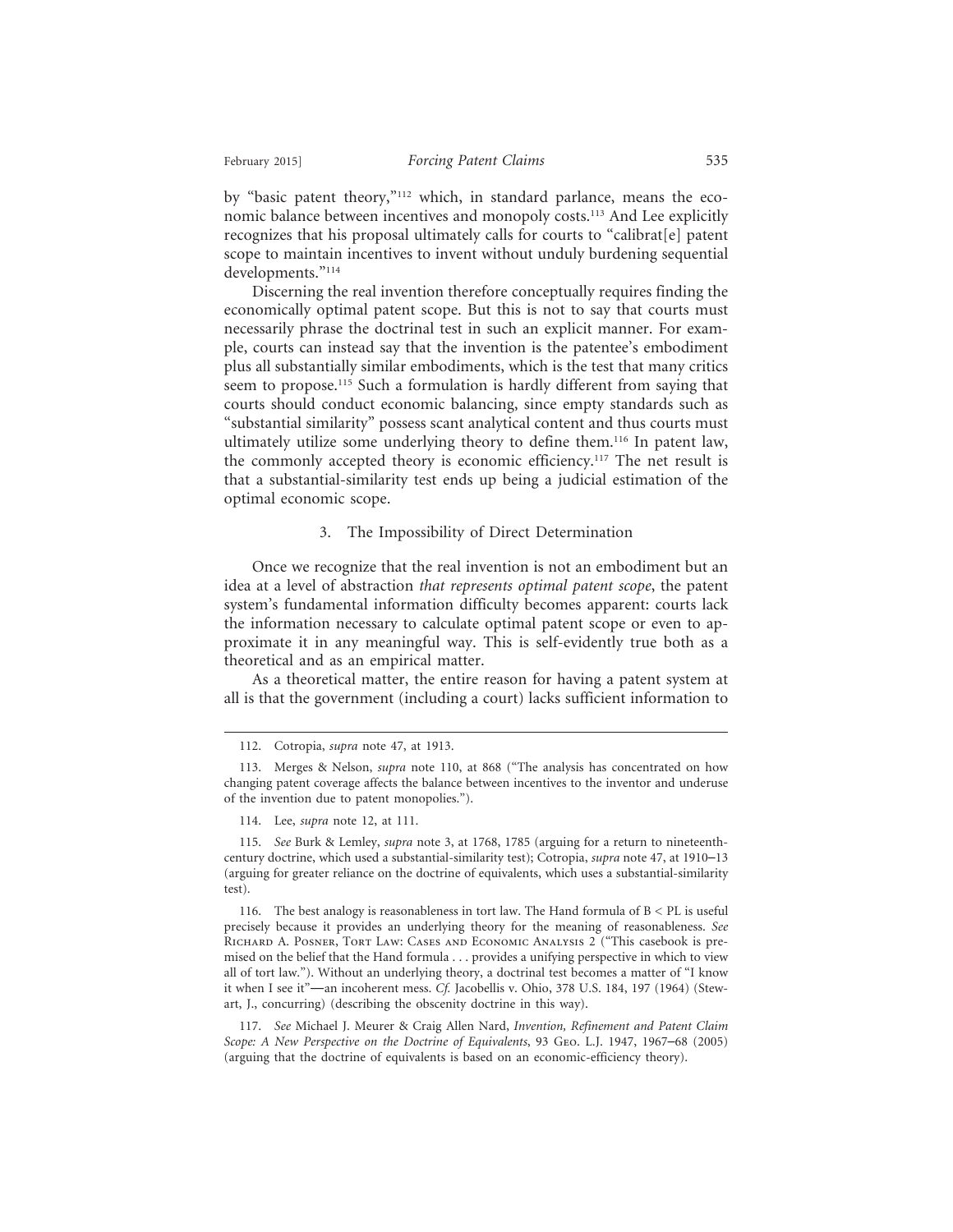by "basic patent theory,"[112] which, in standard parlance, means the economic balance between incentives and monopoly costs.[113] And Lee explicitly recognizes that his proposal ultimately calls for courts to "calibrat[e] patent scope to maintain incentives to invent without unduly burdening sequential developments."[114]

Discerning the real invention therefore conceptually requires finding the economically optimal patent scope. But this is not to say that courts must necessarily phrase the doctrinal test in such an explicit manner. For example, courts can instead say that the invention is the patentee's embodiment plus all substantially similar embodiments, which is the test that many critics seem to propose.[115] Such a formulation is hardly different from saying that courts should conduct economic balancing, since empty standards such as "substantial similarity" possess scant analytical content and thus courts must ultimately utilize some underlying theory to define them.[116] In patent law, the commonly accepted theory is economic efficiency.[117] The net result is that a substantial-similarity test ends up being a judicial estimation of the optimal economic scope.

### 3. The Impossibility of Direct Determination

Once we recognize that the real invention is not an embodiment but an idea at a level of abstraction *that represents optimal patent scope*, the patent system's fundamental information difficulty becomes apparent: courts lack the information necessary to calculate optimal patent scope or even to approximate it in any meaningful way. This is self-evidently true both as a theoretical and as an empirical matter.

As a theoretical matter, the entire reason for having a patent system at all is that the government (including a court) lacks sufficient information to

---

112. Cotropia, *supra* note 47, at 1913.

113. Merges & Nelson, *supra* note 110, at 868 ("The analysis has concentrated on how changing patent coverage affects the balance between incentives to the inventor and underuse of the invention due to patent monopolies.").

114. Lee, *supra* note 12, at 111.

115. *See* Burk & Lemley, *supra* note 3, at 1768, 1785 (arguing for a return to nineteenth-century doctrine, which used a substantial-similarity test); Cotropia, *supra* note 47, at 1910–13 (arguing for greater reliance on the doctrine of equivalents, which uses a substantial-similarity test).

116. The best analogy is reasonableness in tort law. The Hand formula of B < PL is useful precisely because it provides an underlying theory for the meaning of reasonableness. *See* Richard A. Posner, Tort Law: Cases and Economic Analysis 2 ("This casebook is premised on the belief that the Hand formula . . . provides a unifying perspective in which to view all of tort law."). Without an underlying theory, a doctrinal test becomes a matter of "I know it when I see it"—an incoherent mess. *Cf.* Jacobellis v. Ohio, 378 U.S. 184, 197 (1964) (Stewart, J., concurring) (describing the obscenity doctrine in this way).

117. *See* Michael J. Meurer & Craig Allen Nard, *Invention, Refinement and Patent Claim Scope: A New Perspective on the Doctrine of Equivalents*, 93 Geo. L.J. 1947, 1967–68 (2005) (arguing that the doctrine of equivalents is based on an economic-efficiency theory).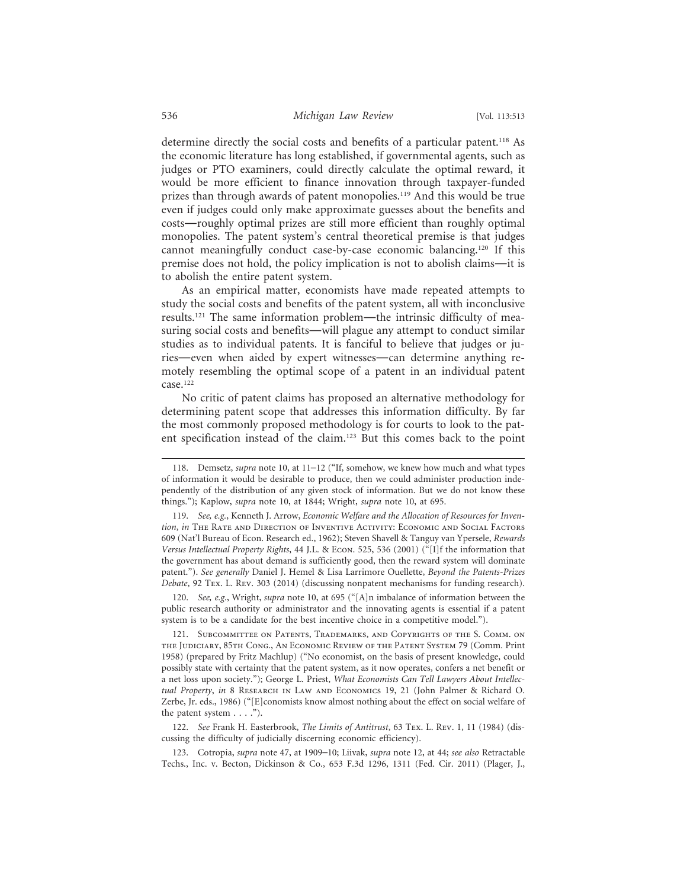determine directly the social costs and benefits of a particular patent.[118] As the economic literature has long established, if governmental agents, such as judges or PTO examiners, could directly calculate the optimal reward, it would be more efficient to finance innovation through taxpayer-funded prizes than through awards of patent monopolies.[119] And this would be true even if judges could only make approximate guesses about the benefits and costs—roughly optimal prizes are still more efficient than roughly optimal monopolies. The patent system's central theoretical premise is that judges cannot meaningfully conduct case-by-case economic balancing.[120] If this premise does not hold, the policy implication is not to abolish claims—it is to abolish the entire patent system.

As an empirical matter, economists have made repeated attempts to study the social costs and benefits of the patent system, all with inconclusive results.[121] The same information problem—the intrinsic difficulty of measuring social costs and benefits—will plague any attempt to conduct similar studies as to individual patents. It is fanciful to believe that judges or juries—even when aided by expert witnesses—can determine anything remotely resembling the optimal scope of a patent in an individual patent case.[122]

No critic of patent claims has proposed an alternative methodology for determining patent scope that addresses this information difficulty. By far the most commonly proposed methodology is for courts to look to the patent specification instead of the claim.[123] But this comes back to the point

---

118. Demsetz, *supra* note 10, at 11–12 ("If, somehow, we knew how much and what types of information it would be desirable to produce, then we could administer production independently of the distribution of any given stock of information. But we do not know these things."); Kaplow, *supra* note 10, at 1844; Wright, *supra* note 10, at 695.

119. *See, e.g.*, Kenneth J. Arrow, *Economic Welfare and the Allocation of Resources for Invention*, *in* The Rate and Direction of Inventive Activity: Economic and Social Factors 609 (Nat'l Bureau of Econ. Research ed., 1962); Steven Shavell & Tanguy van Ypersele, *Rewards Versus Intellectual Property Rights*, 44 J.L. & Econ. 525, 536 (2001) ("[I]f the information that the government has about demand is sufficiently good, then the reward system will dominate patent."). *See generally* Daniel J. Hemel & Lisa Larrimore Ouellette, *Beyond the Patents-Prizes Debate*, 92 Tex. L. Rev. 303 (2014) (discussing nonpatent mechanisms for funding research).

120. *See, e.g.*, Wright, *supra* note 10, at 695 ("[A]n imbalance of information between the public research authority or administrator and the innovating agents is essential if a patent system is to be a candidate for the best incentive choice in a competitive model.").

121. Subcommittee on Patents, Trademarks, and Copyrights of the S. Comm. on the Judiciary, 85th Cong., An Economic Review of the Patent System 79 (Comm. Print 1958) (prepared by Fritz Machlup) ("No economist, on the basis of present knowledge, could possibly state with certainty that the patent system, as it now operates, confers a net benefit or a net loss upon society."); George L. Priest, *What Economists Can Tell Lawyers About Intellectual Property*, *in* 8 Research in Law and Economics 19, 21 (John Palmer & Richard O. Zerbe, Jr. eds., 1986) ("[E]conomists know almost nothing about the effect on social welfare of the patent system . . . .").

122. *See* Frank H. Easterbrook, *The Limits of Antitrust*, 63 Tex. L. Rev. 1, 11 (1984) (discussing the difficulty of judicially discerning economic efficiency).

123. Cotropia, *supra* note 47, at 1909–10; Liivak, *supra* note 12, at 44; *see also* Retractable Techs., Inc. v. Becton, Dickinson & Co., 653 F.3d 1296, 1311 (Fed. Cir. 2011) (Plager, J.,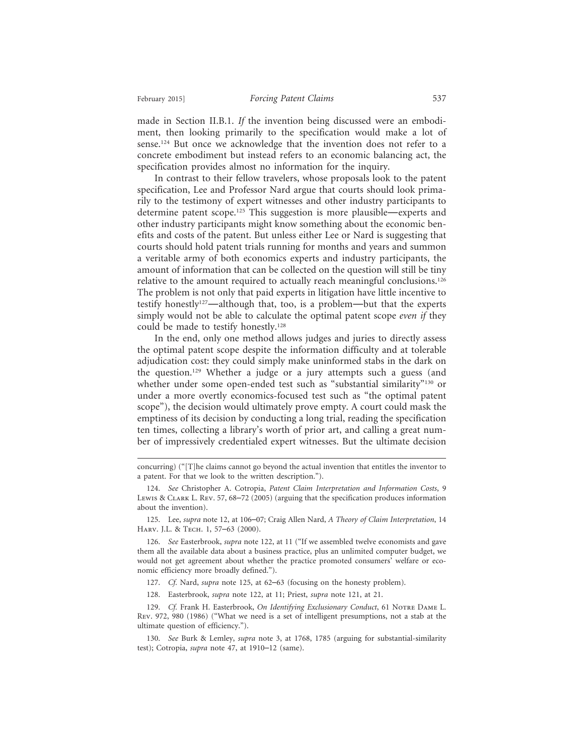made in Section II.B.1. *If* the invention being discussed were an embodiment, then looking primarily to the specification would make a lot of sense.[124] But once we acknowledge that the invention does not refer to a concrete embodiment but instead refers to an economic balancing act, the specification provides almost no information for the inquiry.

In contrast to their fellow travelers, whose proposals look to the patent specification, Lee and Professor Nard argue that courts should look primarily to the testimony of expert witnesses and other industry participants to determine patent scope.[125] This suggestion is more plausible—experts and other industry participants might know something about the economic benefits and costs of the patent. But unless either Lee or Nard is suggesting that courts should hold patent trials running for months and years and summon a veritable army of both economics experts and industry participants, the amount of information that can be collected on the question will still be tiny relative to the amount required to actually reach meaningful conclusions.[126] The problem is not only that paid experts in litigation have little incentive to testify honestly[127]—although that, too, is a problem—but that the experts simply would not be able to calculate the optimal patent scope *even if* they could be made to testify honestly.[128]

In the end, only one method allows judges and juries to directly assess the optimal patent scope despite the information difficulty and at tolerable adjudication cost: they could simply make uninformed stabs in the dark on the question.[129] Whether a judge or a jury attempts such a guess (and whether under some open-ended test such as "substantial similarity"[130] or under a more overtly economics-focused test such as "the optimal patent scope"), the decision would ultimately prove empty. A court could mask the emptiness of its decision by conducting a long trial, reading the specification ten times, collecting a library's worth of prior art, and calling a great number of impressively credentialed expert witnesses. But the ultimate decision

---

concurring) ("[T]he claims cannot go beyond the actual invention that entitles the inventor to a patent. For that we look to the written description.").

124. *See* Christopher A. Cotropia, *Patent Claim Interpretation and Information Costs*, 9 Lewis & Clark L. Rev. 57, 68–72 (2005) (arguing that the specification produces information about the invention).

125. Lee, *supra* note 12, at 106–07; Craig Allen Nard, *A Theory of Claim Interpretation*, 14 Harv. J.L. & Tech. 1, 57–63 (2000).

126. *See* Easterbrook, *supra* note 122, at 11 ("If we assembled twelve economists and gave them all the available data about a business practice, plus an unlimited computer budget, we would not get agreement about whether the practice promoted consumers' welfare or economic efficiency more broadly defined.").

127. *Cf.* Nard, *supra* note 125, at 62–63 (focusing on the honesty problem).

128. Easterbrook, *supra* note 122, at 11; Priest, *supra* note 121, at 21.

129. *Cf.* Frank H. Easterbrook, *On Identifying Exclusionary Conduct*, 61 Notre Dame L. Rev. 972, 980 (1986) ("What we need is a set of intelligent presumptions, not a stab at the ultimate question of efficiency.").

130. *See* Burk & Lemley, *supra* note 3, at 1768, 1785 (arguing for substantial-similarity test); Cotropia, *supra* note 47, at 1910–12 (same).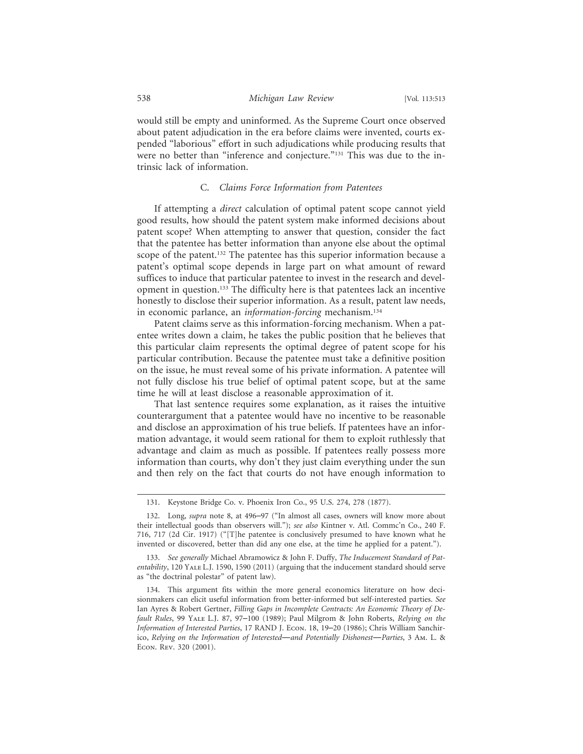would still be empty and uninformed. As the Supreme Court once observed about patent adjudication in the era before claims were invented, courts expended "laborious" effort in such adjudications while producing results that were no better than "inference and conjecture."[131] This was due to the intrinsic lack of information.

### C. *Claims Force Information from Patentees*

If attempting a *direct* calculation of optimal patent scope cannot yield good results, how should the patent system make informed decisions about patent scope? When attempting to answer that question, consider the fact that the patentee has better information than anyone else about the optimal scope of the patent.[132] The patentee has this superior information because a patent's optimal scope depends in large part on what amount of reward suffices to induce that particular patentee to invest in the research and development in question.[133] The difficulty here is that patentees lack an incentive honestly to disclose their superior information. As a result, patent law needs, in economic parlance, an *information-forcing* mechanism.[134]

Patent claims serve as this information-forcing mechanism. When a patentee writes down a claim, he takes the public position that he believes that this particular claim represents the optimal degree of patent scope for his particular contribution. Because the patentee must take a definitive position on the issue, he must reveal some of his private information. A patentee will not fully disclose his true belief of optimal patent scope, but at the same time he will at least disclose a reasonable approximation of it.

That last sentence requires some explanation, as it raises the intuitive counterargument that a patentee would have no incentive to be reasonable and disclose an approximation of his true beliefs. If patentees have an information advantage, it would seem rational for them to exploit ruthlessly that advantage and claim as much as possible. If patentees really possess more information than courts, why don't they just claim everything under the sun and then rely on the fact that courts do not have enough information to

---

131. Keystone Bridge Co. v. Phoenix Iron Co., 95 U.S. 274, 278 (1877).

132. Long, *supra* note 8, at 496–97 ("In almost all cases, owners will know more about their intellectual goods than observers will."); *see also* Kintner v. Atl. Commc'n Co., 240 F. 716, 717 (2d Cir. 1917) ("[T]he patentee is conclusively presumed to have known what he invented or discovered, better than did any one else, at the time he applied for a patent.").

133. *See generally* Michael Abramowicz & John F. Duffy, *The Inducement Standard of Patentability*, 120 Yale L.J. 1590, 1590 (2011) (arguing that the inducement standard should serve as "the doctrinal polestar" of patent law).

134. This argument fits within the more general economics literature on how decisionmakers can elicit useful information from better-informed but self-interested parties. *See* Ian Ayres & Robert Gertner, *Filling Gaps in Incomplete Contracts: An Economic Theory of Default Rules*, 99 Yale L.J. 87, 97–100 (1989); Paul Milgrom & John Roberts, *Relying on the Information of Interested Parties*, 17 RAND J. Econ. 18, 19–20 (1986); Chris William Sanchirico, *Relying on the Information of Interested—and Potentially Dishonest—Parties*, 3 Am. L. & Econ. Rev. 320 (2001).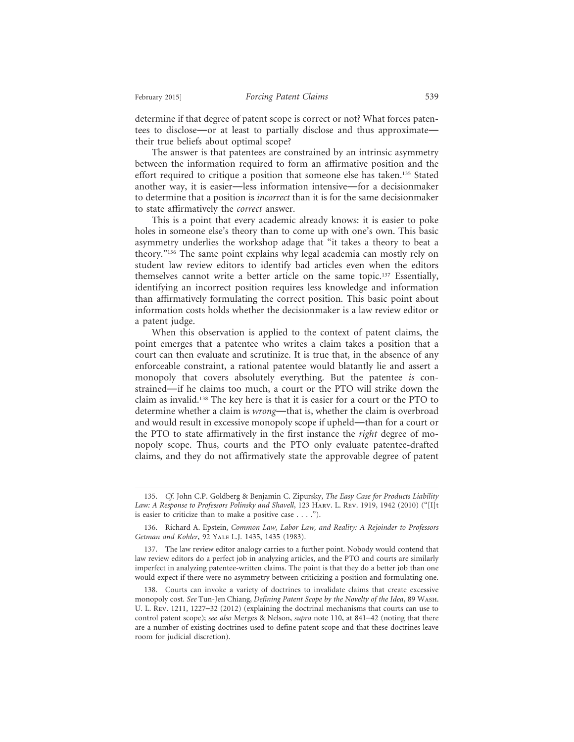determine if that degree of patent scope is correct or not? What forces patentees to disclose—or at least to partially disclose and thus approximate—their true beliefs about optimal scope?

The answer is that patentees are constrained by an intrinsic asymmetry between the information required to form an affirmative position and the effort required to critique a position that someone else has taken.[135] Stated another way, it is easier—less information intensive—for a decisionmaker to determine that a position is *incorrect* than it is for the same decisionmaker to state affirmatively the *correct* answer.

This is a point that every academic already knows: it is easier to poke holes in someone else's theory than to come up with one's own. This basic asymmetry underlies the workshop adage that "it takes a theory to beat a theory."[136] The same point explains why legal academia can mostly rely on student law review editors to identify bad articles even when the editors themselves cannot write a better article on the same topic.[137] Essentially, identifying an incorrect position requires less knowledge and information than affirmatively formulating the correct position. This basic point about information costs holds whether the decisionmaker is a law review editor or a patent judge.

When this observation is applied to the context of patent claims, the point emerges that a patentee who writes a claim takes a position that a court can then evaluate and scrutinize. It is true that, in the absence of any enforceable constraint, a rational patentee would blatantly lie and assert a monopoly that covers absolutely everything. But the patentee *is* constrained—if he claims too much, a court or the PTO will strike down the claim as invalid.[138] The key here is that it is easier for a court or the PTO to determine whether a claim is *wrong*—that is, whether the claim is overbroad and would result in excessive monopoly scope if upheld—than for a court or the PTO to state affirmatively in the first instance the *right* degree of monopoly scope. Thus, courts and the PTO only evaluate patentee-drafted claims, and they do not affirmatively state the approvable degree of patent

---

135. *Cf.* John C.P. Goldberg & Benjamin C. Zipursky, *The Easy Case for Products Liability Law: A Response to Professors Polinsky and Shavell*, 123 Harv. L. Rev. 1919, 1942 (2010) ("[I]t is easier to criticize than to make a positive case . . . .").

136. Richard A. Epstein, *Common Law, Labor Law, and Reality: A Rejoinder to Professors Getman and Kohler*, 92 Yale L.J. 1435, 1435 (1983).

137. The law review editor analogy carries to a further point. Nobody would contend that law review editors do a perfect job in analyzing articles, and the PTO and courts are similarly imperfect in analyzing patentee-written claims. The point is that they do a better job than one would expect if there were no asymmetry between criticizing a position and formulating one.

138. Courts can invoke a variety of doctrines to invalidate claims that create excessive monopoly cost. *See* Tun-Jen Chiang, *Defining Patent Scope by the Novelty of the Idea*, 89 Wash. U. L. Rev. 1211, 1227–32 (2012) (explaining the doctrinal mechanisms that courts can use to control patent scope); *see also* Merges & Nelson, *supra* note 110, at 841–42 (noting that there are a number of existing doctrines used to define patent scope and that these doctrines leave room for judicial discretion).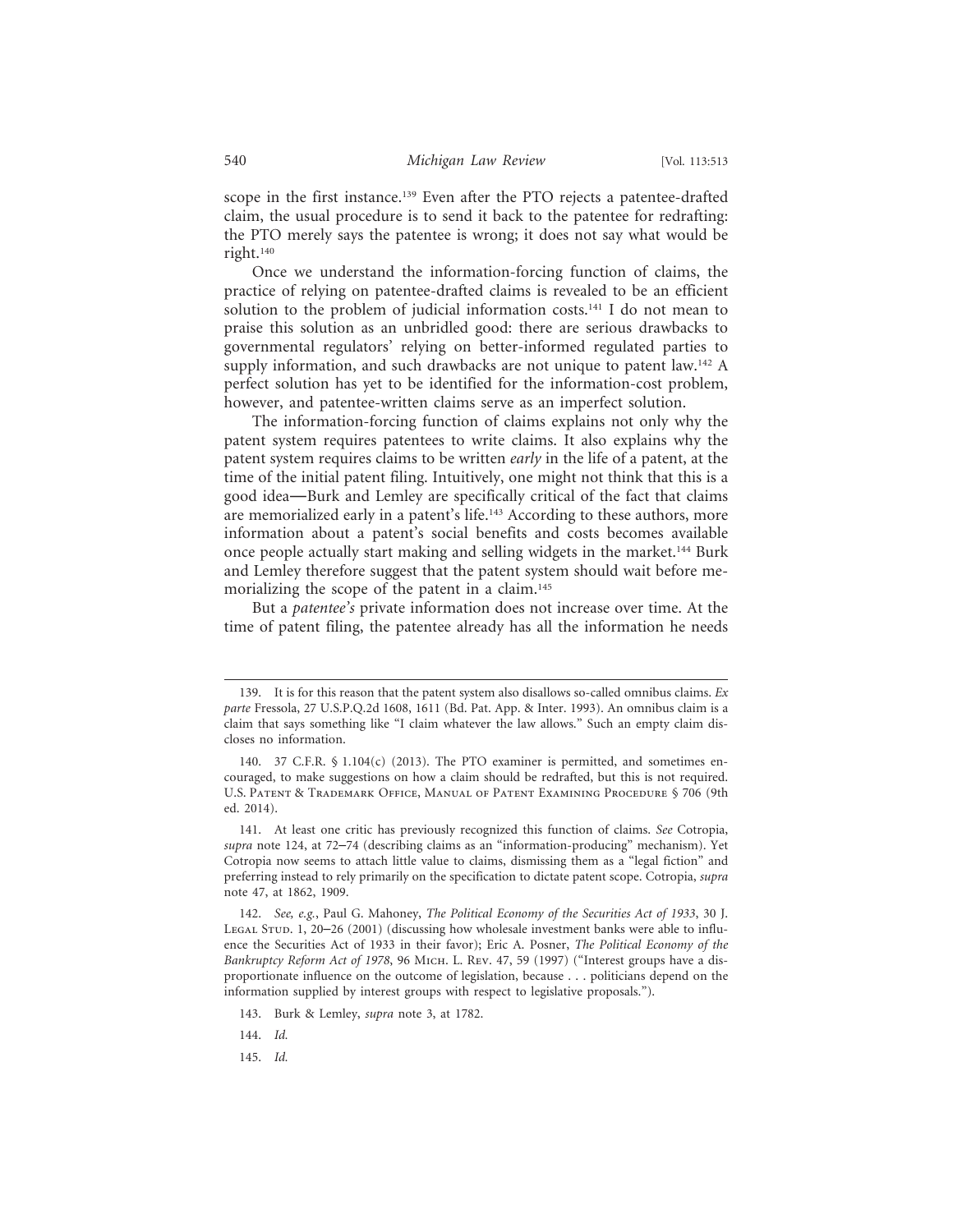scope in the first instance.[139] Even after the PTO rejects a patentee-drafted claim, the usual procedure is to send it back to the patentee for redrafting: the PTO merely says the patentee is wrong; it does not say what would be right.[140]

Once we understand the information-forcing function of claims, the practice of relying on patentee-drafted claims is revealed to be an efficient solution to the problem of judicial information costs.[141] I do not mean to praise this solution as an unbridled good: there are serious drawbacks to governmental regulators' relying on better-informed regulated parties to supply information, and such drawbacks are not unique to patent law.[142] A perfect solution has yet to be identified for the information-cost problem, however, and patentee-written claims serve as an imperfect solution.

The information-forcing function of claims explains not only why the patent system requires patentees to write claims. It also explains why the patent system requires claims to be written *early* in the life of a patent, at the time of the initial patent filing. Intuitively, one might not think that this is a good idea—Burk and Lemley are specifically critical of the fact that claims are memorialized early in a patent's life.[143] According to these authors, more information about a patent's social benefits and costs becomes available once people actually start making and selling widgets in the market.[144] Burk and Lemley therefore suggest that the patent system should wait before memorializing the scope of the patent in a claim.[145]

But a *patentee's* private information does not increase over time. At the time of patent filing, the patentee already has all the information he needs

---

139. It is for this reason that the patent system also disallows so-called omnibus claims. *Ex parte* Fressola, 27 U.S.P.Q.2d 1608, 1611 (Bd. Pat. App. & Inter. 1993). An omnibus claim is a claim that says something like "I claim whatever the law allows." Such an empty claim discloses no information.

140. 37 C.F.R. § 1.104(c) (2013). The PTO examiner is permitted, and sometimes encouraged, to make suggestions on how a claim should be redrafted, but this is not required. U.S. Patent & Trademark Office, Manual of Patent Examining Procedure § 706 (9th ed. 2014).

141. At least one critic has previously recognized this function of claims. *See* Cotropia, *supra* note 124, at 72–74 (describing claims as an "information-producing" mechanism). Yet Cotropia now seems to attach little value to claims, dismissing them as a "legal fiction" and preferring instead to rely primarily on the specification to dictate patent scope. Cotropia, *supra* note 47, at 1862, 1909.

142. *See, e.g.*, Paul G. Mahoney, *The Political Economy of the Securities Act of 1933*, 30 J. Legal Stud. 1, 20–26 (2001) (discussing how wholesale investment banks were able to influence the Securities Act of 1933 in their favor); Eric A. Posner, *The Political Economy of the Bankruptcy Reform Act of 1978*, 96 Mich. L. Rev. 47, 59 (1997) ("Interest groups have a disproportionate influence on the outcome of legislation, because . . . politicians depend on the information supplied by interest groups with respect to legislative proposals.").

143. Burk & Lemley, *supra* note 3, at 1782.

144. *Id.*

145. *Id.*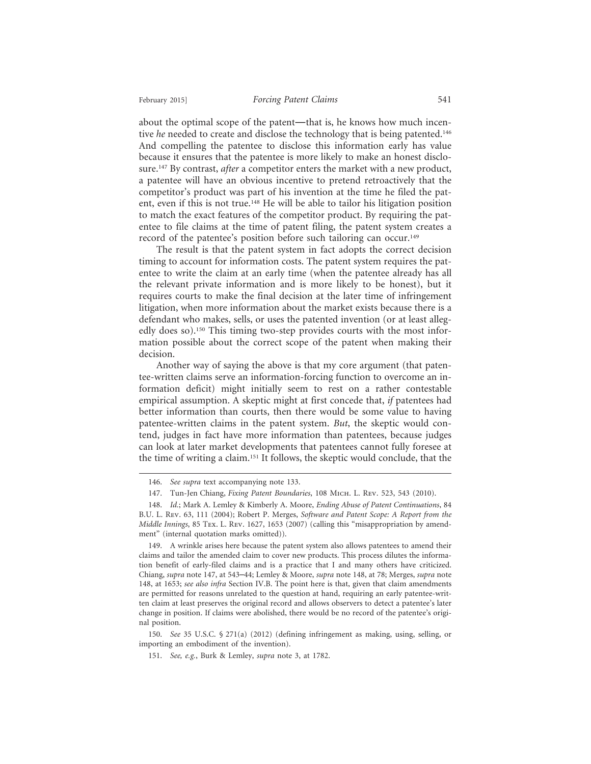about the optimal scope of the patent—that is, he knows how much incentive *he* needed to create and disclose the technology that is being patented.[146] And compelling the patentee to disclose this information early has value because it ensures that the patentee is more likely to make an honest disclosure.[147] By contrast, *after* a competitor enters the market with a new product, a patentee will have an obvious incentive to pretend retroactively that the competitor's product was part of his invention at the time he filed the patent, even if this is not true.[148] He will be able to tailor his litigation position to match the exact features of the competitor product. By requiring the patentee to file claims at the time of patent filing, the patent system creates a record of the patentee's position before such tailoring can occur.[149]

The result is that the patent system in fact adopts the correct decision timing to account for information costs. The patent system requires the patentee to write the claim at an early time (when the patentee already has all the relevant private information and is more likely to be honest), but it requires courts to make the final decision at the later time of infringement litigation, when more information about the market exists because there is a defendant who makes, sells, or uses the patented invention (or at least allegedly does so).[150] This timing two-step provides courts with the most information possible about the correct scope of the patent when making their decision.

Another way of saying the above is that my core argument (that patentee-written claims serve an information-forcing function to overcome an information deficit) might initially seem to rest on a rather contestable empirical assumption. A skeptic might at first concede that, *if* patentees had better information than courts, then there would be some value to having patentee-written claims in the patent system. *But*, the skeptic would contend, judges in fact have more information than patentees, because judges can look at later market developments that patentees cannot fully foresee at the time of writing a claim.[151] It follows, the skeptic would conclude, that the

---

146. *See supra* text accompanying note 133.

147. Tun-Jen Chiang, *Fixing Patent Boundaries*, 108 Mich. L. Rev. 523, 543 (2010).

148. *Id.*; Mark A. Lemley & Kimberly A. Moore, *Ending Abuse of Patent Continuations*, 84 B.U. L. Rev. 63, 111 (2004); Robert P. Merges, *Software and Patent Scope: A Report from the Middle Innings*, 85 Tex. L. Rev. 1627, 1653 (2007) (calling this "misappropriation by amendment" (internal quotation marks omitted)).

149. A wrinkle arises here because the patent system also allows patentees to amend their claims and tailor the amended claim to cover new products. This process dilutes the information benefit of early-filed claims and is a practice that I and many others have criticized. Chiang, *supra* note 147, at 543–44; Lemley & Moore, *supra* note 148, at 78; Merges, *supra* note 148, at 1653; *see also infra* Section IV.B. The point here is that, given that claim amendments are permitted for reasons unrelated to the question at hand, requiring an early patentee-written claim at least preserves the original record and allows observers to detect a patentee's later change in position. If claims were abolished, there would be no record of the patentee's original position.

150. *See* 35 U.S.C. § 271(a) (2012) (defining infringement as making, using, selling, or importing an embodiment of the invention).

151. *See, e.g.*, Burk & Lemley, *supra* note 3, at 1782.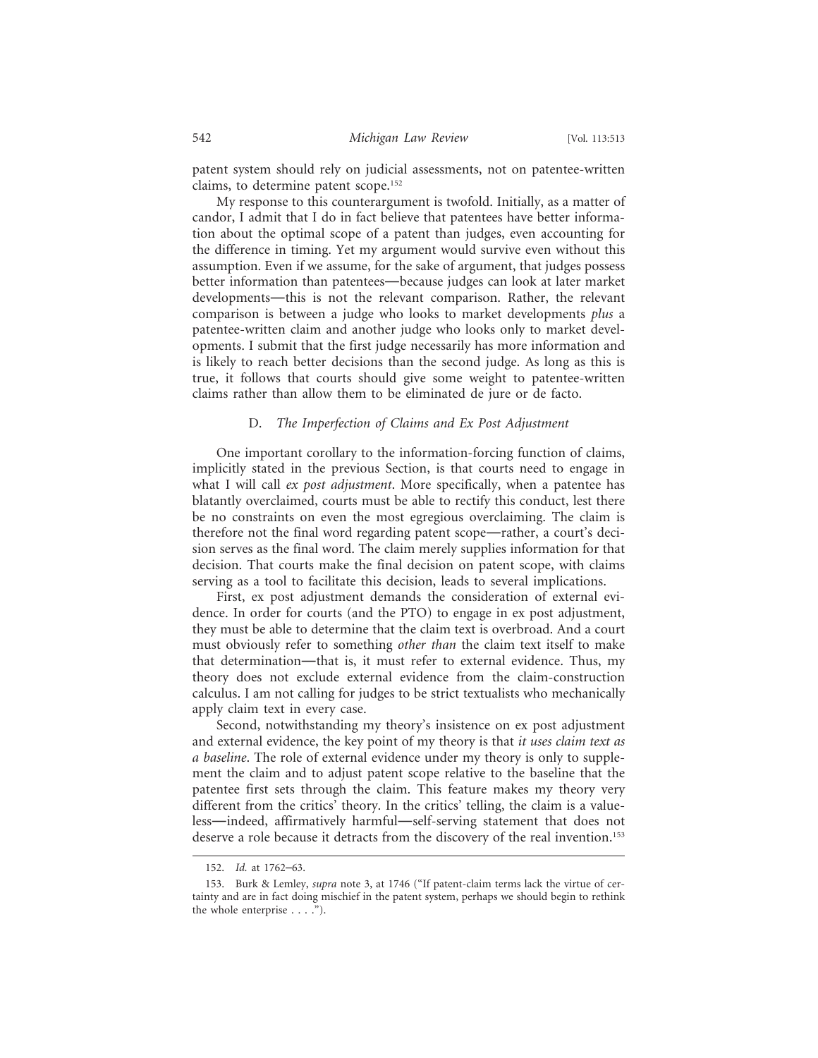patent system should rely on judicial assessments, not on patentee-written claims, to determine patent scope.[152]

My response to this counterargument is twofold. Initially, as a matter of candor, I admit that I do in fact believe that patentees have better information about the optimal scope of a patent than judges, even accounting for the difference in timing. Yet my argument would survive even without this assumption. Even if we assume, for the sake of argument, that judges possess better information than patentees—because judges can look at later market developments—this is not the relevant comparison. Rather, the relevant comparison is between a judge who looks to market developments *plus* a patentee-written claim and another judge who looks only to market developments. I submit that the first judge necessarily has more information and is likely to reach better decisions than the second judge. As long as this is true, it follows that courts should give some weight to patentee-written claims rather than allow them to be eliminated de jure or de facto.

### D. *The Imperfection of Claims and Ex Post Adjustment*

One important corollary to the information-forcing function of claims, implicitly stated in the previous Section, is that courts need to engage in what I will call *ex post adjustment*. More specifically, when a patentee has blatantly overclaimed, courts must be able to rectify this conduct, lest there be no constraints on even the most egregious overclaiming. The claim is therefore not the final word regarding patent scope—rather, a court's decision serves as the final word. The claim merely supplies information for that decision. That courts make the final decision on patent scope, with claims serving as a tool to facilitate this decision, leads to several implications.

First, ex post adjustment demands the consideration of external evidence. In order for courts (and the PTO) to engage in ex post adjustment, they must be able to determine that the claim text is overbroad. And a court must obviously refer to something *other than* the claim text itself to make that determination—that is, it must refer to external evidence. Thus, my theory does not exclude external evidence from the claim-construction calculus. I am not calling for judges to be strict textualists who mechanically apply claim text in every case.

Second, notwithstanding my theory's insistence on ex post adjustment and external evidence, the key point of my theory is that *it uses claim text as a baseline*. The role of external evidence under my theory is only to supplement the claim and to adjust patent scope relative to the baseline that the patentee first sets through the claim. This feature makes my theory very different from the critics' theory. In the critics' telling, the claim is a valueless—indeed, affirmatively harmful—self-serving statement that does not deserve a role because it detracts from the discovery of the real invention.[153]

---

152. *Id.* at 1762–63.

153. Burk & Lemley, *supra* note 3, at 1746 ("If patent-claim terms lack the virtue of certainty and are in fact doing mischief in the patent system, perhaps we should begin to rethink the whole enterprise . . . .").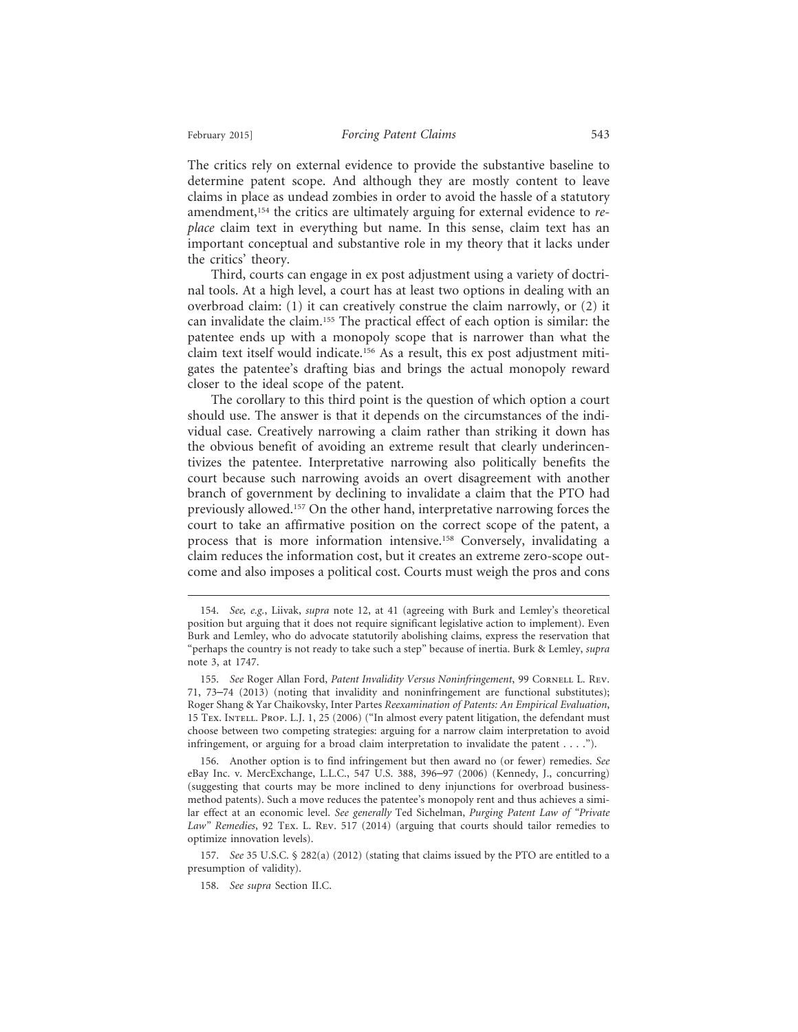The critics rely on external evidence to provide the substantive baseline to determine patent scope. And although they are mostly content to leave claims in place as undead zombies in order to avoid the hassle of a statutory amendment,[154] the critics are ultimately arguing for external evidence to *replace* claim text in everything but name. In this sense, claim text has an important conceptual and substantive role in my theory that it lacks under the critics' theory.

Third, courts can engage in ex post adjustment using a variety of doctrinal tools. At a high level, a court has at least two options in dealing with an overbroad claim: (1) it can creatively construe the claim narrowly, or (2) it can invalidate the claim.[155] The practical effect of each option is similar: the patentee ends up with a monopoly scope that is narrower than what the claim text itself would indicate.[156] As a result, this ex post adjustment mitigates the patentee's drafting bias and brings the actual monopoly reward closer to the ideal scope of the patent.

The corollary to this third point is the question of which option a court should use. The answer is that it depends on the circumstances of the individual case. Creatively narrowing a claim rather than striking it down has the obvious benefit of avoiding an extreme result that clearly underincentivizes the patentee. Interpretative narrowing also politically benefits the court because such narrowing avoids an overt disagreement with another branch of government by declining to invalidate a claim that the PTO had previously allowed.[157] On the other hand, interpretative narrowing forces the court to take an affirmative position on the correct scope of the patent, a process that is more information intensive.[158] Conversely, invalidating a claim reduces the information cost, but it creates an extreme zero-scope outcome and also imposes a political cost. Courts must weigh the pros and cons

---

154. *See, e.g.*, Liivak, *supra* note 12, at 41 (agreeing with Burk and Lemley's theoretical position but arguing that it does not require significant legislative action to implement). Even Burk and Lemley, who do advocate statutorily abolishing claims, express the reservation that "perhaps the country is not ready to take such a step" because of inertia. Burk & Lemley, *supra* note 3, at 1747.

155. *See* Roger Allan Ford, *Patent Invalidity Versus Noninfringement*, 99 Cornell L. Rev. 71, 73–74 (2013) (noting that invalidity and noninfringement are functional substitutes); Roger Shang & Yar Chaikovsky, Inter Partes *Reexamination of Patents: An Empirical Evaluation*, 15 Tex. Intell. Prop. L.J. 1, 25 (2006) ("In almost every patent litigation, the defendant must choose between two competing strategies: arguing for a narrow claim interpretation to avoid infringement, or arguing for a broad claim interpretation to invalidate the patent . . . .").

156. Another option is to find infringement but then award no (or fewer) remedies. *See* eBay Inc. v. MercExchange, L.L.C., 547 U.S. 388, 396–97 (2006) (Kennedy, J., concurring) (suggesting that courts may be more inclined to deny injunctions for overbroad business-method patents). Such a move reduces the patentee's monopoly rent and thus achieves a similar effect at an economic level. *See generally* Ted Sichelman, *Purging Patent Law of "Private Law" Remedies*, 92 Tex. L. Rev. 517 (2014) (arguing that courts should tailor remedies to optimize innovation levels).

157. *See* 35 U.S.C. § 282(a) (2012) (stating that claims issued by the PTO are entitled to a presumption of validity).

158. *See supra* Section II.C.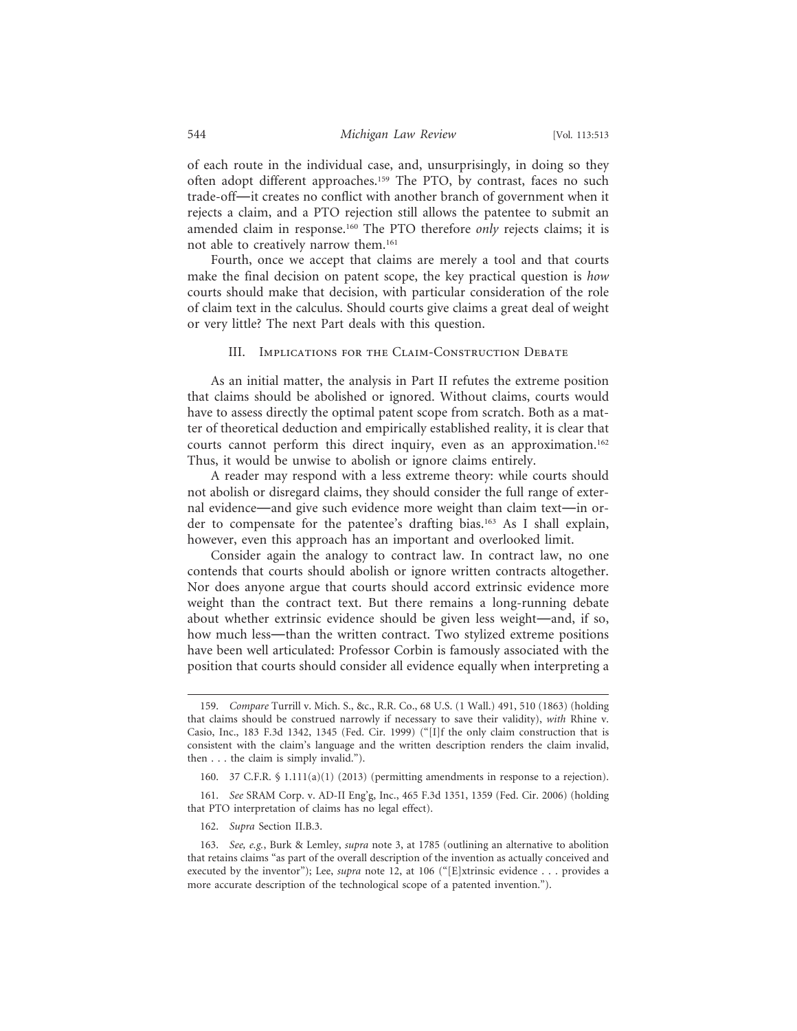of each route in the individual case, and, unsurprisingly, in doing so they often adopt different approaches.[159] The PTO, by contrast, faces no such trade-off—it creates no conflict with another branch of government when it rejects a claim, and a PTO rejection still allows the patentee to submit an amended claim in response.[160] The PTO therefore *only* rejects claims; it is not able to creatively narrow them.[161]

Fourth, once we accept that claims are merely a tool and that courts make the final decision on patent scope, the key practical question is *how* courts should make that decision, with particular consideration of the role of claim text in the calculus. Should courts give claims a great deal of weight or very little? The next Part deals with this question.

## III. Implications for the Claim-Construction Debate

As an initial matter, the analysis in Part II refutes the extreme position that claims should be abolished or ignored. Without claims, courts would have to assess directly the optimal patent scope from scratch. Both as a matter of theoretical deduction and empirically established reality, it is clear that courts cannot perform this direct inquiry, even as an approximation.[162] Thus, it would be unwise to abolish or ignore claims entirely.

A reader may respond with a less extreme theory: while courts should not abolish or disregard claims, they should consider the full range of external evidence—and give such evidence more weight than claim text—in order to compensate for the patentee's drafting bias.[163] As I shall explain, however, even this approach has an important and overlooked limit.

Consider again the analogy to contract law. In contract law, no one contends that courts should abolish or ignore written contracts altogether. Nor does anyone argue that courts should accord extrinsic evidence more weight than the contract text. But there remains a long-running debate about whether extrinsic evidence should be given less weight—and, if so, how much less—than the written contract. Two stylized extreme positions have been well articulated: Professor Corbin is famously associated with the position that courts should consider all evidence equally when interpreting a

---

159. *Compare* Turrill v. Mich. S., &c., R.R. Co., 68 U.S. (1 Wall.) 491, 510 (1863) (holding that claims should be construed narrowly if necessary to save their validity), *with* Rhine v. Casio, Inc., 183 F.3d 1342, 1345 (Fed. Cir. 1999) ("[I]f the only claim construction that is consistent with the claim's language and the written description renders the claim invalid, then . . . the claim is simply invalid.").

160. 37 C.F.R. § 1.111(a)(1) (2013) (permitting amendments in response to a rejection).

161. *See* SRAM Corp. v. AD-II Eng'g, Inc., 465 F.3d 1351, 1359 (Fed. Cir. 2006) (holding that PTO interpretation of claims has no legal effect).

162. *Supra* Section II.B.3.

163. *See, e.g.*, Burk & Lemley, *supra* note 3, at 1785 (outlining an alternative to abolition that retains claims "as part of the overall description of the invention as actually conceived and executed by the inventor"); Lee, *supra* note 12, at 106 ("[E]xtrinsic evidence . . . provides a more accurate description of the technological scope of a patented invention.").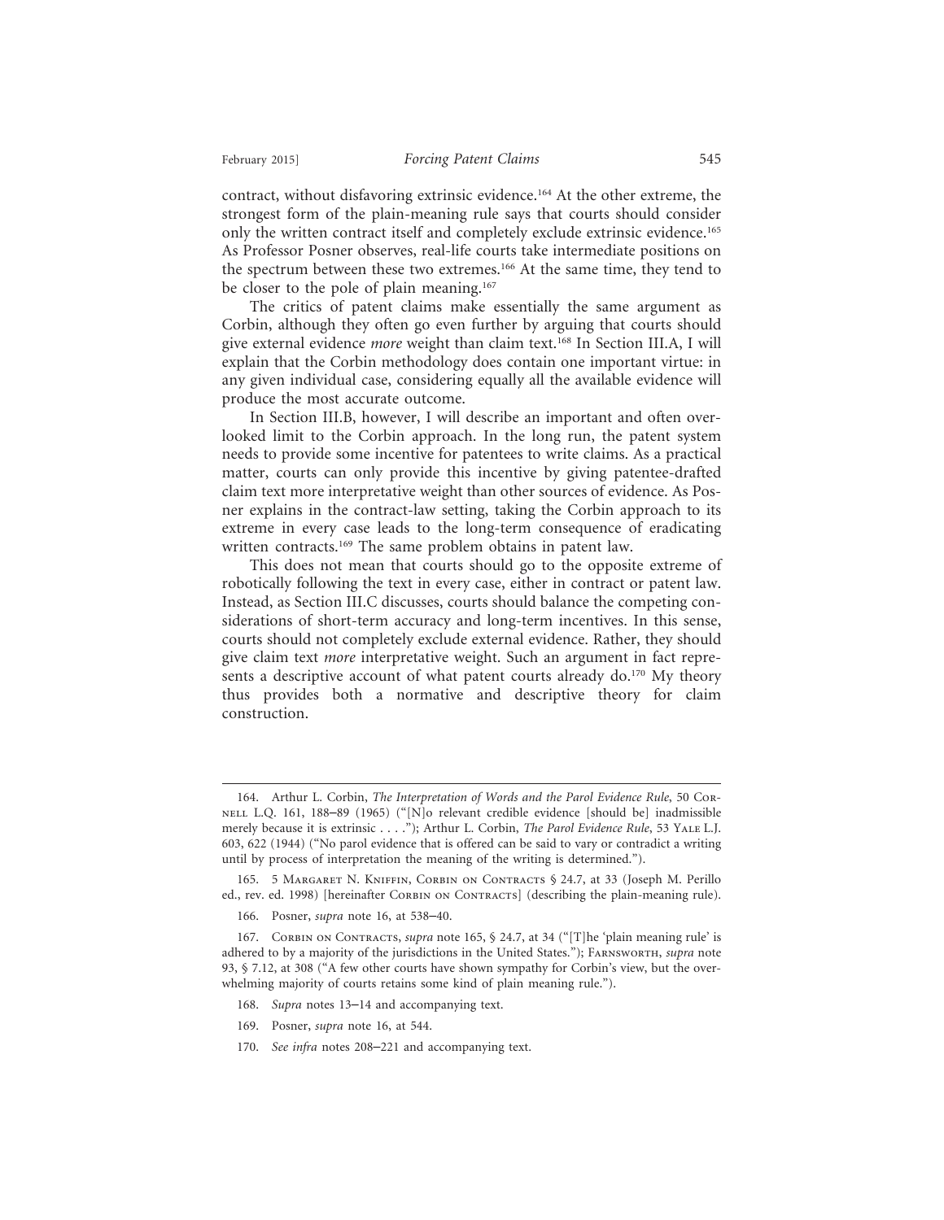contract, without disfavoring extrinsic evidence.[164] At the other extreme, the strongest form of the plain-meaning rule says that courts should consider only the written contract itself and completely exclude extrinsic evidence.[165] As Professor Posner observes, real-life courts take intermediate positions on the spectrum between these two extremes.[166] At the same time, they tend to be closer to the pole of plain meaning.[167]

The critics of patent claims make essentially the same argument as Corbin, although they often go even further by arguing that courts should give external evidence *more* weight than claim text.[168] In Section III.A, I will explain that the Corbin methodology does contain one important virtue: in any given individual case, considering equally all the available evidence will produce the most accurate outcome.

In Section III.B, however, I will describe an important and often overlooked limit to the Corbin approach. In the long run, the patent system needs to provide some incentive for patentees to write claims. As a practical matter, courts can only provide this incentive by giving patentee-drafted claim text more interpretative weight than other sources of evidence. As Posner explains in the contract-law setting, taking the Corbin approach to its extreme in every case leads to the long-term consequence of eradicating written contracts.[169] The same problem obtains in patent law.

This does not mean that courts should go to the opposite extreme of robotically following the text in every case, either in contract or patent law. Instead, as Section III.C discusses, courts should balance the competing considerations of short-term accuracy and long-term incentives. In this sense, courts should not completely exclude external evidence. Rather, they should give claim text *more* interpretative weight. Such an argument in fact represents a descriptive account of what patent courts already do.[170] My theory thus provides both a normative and descriptive theory for claim construction.

---

164. Arthur L. Corbin, *The Interpretation of Words and the Parol Evidence Rule*, 50 Cornell L.Q. 161, 188–89 (1965) ("[N]o relevant credible evidence [should be] inadmissible merely because it is extrinsic . . . ."); Arthur L. Corbin, *The Parol Evidence Rule*, 53 Yale L.J. 603, 622 (1944) ("No parol evidence that is offered can be said to vary or contradict a writing until by process of interpretation the meaning of the writing is determined.").

165. 5 Margaret N. Kniffin, Corbin on Contracts § 24.7, at 33 (Joseph M. Perillo ed., rev. ed. 1998) [hereinafter Corbin on Contracts] (describing the plain-meaning rule).

166. Posner, *supra* note 16, at 538–40.

167. Corbin on Contracts, *supra* note 165, § 24.7, at 34 ("[T]he 'plain meaning rule' is adhered to by a majority of the jurisdictions in the United States."); Farnsworth, *supra* note 93, § 7.12, at 308 ("A few other courts have shown sympathy for Corbin's view, but the overwhelming majority of courts retains some kind of plain meaning rule.").

168. *Supra* notes 13–14 and accompanying text.

169. Posner, *supra* note 16, at 544.

170. *See infra* notes 208–221 and accompanying text.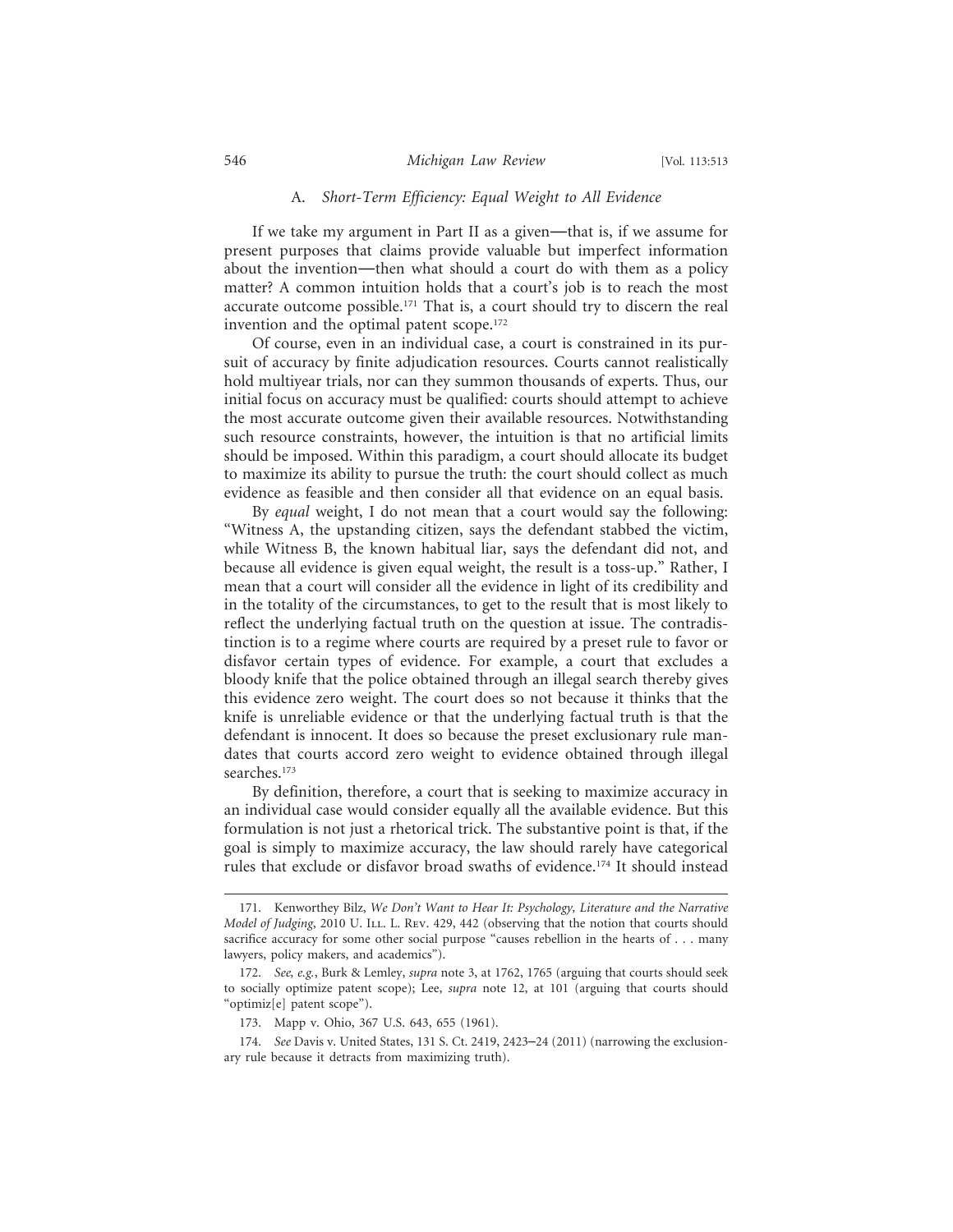### A. *Short-Term Efficiency: Equal Weight to All Evidence*

If we take my argument in Part II as a given—that is, if we assume for present purposes that claims provide valuable but imperfect information about the invention—then what should a court do with them as a policy matter? A common intuition holds that a court's job is to reach the most accurate outcome possible.[171] That is, a court should try to discern the real invention and the optimal patent scope.[172]

Of course, even in an individual case, a court is constrained in its pursuit of accuracy by finite adjudication resources. Courts cannot realistically hold multiyear trials, nor can they summon thousands of experts. Thus, our initial focus on accuracy must be qualified: courts should attempt to achieve the most accurate outcome given their available resources. Notwithstanding such resource constraints, however, the intuition is that no artificial limits should be imposed. Within this paradigm, a court should allocate its budget to maximize its ability to pursue the truth: the court should collect as much evidence as feasible and then consider all that evidence on an equal basis.

By *equal* weight, I do not mean that a court would say the following: "Witness A, the upstanding citizen, says the defendant stabbed the victim, while Witness B, the known habitual liar, says the defendant did not, and because all evidence is given equal weight, the result is a toss-up." Rather, I mean that a court will consider all the evidence in light of its credibility and in the totality of the circumstances, to get to the result that is most likely to reflect the underlying factual truth on the question at issue. The contradistinction is to a regime where courts are required by a preset rule to favor or disfavor certain types of evidence. For example, a court that excludes a bloody knife that the police obtained through an illegal search thereby gives this evidence zero weight. The court does so not because it thinks that the knife is unreliable evidence or that the underlying factual truth is that the defendant is innocent. It does so because the preset exclusionary rule mandates that courts accord zero weight to evidence obtained through illegal searches.[173]

By definition, therefore, a court that is seeking to maximize accuracy in an individual case would consider equally all the available evidence. But this formulation is not just a rhetorical trick. The substantive point is that, if the goal is simply to maximize accuracy, the law should rarely have categorical rules that exclude or disfavor broad swaths of evidence.[174] It should instead

---

171. Kenworthey Bilz, *We Don't Want to Hear It: Psychology, Literature and the Narrative Model of Judging*, 2010 U. Ill. L. Rev. 429, 442 (observing that the notion that courts should sacrifice accuracy for some other social purpose "causes rebellion in the hearts of . . . many lawyers, policy makers, and academics").

172. *See, e.g.*, Burk & Lemley, *supra* note 3, at 1762, 1765 (arguing that courts should seek to socially optimize patent scope); Lee, *supra* note 12, at 101 (arguing that courts should "optimiz[e] patent scope").

173. Mapp v. Ohio, 367 U.S. 643, 655 (1961).

174. *See* Davis v. United States, 131 S. Ct. 2419, 2423–24 (2011) (narrowing the exclusionary rule because it detracts from maximizing truth).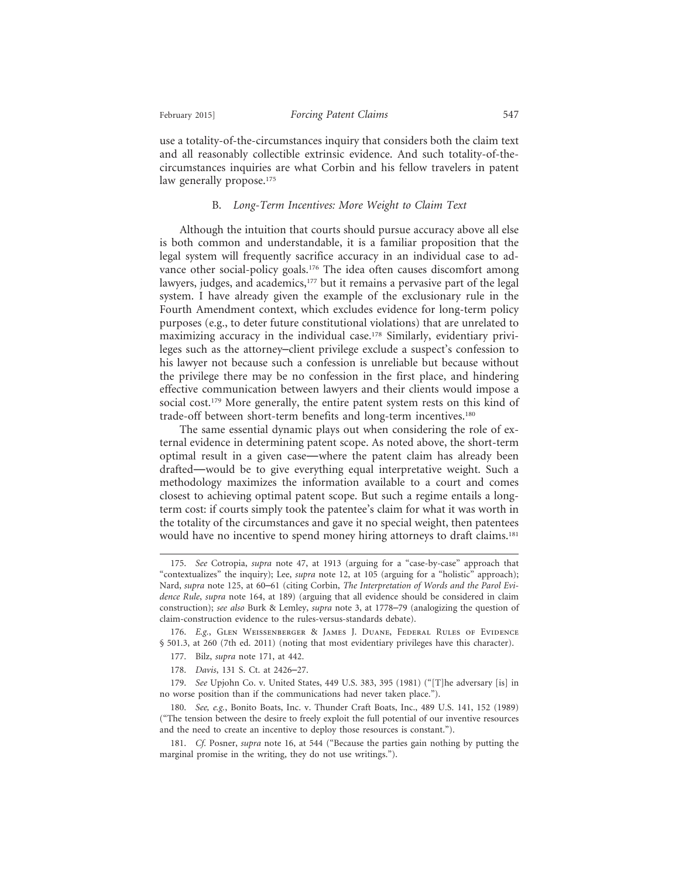use a totality-of-the-circumstances inquiry that considers both the claim text and all reasonably collectible extrinsic evidence. And such totality-of-the-circumstances inquiries are what Corbin and his fellow travelers in patent law generally propose.[175]

### B. *Long-Term Incentives: More Weight to Claim Text*

Although the intuition that courts should pursue accuracy above all else is both common and understandable, it is a familiar proposition that the legal system will frequently sacrifice accuracy in an individual case to advance other social-policy goals.[176] The idea often causes discomfort among lawyers, judges, and academics,[177] but it remains a pervasive part of the legal system. I have already given the example of the exclusionary rule in the Fourth Amendment context, which excludes evidence for long-term policy purposes (e.g., to deter future constitutional violations) that are unrelated to maximizing accuracy in the individual case.[178] Similarly, evidentiary privileges such as the attorney–client privilege exclude a suspect's confession to his lawyer not because such a confession is unreliable but because without the privilege there may be no confession in the first place, and hindering effective communication between lawyers and their clients would impose a social cost.[179] More generally, the entire patent system rests on this kind of trade-off between short-term benefits and long-term incentives.[180]

The same essential dynamic plays out when considering the role of external evidence in determining patent scope. As noted above, the short-term optimal result in a given case—where the patent claim has already been drafted—would be to give everything equal interpretative weight. Such a methodology maximizes the information available to a court and comes closest to achieving optimal patent scope. But such a regime entails a long-term cost: if courts simply took the patentee's claim for what it was worth in the totality of the circumstances and gave it no special weight, then patentees would have no incentive to spend money hiring attorneys to draft claims.[181]

---

175. *See* Cotropia, *supra* note 47, at 1913 (arguing for a "case-by-case" approach that "contextualizes" the inquiry); Lee, *supra* note 12, at 105 (arguing for a "holistic" approach); Nard, *supra* note 125, at 60–61 (citing Corbin, *The Interpretation of Words and the Parol Evidence Rule*, *supra* note 164, at 189) (arguing that all evidence should be considered in claim construction); *see also* Burk & Lemley, *supra* note 3, at 1778–79 (analogizing the question of claim-construction evidence to the rules-versus-standards debate).

176. *E.g.*, Glen Weissenberger & James J. Duane, Federal Rules of Evidence § 501.3, at 260 (7th ed. 2011) (noting that most evidentiary privileges have this character).

177. Bilz, *supra* note 171, at 442.

178. *Davis*, 131 S. Ct. at 2426–27.

179. *See* Upjohn Co. v. United States, 449 U.S. 383, 395 (1981) ("[T]he adversary [is] in no worse position than if the communications had never taken place.").

180. *See, e.g.*, Bonito Boats, Inc. v. Thunder Craft Boats, Inc., 489 U.S. 141, 152 (1989) ("The tension between the desire to freely exploit the full potential of our inventive resources and the need to create an incentive to deploy those resources is constant.").

181. *Cf.* Posner, *supra* note 16, at 544 ("Because the parties gain nothing by putting the marginal promise in the writing, they do not use writings.").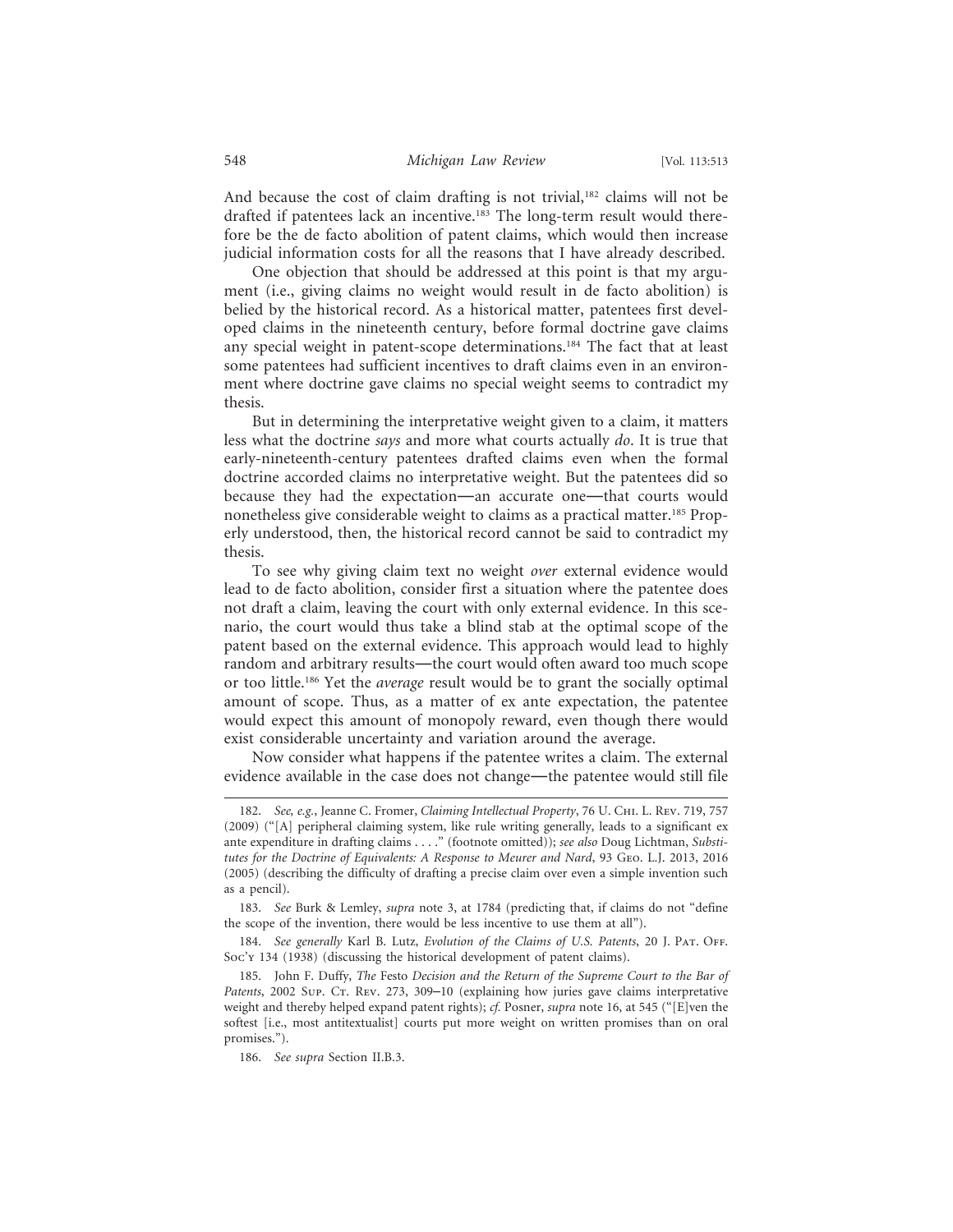And because the cost of claim drafting is not trivial,[182] claims will not be drafted if patentees lack an incentive.[183] The long-term result would therefore be the de facto abolition of patent claims, which would then increase judicial information costs for all the reasons that I have already described.

One objection that should be addressed at this point is that my argument (i.e., giving claims no weight would result in de facto abolition) is belied by the historical record. As a historical matter, patentees first developed claims in the nineteenth century, before formal doctrine gave claims any special weight in patent-scope determinations.[184] The fact that at least some patentees had sufficient incentives to draft claims even in an environment where doctrine gave claims no special weight seems to contradict my thesis.

But in determining the interpretative weight given to a claim, it matters less what the doctrine *says* and more what courts actually *do*. It is true that early-nineteenth-century patentees drafted claims even when the formal doctrine accorded claims no interpretative weight. But the patentees did so because they had the expectation—an accurate one—that courts would nonetheless give considerable weight to claims as a practical matter.[185] Properly understood, then, the historical record cannot be said to contradict my thesis.

To see why giving claim text no weight *over* external evidence would lead to de facto abolition, consider first a situation where the patentee does not draft a claim, leaving the court with only external evidence. In this scenario, the court would thus take a blind stab at the optimal scope of the patent based on the external evidence. This approach would lead to highly random and arbitrary results—the court would often award too much scope or too little.[186] Yet the *average* result would be to grant the socially optimal amount of scope. Thus, as a matter of ex ante expectation, the patentee would expect this amount of monopoly reward, even though there would exist considerable uncertainty and variation around the average.

Now consider what happens if the patentee writes a claim. The external evidence available in the case does not change—the patentee would still file

---

182. *See, e.g.*, Jeanne C. Fromer, *Claiming Intellectual Property*, 76 U. Chi. L. Rev. 719, 757 (2009) ("[A] peripheral claiming system, like rule writing generally, leads to a significant ex ante expenditure in drafting claims . . . ." (footnote omitted)); *see also* Doug Lichtman, *Substitutes for the Doctrine of Equivalents: A Response to Meurer and Nard*, 93 Geo. L.J. 2013, 2016 (2005) (describing the difficulty of drafting a precise claim over even a simple invention such as a pencil).

183. *See* Burk & Lemley, *supra* note 3, at 1784 (predicting that, if claims do not "define the scope of the invention, there would be less incentive to use them at all").

184. *See generally* Karl B. Lutz, *Evolution of the Claims of U.S. Patents*, 20 J. Pat. Off. Soc'y 134 (1938) (discussing the historical development of patent claims).

185. John F. Duffy, *The* Festo *Decision and the Return of the Supreme Court to the Bar of Patents*, 2002 Sup. Ct. Rev. 273, 309–10 (explaining how juries gave claims interpretative weight and thereby helped expand patent rights); *cf.* Posner, *supra* note 16, at 545 ("[E]ven the softest [i.e., most antitextualist] courts put more weight on written promises than on oral promises.").

186. *See supra* Section II.B.3.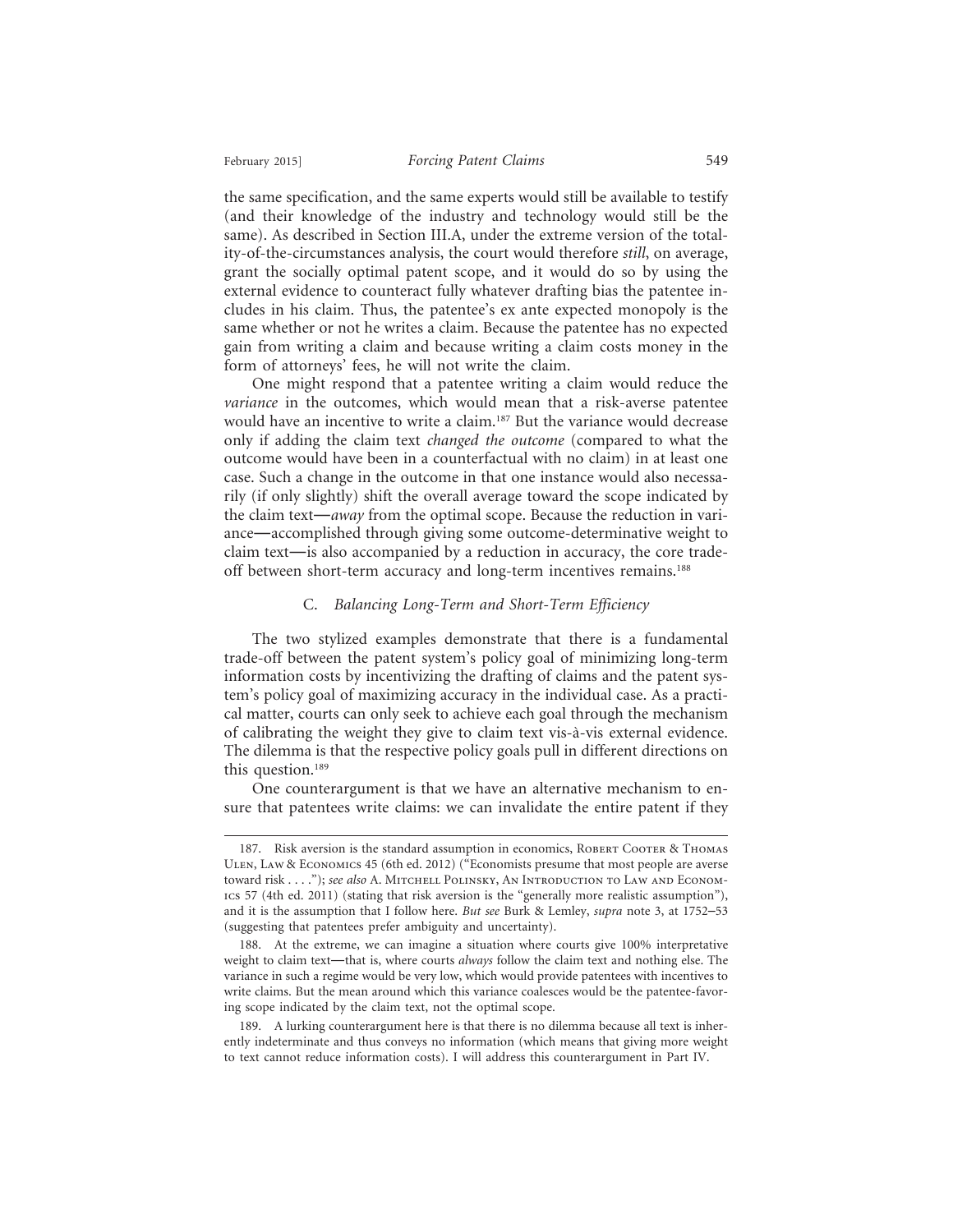the same specification, and the same experts would still be available to testify (and their knowledge of the industry and technology would still be the same). As described in Section III.A, under the extreme version of the totality-of-the-circumstances analysis, the court would therefore *still*, on average, grant the socially optimal patent scope, and it would do so by using the external evidence to counteract fully whatever drafting bias the patentee includes in his claim. Thus, the patentee's ex ante expected monopoly is the same whether or not he writes a claim. Because the patentee has no expected gain from writing a claim and because writing a claim costs money in the form of attorneys' fees, he will not write the claim.

One might respond that a patentee writing a claim would reduce the *variance* in the outcomes, which would mean that a risk-averse patentee would have an incentive to write a claim.[187] But the variance would decrease only if adding the claim text *changed the outcome* (compared to what the outcome would have been in a counterfactual with no claim) in at least one case. Such a change in the outcome in that one instance would also necessarily (if only slightly) shift the overall average toward the scope indicated by the claim text—*away* from the optimal scope. Because the reduction in variance—accomplished through giving some outcome-determinative weight to claim text—is also accompanied by a reduction in accuracy, the core trade-off between short-term accuracy and long-term incentives remains.[188]

### C. *Balancing Long-Term and Short-Term Efficiency*

The two stylized examples demonstrate that there is a fundamental trade-off between the patent system's policy goal of minimizing long-term information costs by incentivizing the drafting of claims and the patent system's policy goal of maximizing accuracy in the individual case. As a practical matter, courts can only seek to achieve each goal through the mechanism of calibrating the weight they give to claim text vis-à-vis external evidence. The dilemma is that the respective policy goals pull in different directions on this question.[189]

One counterargument is that we have an alternative mechanism to ensure that patentees write claims: we can invalidate the entire patent if they

---

187. Risk aversion is the standard assumption in economics, Robert Cooter & Thomas Ulen, Law & Economics 45 (6th ed. 2012) ("Economists presume that most people are averse toward risk . . . ."); *see also* A. Mitchell Polinsky, An Introduction to Law and Economics 57 (4th ed. 2011) (stating that risk aversion is the "generally more realistic assumption"), and it is the assumption that I follow here. *But see* Burk & Lemley, *supra* note 3, at 1752–53 (suggesting that patentees prefer ambiguity and uncertainty).

188. At the extreme, we can imagine a situation where courts give 100% interpretative weight to claim text—that is, where courts *always* follow the claim text and nothing else. The variance in such a regime would be very low, which would provide patentees with incentives to write claims. But the mean around which this variance coalesces would be the patentee-favoring scope indicated by the claim text, not the optimal scope.

189. A lurking counterargument here is that there is no dilemma because all text is inherently indeterminate and thus conveys no information (which means that giving more weight to text cannot reduce information costs). I will address this counterargument in Part IV.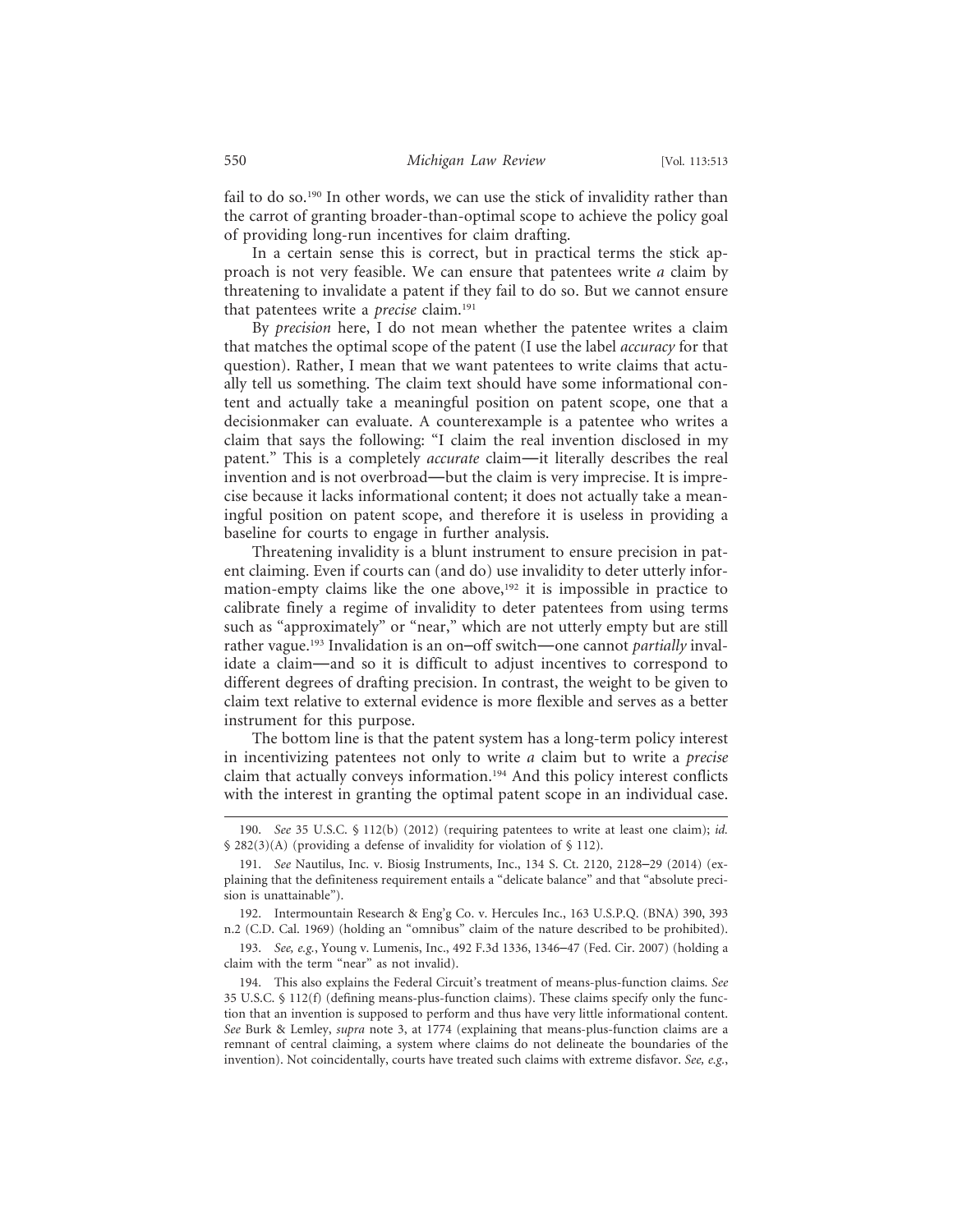fail to do so.[190] In other words, we can use the stick of invalidity rather than the carrot of granting broader-than-optimal scope to achieve the policy goal of providing long-run incentives for claim drafting.

In a certain sense this is correct, but in practical terms the stick approach is not very feasible. We can ensure that patentees write *a* claim by threatening to invalidate a patent if they fail to do so. But we cannot ensure that patentees write a *precise* claim.[191]

By *precision* here, I do not mean whether the patentee writes a claim that matches the optimal scope of the patent (I use the label *accuracy* for that question). Rather, I mean that we want patentees to write claims that actually tell us something. The claim text should have some informational content and actually take a meaningful position on patent scope, one that a decisionmaker can evaluate. A counterexample is a patentee who writes a claim that says the following: "I claim the real invention disclosed in my patent." This is a completely *accurate* claim—it literally describes the real invention and is not overbroad—but the claim is very imprecise. It is imprecise because it lacks informational content; it does not actually take a meaningful position on patent scope, and therefore it is useless in providing a baseline for courts to engage in further analysis.

Threatening invalidity is a blunt instrument to ensure precision in patent claiming. Even if courts can (and do) use invalidity to deter utterly information-empty claims like the one above,[192] it is impossible in practice to calibrate finely a regime of invalidity to deter patentees from using terms such as "approximately" or "near," which are not utterly empty but are still rather vague.[193] Invalidation is an on–off switch—one cannot *partially* invalidate a claim—and so it is difficult to adjust incentives to correspond to different degrees of drafting precision. In contrast, the weight to be given to claim text relative to external evidence is more flexible and serves as a better instrument for this purpose.

The bottom line is that the patent system has a long-term policy interest in incentivizing patentees not only to write *a* claim but to write a *precise* claim that actually conveys information.[194] And this policy interest conflicts with the interest in granting the optimal patent scope in an individual case.

---

190. *See* 35 U.S.C. § 112(b) (2012) (requiring patentees to write at least one claim); *id.* § 282(3)(A) (providing a defense of invalidity for violation of § 112).

191. *See* Nautilus, Inc. v. Biosig Instruments, Inc., 134 S. Ct. 2120, 2128–29 (2014) (explaining that the definiteness requirement entails a "delicate balance" and that "absolute precision is unattainable").

192. Intermountain Research & Eng'g Co. v. Hercules Inc., 163 U.S.P.Q. (BNA) 390, 393 n.2 (C.D. Cal. 1969) (holding an "omnibus" claim of the nature described to be prohibited).

193. *See, e.g.*, Young v. Lumenis, Inc., 492 F.3d 1336, 1346–47 (Fed. Cir. 2007) (holding a claim with the term "near" as not invalid).

194. This also explains the Federal Circuit's treatment of means-plus-function claims. *See* 35 U.S.C. § 112(f) (defining means-plus-function claims). These claims specify only the function that an invention is supposed to perform and thus have very little informational content. *See* Burk & Lemley, *supra* note 3, at 1774 (explaining that means-plus-function claims are a remnant of central claiming, a system where claims do not delineate the boundaries of the invention). Not coincidentally, courts have treated such claims with extreme disfavor. *See, e.g.*,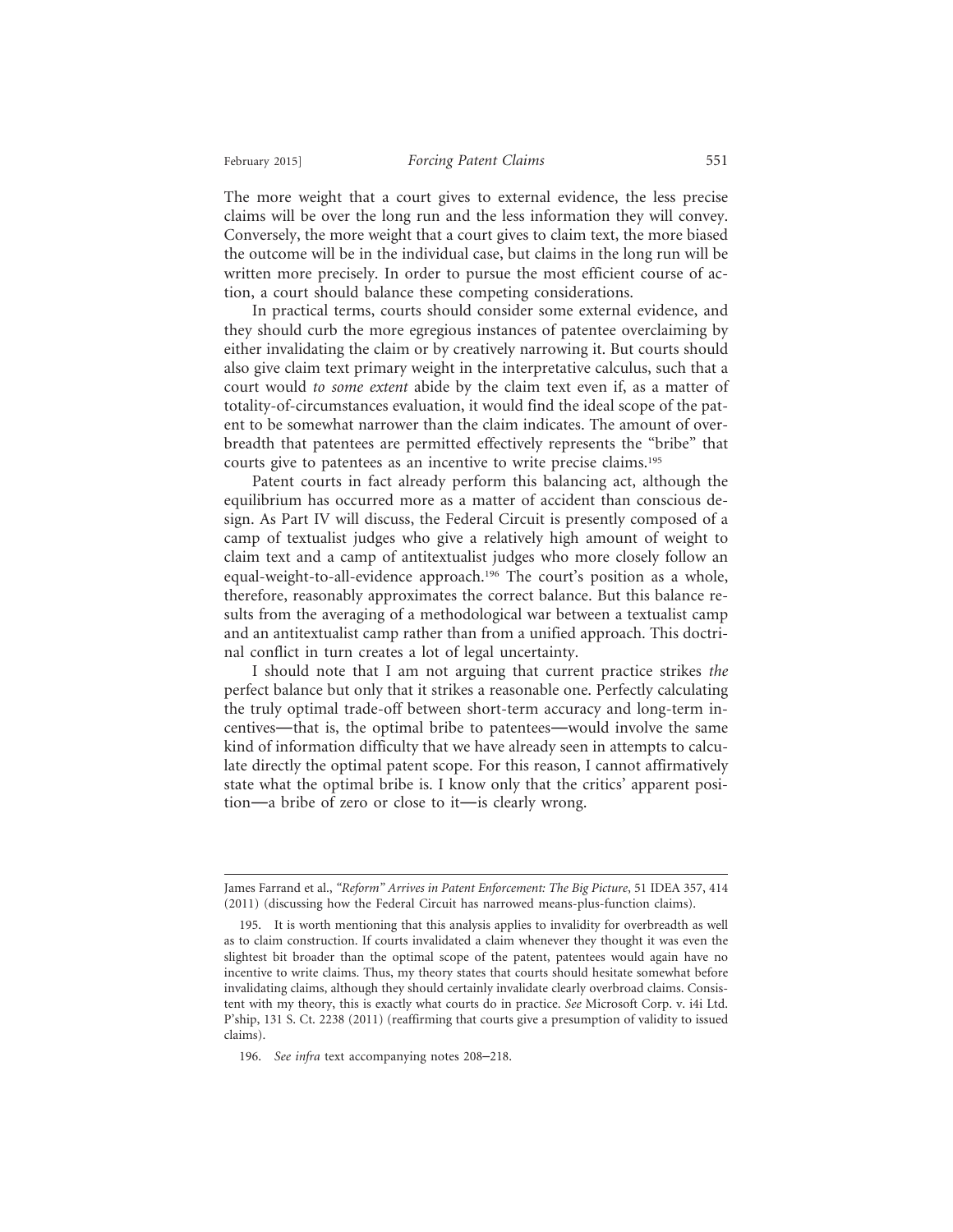The more weight that a court gives to external evidence, the less precise claims will be over the long run and the less information they will convey. Conversely, the more weight that a court gives to claim text, the more biased the outcome will be in the individual case, but claims in the long run will be written more precisely. In order to pursue the most efficient course of action, a court should balance these competing considerations.

In practical terms, courts should consider some external evidence, and they should curb the more egregious instances of patentee overclaiming by either invalidating the claim or by creatively narrowing it. But courts should also give claim text primary weight in the interpretative calculus, such that a court would *to some extent* abide by the claim text even if, as a matter of totality-of-circumstances evaluation, it would find the ideal scope of the patent to be somewhat narrower than the claim indicates. The amount of overbreadth that patentees are permitted effectively represents the "bribe" that courts give to patentees as an incentive to write precise claims.[195]

Patent courts in fact already perform this balancing act, although the equilibrium has occurred more as a matter of accident than conscious design. As Part IV will discuss, the Federal Circuit is presently composed of a camp of textualist judges who give a relatively high amount of weight to claim text and a camp of antitextualist judges who more closely follow an equal-weight-to-all-evidence approach.[196] The court's position as a whole, therefore, reasonably approximates the correct balance. But this balance results from the averaging of a methodological war between a textualist camp and an antitextualist camp rather than from a unified approach. This doctrinal conflict in turn creates a lot of legal uncertainty.

I should note that I am not arguing that current practice strikes *the* perfect balance but only that it strikes a reasonable one. Perfectly calculating the truly optimal trade-off between short-term accuracy and long-term incentives—that is, the optimal bribe to patentees—would involve the same kind of information difficulty that we have already seen in attempts to calculate directly the optimal patent scope. For this reason, I cannot affirmatively state what the optimal bribe is. I know only that the critics' apparent position—a bribe of zero or close to it—is clearly wrong.

---

James Farrand et al., *"Reform" Arrives in Patent Enforcement: The Big Picture*, 51 IDEA 357, 414 (2011) (discussing how the Federal Circuit has narrowed means-plus-function claims).

195. It is worth mentioning that this analysis applies to invalidity for overbreadth as well as to claim construction. If courts invalidated a claim whenever they thought it was even the slightest bit broader than the optimal scope of the patent, patentees would again have no incentive to write claims. Thus, my theory states that courts should hesitate somewhat before invalidating claims, although they should certainly invalidate clearly overbroad claims. Consistent with my theory, this is exactly what courts do in practice. *See* Microsoft Corp. v. i4i Ltd. P'ship, 131 S. Ct. 2238 (2011) (reaffirming that courts give a presumption of validity to issued claims).

196. *See infra* text accompanying notes 208–218.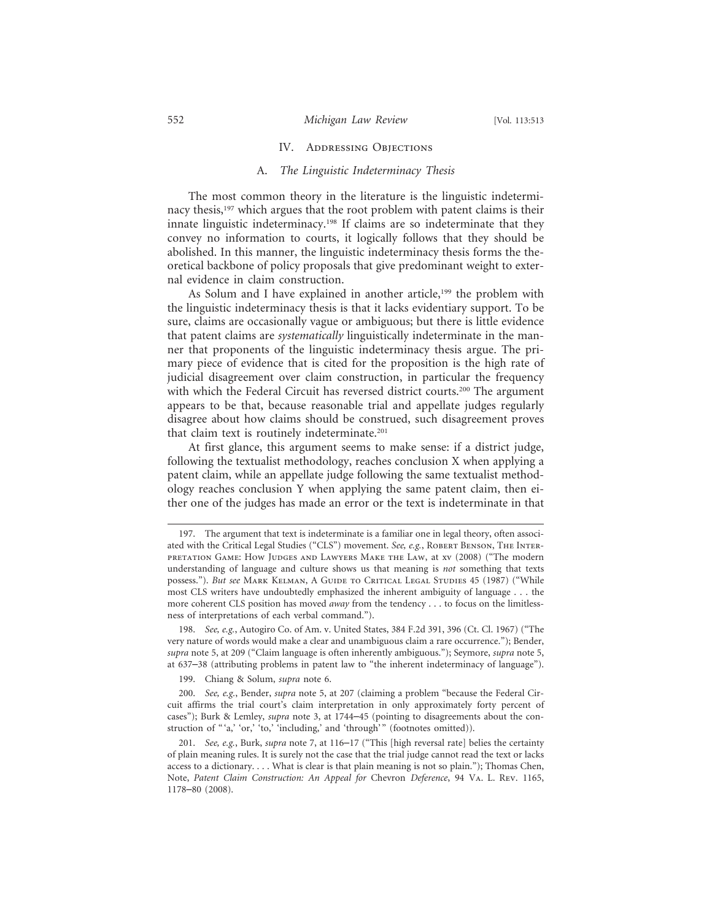## IV. Addressing Objections

### A. *The Linguistic Indeterminacy Thesis*

The most common theory in the literature is the linguistic indeterminacy thesis,[197] which argues that the root problem with patent claims is their innate linguistic indeterminacy.[198] If claims are so indeterminate that they convey no information to courts, it logically follows that they should be abolished. In this manner, the linguistic indeterminacy thesis forms the theoretical backbone of policy proposals that give predominant weight to external evidence in claim construction.

As Solum and I have explained in another article,[199] the problem with the linguistic indeterminacy thesis is that it lacks evidentiary support. To be sure, claims are occasionally vague or ambiguous; but there is little evidence that patent claims are *systematically* linguistically indeterminate in the manner that proponents of the linguistic indeterminacy thesis argue. The primary piece of evidence that is cited for the proposition is the high rate of judicial disagreement over claim construction, in particular the frequency with which the Federal Circuit has reversed district courts.[200] The argument appears to be that, because reasonable trial and appellate judges regularly disagree about how claims should be construed, such disagreement proves that claim text is routinely indeterminate.[201]

At first glance, this argument seems to make sense: if a district judge, following the textualist methodology, reaches conclusion X when applying a patent claim, while an appellate judge following the same textualist methodology reaches conclusion Y when applying the same patent claim, then either one of the judges has made an error or the text is indeterminate in that

---

197. The argument that text is indeterminate is a familiar one in legal theory, often associated with the Critical Legal Studies ("CLS") movement. *See, e.g.*, Robert Benson, The Interpretation Game: How Judges and Lawyers Make the Law, at xv (2008) ("The modern understanding of language and culture shows us that meaning is *not* something that texts possess."). *But see* Mark Kelman, A Guide to Critical Legal Studies 45 (1987) ("While most CLS writers have undoubtedly emphasized the inherent ambiguity of language . . . the more coherent CLS position has moved *away* from the tendency . . . to focus on the limitlessness of interpretations of each verbal command.").

198. *See, e.g.*, Autogiro Co. of Am. v. United States, 384 F.2d 391, 396 (Ct. Cl. 1967) ("The very nature of words would make a clear and unambiguous claim a rare occurrence."); Bender, *supra* note 5, at 209 ("Claim language is often inherently ambiguous."); Seymore, *supra* note 5, at 637–38 (attributing problems in patent law to "the inherent indeterminacy of language").

199. Chiang & Solum, *supra* note 6.

200. *See, e.g.*, Bender, *supra* note 5, at 207 (claiming a problem "because the Federal Circuit affirms the trial court's claim interpretation in only approximately forty percent of cases"); Burk & Lemley, *supra* note 3, at 1744–45 (pointing to disagreements about the construction of "'a,' 'or,' 'to,' 'including,' and 'through'" (footnotes omitted)).

201. *See, e.g.*, Burk, *supra* note 7, at 116–17 ("This [high reversal rate] belies the certainty of plain meaning rules. It is surely not the case that the trial judge cannot read the text or lacks access to a dictionary. . . . What is clear is that plain meaning is not so plain."); Thomas Chen, Note, *Patent Claim Construction: An Appeal for* Chevron *Deference*, 94 Va. L. Rev. 1165, 1178–80 (2008).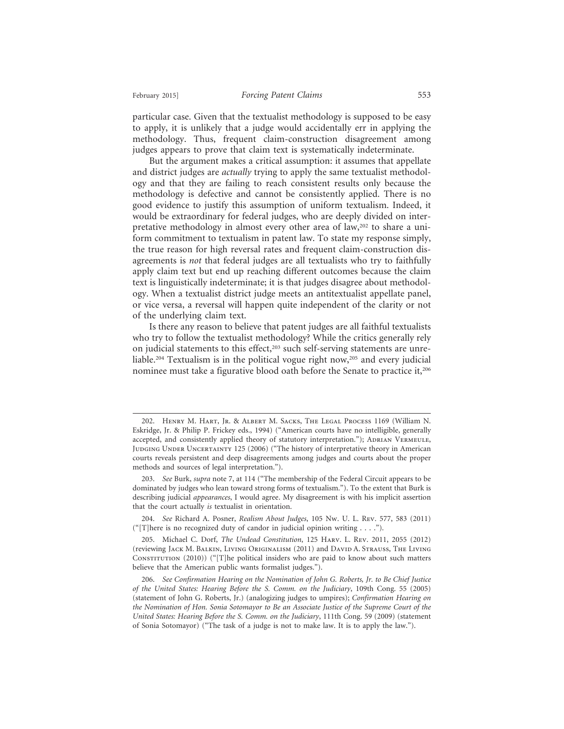particular case. Given that the textualist methodology is supposed to be easy to apply, it is unlikely that a judge would accidentally err in applying the methodology. Thus, frequent claim-construction disagreement among judges appears to prove that claim text is systematically indeterminate.

But the argument makes a critical assumption: it assumes that appellate and district judges are *actually* trying to apply the same textualist methodology and that they are failing to reach consistent results only because the methodology is defective and cannot be consistently applied. There is no good evidence to justify this assumption of uniform textualism. Indeed, it would be extraordinary for federal judges, who are deeply divided on interpretative methodology in almost every other area of law,[202] to share a uniform commitment to textualism in patent law. To state my response simply, the true reason for high reversal rates and frequent claim-construction disagreements is *not* that federal judges are all textualists who try to faithfully apply claim text but end up reaching different outcomes because the claim text is linguistically indeterminate; it is that judges disagree about methodology. When a textualist district judge meets an antitextualist appellate panel, or vice versa, a reversal will happen quite independent of the clarity or not of the underlying claim text.

Is there any reason to believe that patent judges are all faithful textualists who try to follow the textualist methodology? While the critics generally rely on judicial statements to this effect,[203] such self-serving statements are unreliable.[204] Textualism is in the political vogue right now,[205] and every judicial nominee must take a figurative blood oath before the Senate to practice it,[206]

---

202. Henry M. Hart, Jr. & Albert M. Sacks, The Legal Process 1169 (William N. Eskridge, Jr. & Philip P. Frickey eds., 1994) ("American courts have no intelligible, generally accepted, and consistently applied theory of statutory interpretation."); Adrian Vermeule, Judging Under Uncertainty 125 (2006) ("The history of interpretative theory in American courts reveals persistent and deep disagreements among judges and courts about the proper methods and sources of legal interpretation.").

203. *See* Burk, *supra* note 7, at 114 ("The membership of the Federal Circuit appears to be dominated by judges who lean toward strong forms of textualism."). To the extent that Burk is describing judicial *appearances*, I would agree. My disagreement is with his implicit assertion that the court actually *is* textualist in orientation.

204. *See* Richard A. Posner, *Realism About Judges*, 105 Nw. U. L. Rev. 577, 583 (2011) ("[T]here is no recognized duty of candor in judicial opinion writing . . . .").

205. Michael C. Dorf, *The Undead Constitution*, 125 Harv. L. Rev. 2011, 2055 (2012) (reviewing Jack M. Balkin, Living Originalism (2011) and David A. Strauss, The Living Constitution (2010)) ("[T]he political insiders who are paid to know about such matters believe that the American public wants formalist judges.").

206. *See Confirmation Hearing on the Nomination of John G. Roberts, Jr. to Be Chief Justice of the United States: Hearing Before the S. Comm. on the Judiciary*, 109th Cong. 55 (2005) (statement of John G. Roberts, Jr.) (analogizing judges to umpires); *Confirmation Hearing on the Nomination of Hon. Sonia Sotomayor to Be an Associate Justice of the Supreme Court of the United States: Hearing Before the S. Comm. on the Judiciary*, 111th Cong. 59 (2009) (statement of Sonia Sotomayor) ("The task of a judge is not to make law. It is to apply the law.").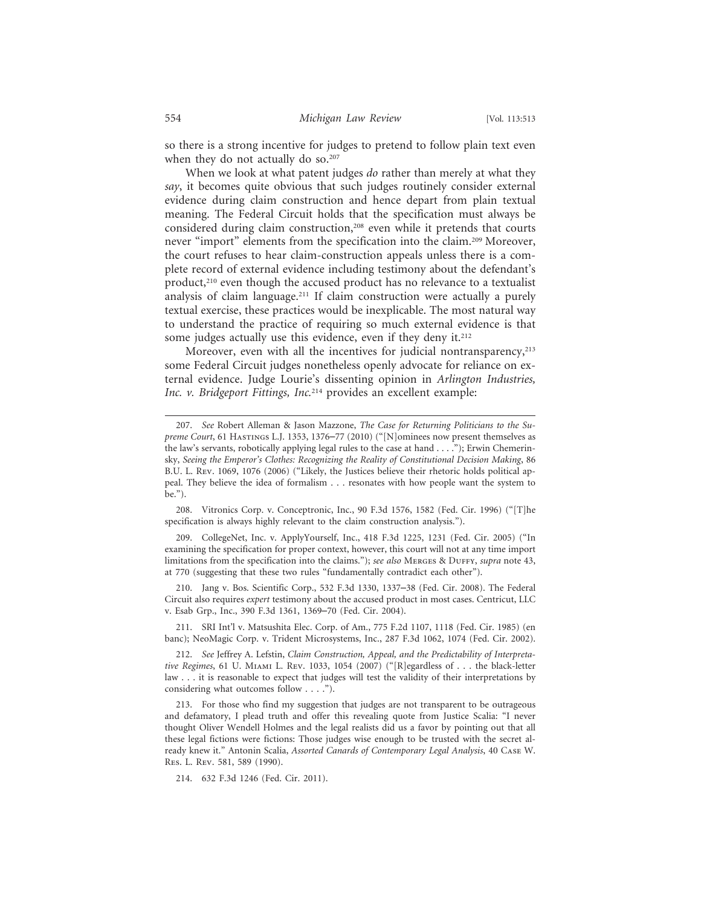so there is a strong incentive for judges to pretend to follow plain text even when they do not actually do so.[207]

When we look at what patent judges *do* rather than merely at what they *say*, it becomes quite obvious that such judges routinely consider external evidence during claim construction and hence depart from plain textual meaning. The Federal Circuit holds that the specification must always be considered during claim construction,[208] even while it pretends that courts never "import" elements from the specification into the claim.[209] Moreover, the court refuses to hear claim-construction appeals unless there is a complete record of external evidence including testimony about the defendant's product,[210] even though the accused product has no relevance to a textualist analysis of claim language.[211] If claim construction were actually a purely textual exercise, these practices would be inexplicable. The most natural way to understand the practice of requiring so much external evidence is that some judges actually use this evidence, even if they deny it.[212]

Moreover, even with all the incentives for judicial nontransparency,[213] some Federal Circuit judges nonetheless openly advocate for reliance on external evidence. Judge Lourie's dissenting opinion in *Arlington Industries, Inc. v. Bridgeport Fittings, Inc.*[214] provides an excellent example:

---

207. *See* Robert Alleman & Jason Mazzone, *The Case for Returning Politicians to the Supreme Court*, 61 Hastings L.J. 1353, 1376–77 (2010) ("[N]ominees now present themselves as the law's servants, robotically applying legal rules to the case at hand . . . ."); Erwin Chemerinsky, *Seeing the Emperor's Clothes: Recognizing the Reality of Constitutional Decision Making*, 86 B.U. L. Rev. 1069, 1076 (2006) ("Likely, the Justices believe their rhetoric holds political appeal. They believe the idea of formalism . . . resonates with how people want the system to be.").

208. Vitronics Corp. v. Conceptronic, Inc., 90 F.3d 1576, 1582 (Fed. Cir. 1996) ("[T]he specification is always highly relevant to the claim construction analysis.").

209. CollegeNet, Inc. v. ApplyYourself, Inc., 418 F.3d 1225, 1231 (Fed. Cir. 2005) ("In examining the specification for proper context, however, this court will not at any time import limitations from the specification into the claims."); *see also* Merges & Duffy, *supra* note 43, at 770 (suggesting that these two rules "fundamentally contradict each other").

210. Jang v. Bos. Scientific Corp., 532 F.3d 1330, 1337–38 (Fed. Cir. 2008). The Federal Circuit also requires *expert* testimony about the accused product in most cases. Centricut, LLC v. Esab Grp., Inc., 390 F.3d 1361, 1369–70 (Fed. Cir. 2004).

211. SRI Int'l v. Matsushita Elec. Corp. of Am., 775 F.2d 1107, 1118 (Fed. Cir. 1985) (en banc); NeoMagic Corp. v. Trident Microsystems, Inc., 287 F.3d 1062, 1074 (Fed. Cir. 2002).

212. *See* Jeffrey A. Lefstin, *Claim Construction, Appeal, and the Predictability of Interpretative Regimes*, 61 U. Miami L. Rev. 1033, 1054 (2007) ("[R]egardless of . . . the black-letter law . . . it is reasonable to expect that judges will test the validity of their interpretations by considering what outcomes follow . . . .").

213. For those who find my suggestion that judges are not transparent to be outrageous and defamatory, I plead truth and offer this revealing quote from Justice Scalia: "I never thought Oliver Wendell Holmes and the legal realists did us a favor by pointing out that all these legal fictions were fictions: Those judges wise enough to be trusted with the secret already knew it." Antonin Scalia, *Assorted Canards of Contemporary Legal Analysis*, 40 Case W. Res. L. Rev. 581, 589 (1990).

214. 632 F.3d 1246 (Fed. Cir. 2011).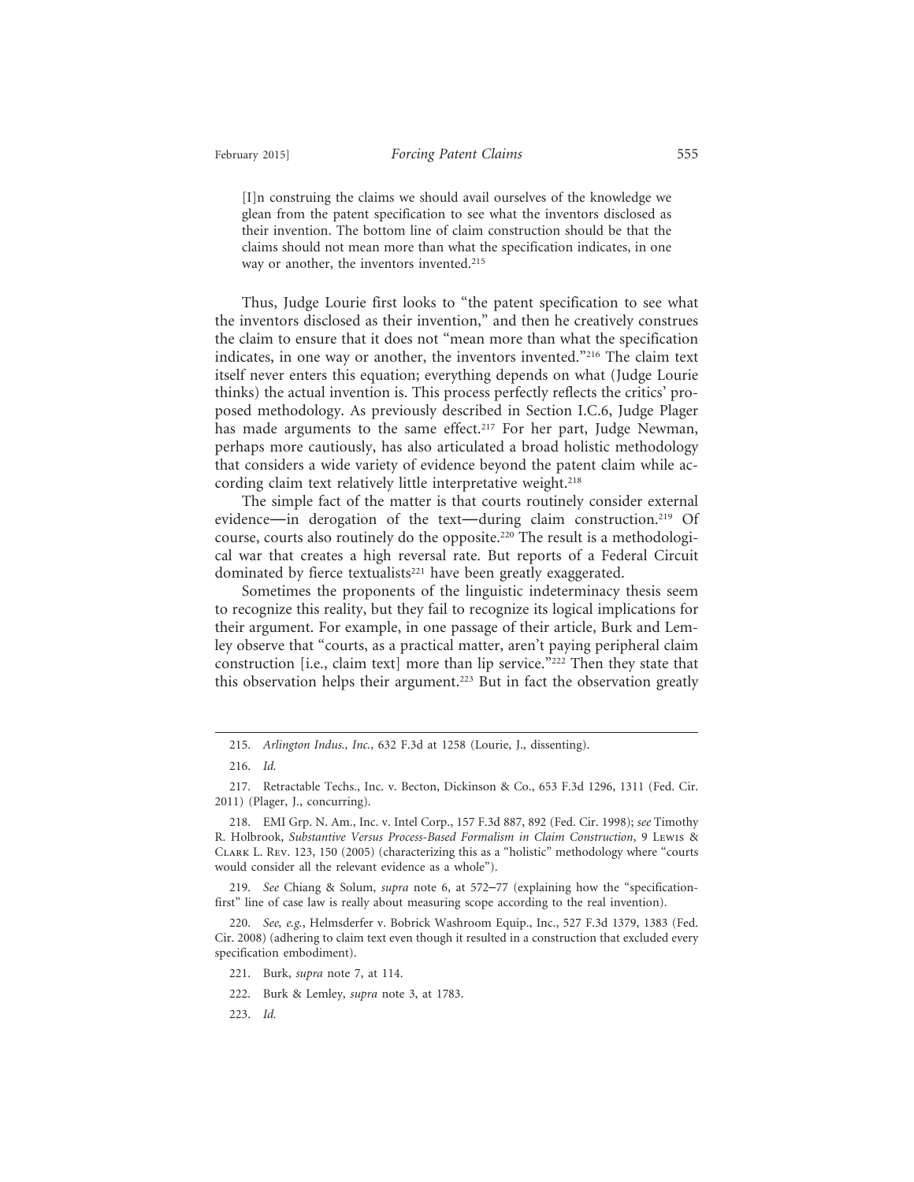> [I]n construing the claims we should avail ourselves of the knowledge we glean from the patent specification to see what the inventors disclosed as their invention. The bottom line of claim construction should be that the claims should not mean more than what the specification indicates, in one way or another, the inventors invented.[215]

Thus, Judge Lourie first looks to "the patent specification to see what the inventors disclosed as their invention," and then he creatively construes the claim to ensure that it does not "mean more than what the specification indicates, in one way or another, the inventors invented."[216] The claim text itself never enters this equation; everything depends on what (Judge Lourie thinks) the actual invention is. This process perfectly reflects the critics' proposed methodology. As previously described in Section I.C.6, Judge Plager has made arguments to the same effect.[217] For her part, Judge Newman, perhaps more cautiously, has also articulated a broad holistic methodology that considers a wide variety of evidence beyond the patent claim while according claim text relatively little interpretative weight.[218]

The simple fact of the matter is that courts routinely consider external evidence—in derogation of the text—during claim construction.[219] Of course, courts also routinely do the opposite.[220] The result is a methodological war that creates a high reversal rate. But reports of a Federal Circuit dominated by fierce textualists[221] have been greatly exaggerated.

Sometimes the proponents of the linguistic indeterminacy thesis seem to recognize this reality, but they fail to recognize its logical implications for their argument. For example, in one passage of their article, Burk and Lemley observe that "courts, as a practical matter, aren't paying peripheral claim construction [i.e., claim text] more than lip service."[222] Then they state that this observation helps their argument.[223] But in fact the observation greatly

---

215. *Arlington Indus., Inc.*, 632 F.3d at 1258 (Lourie, J., dissenting).

216. *Id.*

217. Retractable Techs., Inc. v. Becton, Dickinson & Co., 653 F.3d 1296, 1311 (Fed. Cir. 2011) (Plager, J., concurring).

218. EMI Grp. N. Am., Inc. v. Intel Corp., 157 F.3d 887, 892 (Fed. Cir. 1998); *see* Timothy R. Holbrook, *Substantive Versus Process-Based Formalism in Claim Construction*, 9 Lewis & Clark L. Rev. 123, 150 (2005) (characterizing this as a "holistic" methodology where "courts would consider all the relevant evidence as a whole").

219. *See* Chiang & Solum, *supra* note 6, at 572–77 (explaining how the "specification-first" line of case law is really about measuring scope according to the real invention).

220. *See, e.g.*, Helmsderfer v. Bobrick Washroom Equip., Inc., 527 F.3d 1379, 1383 (Fed. Cir. 2008) (adhering to claim text even though it resulted in a construction that excluded every specification embodiment).

221. Burk, *supra* note 7, at 114.

222. Burk & Lemley, *supra* note 3, at 1783.

223. *Id.*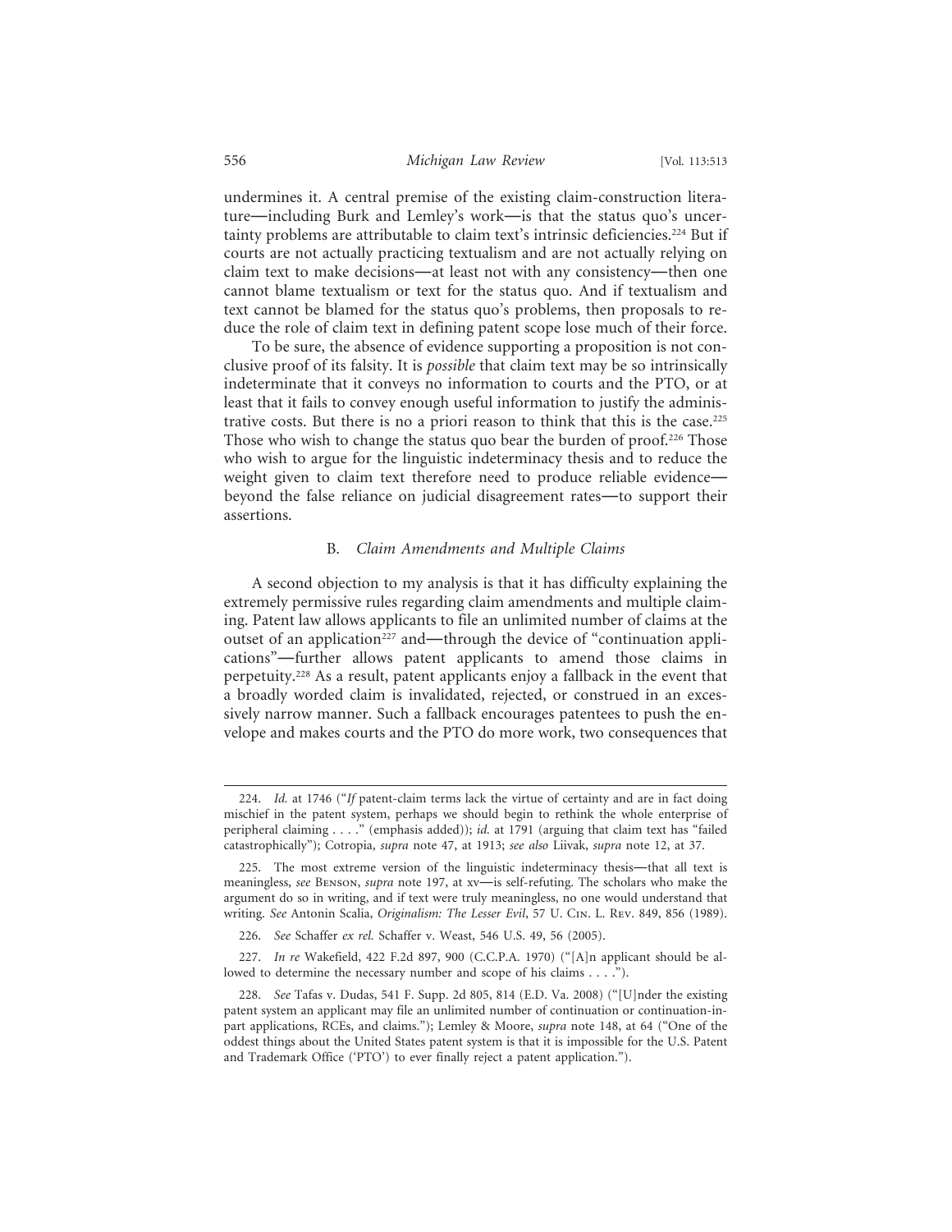undermines it. A central premise of the existing claim-construction literature—including Burk and Lemley's work—is that the status quo's uncertainty problems are attributable to claim text's intrinsic deficiencies.[224] But if courts are not actually practicing textualism and are not actually relying on claim text to make decisions—at least not with any consistency—then one cannot blame textualism or text for the status quo. And if textualism and text cannot be blamed for the status quo's problems, then proposals to reduce the role of claim text in defining patent scope lose much of their force.

To be sure, the absence of evidence supporting a proposition is not conclusive proof of its falsity. It is *possible* that claim text may be so intrinsically indeterminate that it conveys no information to courts and the PTO, or at least that it fails to convey enough useful information to justify the administrative costs. But there is no a priori reason to think that this is the case.[225] Those who wish to change the status quo bear the burden of proof.[226] Those who wish to argue for the linguistic indeterminacy thesis and to reduce the weight given to claim text therefore need to produce reliable evidence—beyond the false reliance on judicial disagreement rates—to support their assertions.

### B. *Claim Amendments and Multiple Claims*

A second objection to my analysis is that it has difficulty explaining the extremely permissive rules regarding claim amendments and multiple claiming. Patent law allows applicants to file an unlimited number of claims at the outset of an application[227] and—through the device of "continuation applications"—further allows patent applicants to amend those claims in perpetuity.[228] As a result, patent applicants enjoy a fallback in the event that a broadly worded claim is invalidated, rejected, or construed in an excessively narrow manner. Such a fallback encourages patentees to push the envelope and makes courts and the PTO do more work, two consequences that

---

224. *Id.* at 1746 ("*If* patent-claim terms lack the virtue of certainty and are in fact doing mischief in the patent system, perhaps we should begin to rethink the whole enterprise of peripheral claiming . . . ." (emphasis added)); *id.* at 1791 (arguing that claim text has "failed catastrophically"); Cotropia, *supra* note 47, at 1913; *see also* Liivak, *supra* note 12, at 37.

225. The most extreme version of the linguistic indeterminacy thesis—that all text is meaningless, *see* Benson, *supra* note 197, at xv—is self-refuting. The scholars who make the argument do so in writing, and if text were truly meaningless, no one would understand that writing. *See* Antonin Scalia, *Originalism: The Lesser Evil*, 57 U. Cin. L. Rev. 849, 856 (1989).

226. *See* Schaffer *ex rel.* Schaffer v. Weast, 546 U.S. 49, 56 (2005).

227. *In re* Wakefield, 422 F.2d 897, 900 (C.C.P.A. 1970) ("[A]n applicant should be allowed to determine the necessary number and scope of his claims . . . .").

228. *See* Tafas v. Dudas, 541 F. Supp. 2d 805, 814 (E.D. Va. 2008) ("[U]nder the existing patent system an applicant may file an unlimited number of continuation or continuation-in-part applications, RCEs, and claims."); Lemley & Moore, *supra* note 148, at 64 ("One of the oddest things about the United States patent system is that it is impossible for the U.S. Patent and Trademark Office ('PTO') to ever finally reject a patent application.").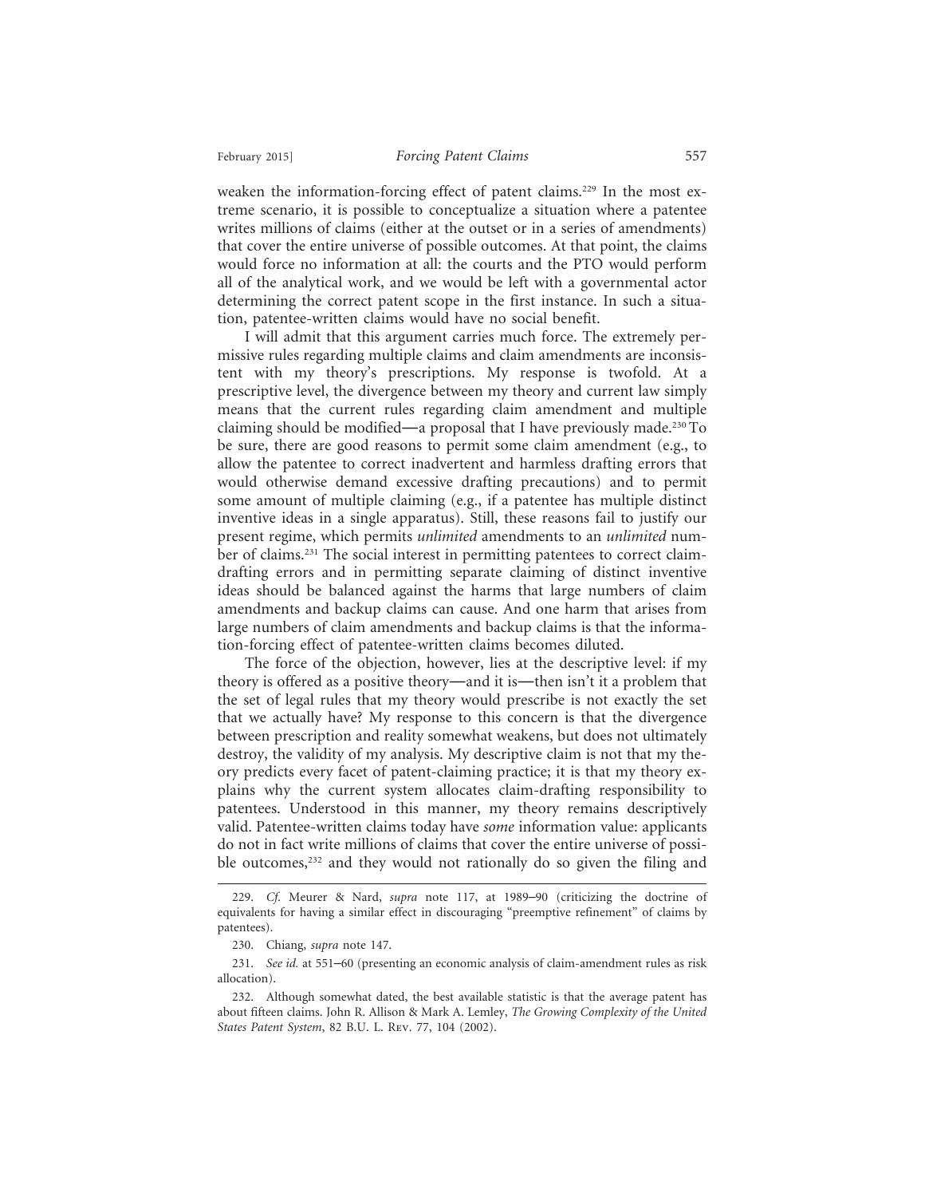weaken the information-forcing effect of patent claims.[229] In the most extreme scenario, it is possible to conceptualize a situation where a patentee writes millions of claims (either at the outset or in a series of amendments) that cover the entire universe of possible outcomes. At that point, the claims would force no information at all: the courts and the PTO would perform all of the analytical work, and we would be left with a governmental actor determining the correct patent scope in the first instance. In such a situation, patentee-written claims would have no social benefit.

I will admit that this argument carries much force. The extremely permissive rules regarding multiple claims and claim amendments are inconsistent with my theory's prescriptions. My response is twofold. At a prescriptive level, the divergence between my theory and current law simply means that the current rules regarding claim amendment and multiple claiming should be modified—a proposal that I have previously made.[230] To be sure, there are good reasons to permit some claim amendment (e.g., to allow the patentee to correct inadvertent and harmless drafting errors that would otherwise demand excessive drafting precautions) and to permit some amount of multiple claiming (e.g., if a patentee has multiple distinct inventive ideas in a single apparatus). Still, these reasons fail to justify our present regime, which permits *unlimited* amendments to an *unlimited* number of claims.[231] The social interest in permitting patentees to correct claim-drafting errors and in permitting separate claiming of distinct inventive ideas should be balanced against the harms that large numbers of claim amendments and backup claims can cause. And one harm that arises from large numbers of claim amendments and backup claims is that the information-forcing effect of patentee-written claims becomes diluted.

The force of the objection, however, lies at the descriptive level: if my theory is offered as a positive theory—and it is—then isn't it a problem that the set of legal rules that my theory would prescribe is not exactly the set that we actually have? My response to this concern is that the divergence between prescription and reality somewhat weakens, but does not ultimately destroy, the validity of my analysis. My descriptive claim is not that my theory predicts every facet of patent-claiming practice; it is that my theory explains why the current system allocates claim-drafting responsibility to patentees. Understood in this manner, my theory remains descriptively valid. Patentee-written claims today have *some* information value: applicants do not in fact write millions of claims that cover the entire universe of possible outcomes,[232] and they would not rationally do so given the filing and

---

229. *Cf.* Meurer & Nard, *supra* note 117, at 1989–90 (criticizing the doctrine of equivalents for having a similar effect in discouraging "preemptive refinement" of claims by patentees).

230. Chiang, *supra* note 147.

231. *See id.* at 551–60 (presenting an economic analysis of claim-amendment rules as risk allocation).

232. Although somewhat dated, the best available statistic is that the average patent has about fifteen claims. John R. Allison & Mark A. Lemley, *The Growing Complexity of the United States Patent System*, 82 B.U. L. Rev. 77, 104 (2002).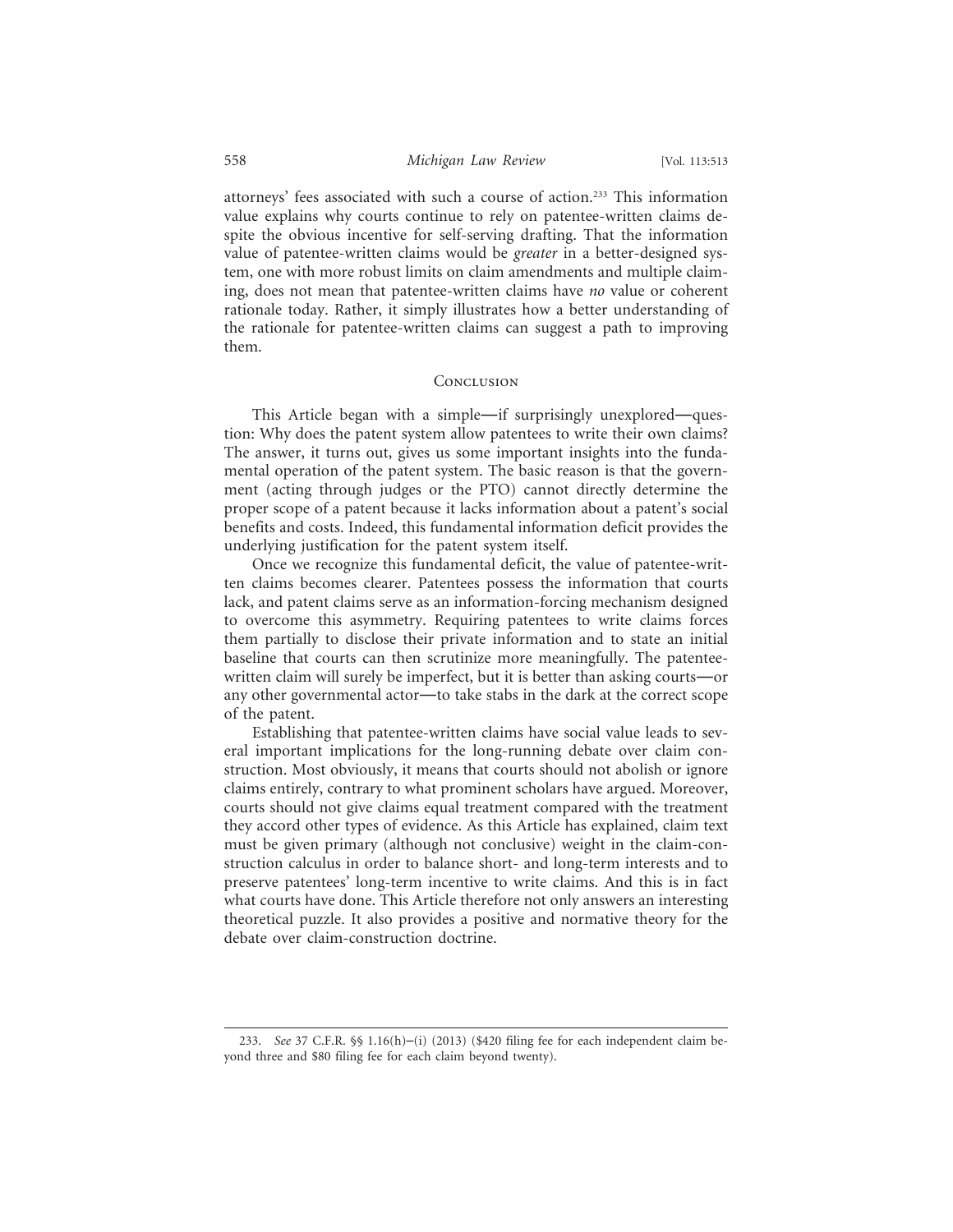attorneys' fees associated with such a course of action.[233] This information value explains why courts continue to rely on patentee-written claims despite the obvious incentive for self-serving drafting. That the information value of patentee-written claims would be *greater* in a better-designed system, one with more robust limits on claim amendments and multiple claiming, does not mean that patentee-written claims have *no* value or coherent rationale today. Rather, it simply illustrates how a better understanding of the rationale for patentee-written claims can suggest a path to improving them.

## Conclusion

This Article began with a simple—if surprisingly unexplored—question: Why does the patent system allow patentees to write their own claims? The answer, it turns out, gives us some important insights into the fundamental operation of the patent system. The basic reason is that the government (acting through judges or the PTO) cannot directly determine the proper scope of a patent because it lacks information about a patent's social benefits and costs. Indeed, this fundamental information deficit provides the underlying justification for the patent system itself.

Once we recognize this fundamental deficit, the value of patentee-written claims becomes clearer. Patentees possess the information that courts lack, and patent claims serve as an information-forcing mechanism designed to overcome this asymmetry. Requiring patentees to write claims forces them partially to disclose their private information and to state an initial baseline that courts can then scrutinize more meaningfully. The patentee-written claim will surely be imperfect, but it is better than asking courts—or any other governmental actor—to take stabs in the dark at the correct scope of the patent.

Establishing that patentee-written claims have social value leads to several important implications for the long-running debate over claim construction. Most obviously, it means that courts should not abolish or ignore claims entirely, contrary to what prominent scholars have argued. Moreover, courts should not give claims equal treatment compared with the treatment they accord other types of evidence. As this Article has explained, claim text must be given primary (although not conclusive) weight in the claim-construction calculus in order to balance short- and long-term interests and to preserve patentees' long-term incentive to write claims. And this is in fact what courts have done. This Article therefore not only answers an interesting theoretical puzzle. It also provides a positive and normative theory for the debate over claim-construction doctrine.

---

233. *See* 37 C.F.R. §§ 1.16(h)–(i) (2013) ($420 filing fee for each independent claim beyond three and $80 filing fee for each claim beyond twenty).